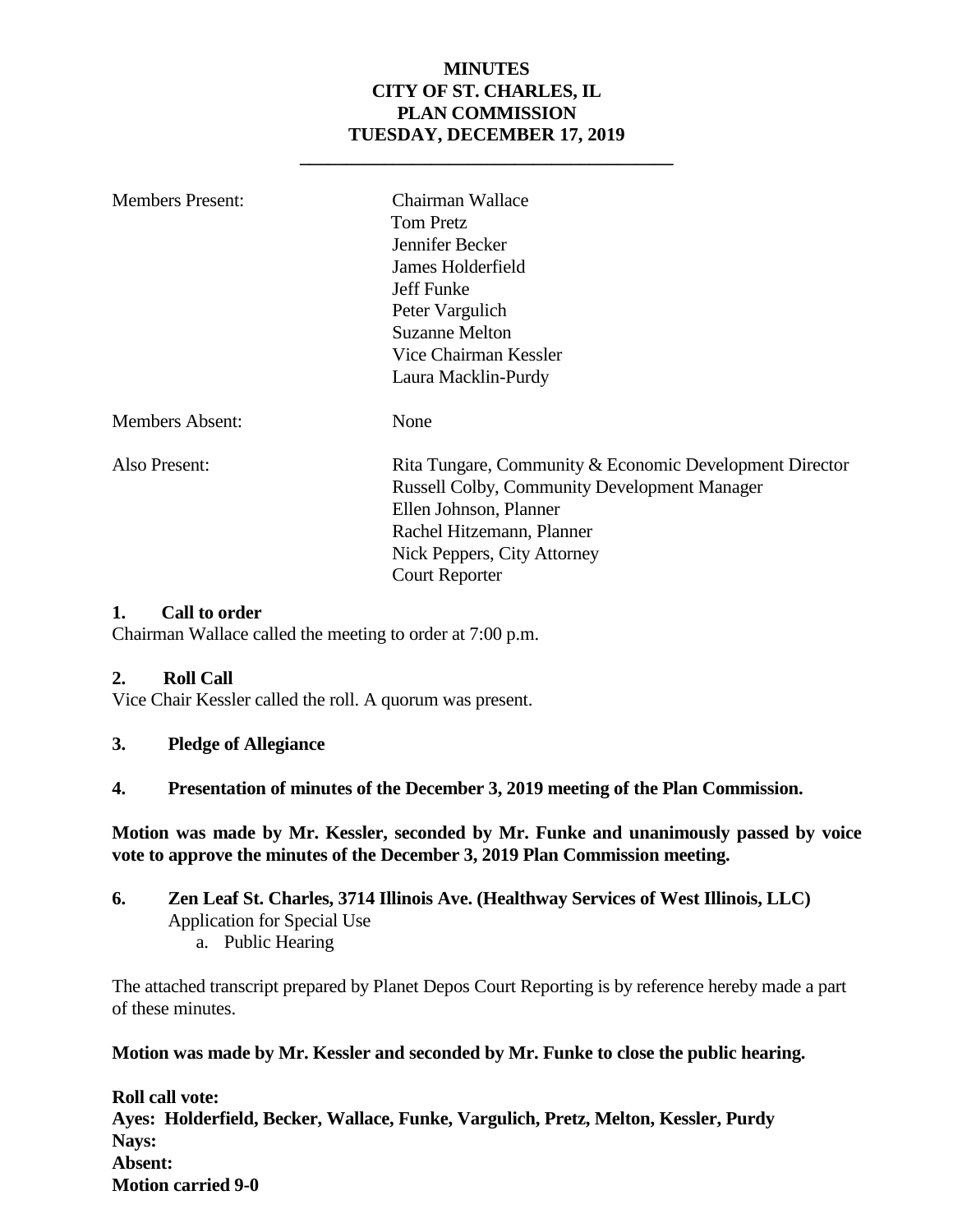# MINUTES
# CITY OF ST. CHARLES, IL
# PLAN COMMISSION
# TUESDAY, DECEMBER 17, 2019

---

| | |
|---|---|
| Members Present: | Chairman Wallace<br>Tom Pretz<br>Jennifer Becker<br>James Holderfield<br>Jeff Funke<br>Peter Vargulich<br>Suzanne Melton<br>Vice Chairman Kessler<br>Laura Macklin-Purdy |
| Members Absent: | None |
| Also Present: | Rita Tungare, Community & Economic Development Director<br>Russell Colby, Community Development Manager<br>Ellen Johnson, Planner<br>Rachel Hitzemann, Planner<br>Nick Peppers, City Attorney<br>Court Reporter |

**1. Call to order**

Chairman Wallace called the meeting to order at 7:00 p.m.

**2. Roll Call**

Vice Chair Kessler called the roll. A quorum was present.

**3. Pledge of Allegiance**

**4. Presentation of minutes of the December 3, 2019 meeting of the Plan Commission.**

**Motion was made by Mr. Kessler, seconded by Mr. Funke and unanimously passed by voice vote to approve the minutes of the December 3, 2019 Plan Commission meeting.**

**6. Zen Leaf St. Charles, 3714 Illinois Ave. (Healthway Services of West Illinois, LLC)**
Application for Special Use
   a. Public Hearing

The attached transcript prepared by Planet Depos Court Reporting is by reference hereby made a part of these minutes.

**Motion was made by Mr. Kessler and seconded by Mr. Funke to close the public hearing.**

**Roll call vote:**
**Ayes: Holderfield, Becker, Wallace, Funke, Vargulich, Pretz, Melton, Kessler, Purdy**
**Nays:**
**Absent:**
**Motion carried 9-0**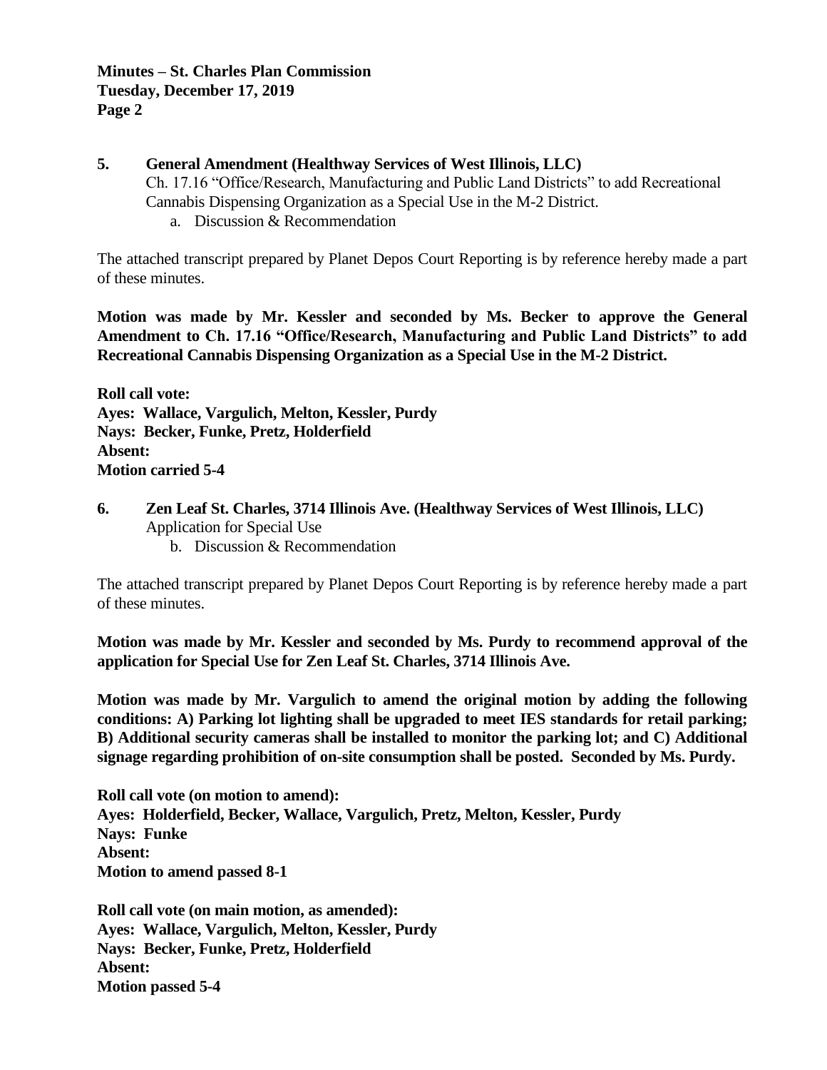**5. General Amendment (Healthway Services of West Illinois, LLC)**

Ch. 17.16 “Office/Research, Manufacturing and Public Land Districts” to add Recreational Cannabis Dispensing Organization as a Special Use in the M-2 District.

a. Discussion & Recommendation

The attached transcript prepared by Planet Depos Court Reporting is by reference hereby made a part of these minutes.

**Motion was made by Mr. Kessler and seconded by Ms. Becker to approve the General Amendment to Ch. 17.16 “Office/Research, Manufacturing and Public Land Districts” to add Recreational Cannabis Dispensing Organization as a Special Use in the M-2 District.**

**Roll call vote:**
**Ayes: Wallace, Vargulich, Melton, Kessler, Purdy**
**Nays: Becker, Funke, Pretz, Holderfield**
**Absent:**
**Motion carried 5-4**

**6. Zen Leaf St. Charles, 3714 Illinois Ave. (Healthway Services of West Illinois, LLC)**

Application for Special Use

b. Discussion & Recommendation

The attached transcript prepared by Planet Depos Court Reporting is by reference hereby made a part of these minutes.

**Motion was made by Mr. Kessler and seconded by Ms. Purdy to recommend approval of the application for Special Use for Zen Leaf St. Charles, 3714 Illinois Ave.**

**Motion was made by Mr. Vargulich to amend the original motion by adding the following conditions: A) Parking lot lighting shall be upgraded to meet IES standards for retail parking; B) Additional security cameras shall be installed to monitor the parking lot; and C) Additional signage regarding prohibition of on-site consumption shall be posted. Seconded by Ms. Purdy.**

**Roll call vote (on motion to amend):**
**Ayes: Holderfield, Becker, Wallace, Vargulich, Pretz, Melton, Kessler, Purdy**
**Nays: Funke**
**Absent:**
**Motion to amend passed 8-1**

**Roll call vote (on main motion, as amended):**
**Ayes: Wallace, Vargulich, Melton, Kessler, Purdy**
**Nays: Becker, Funke, Pretz, Holderfield**
**Absent:**
**Motion passed 5-4**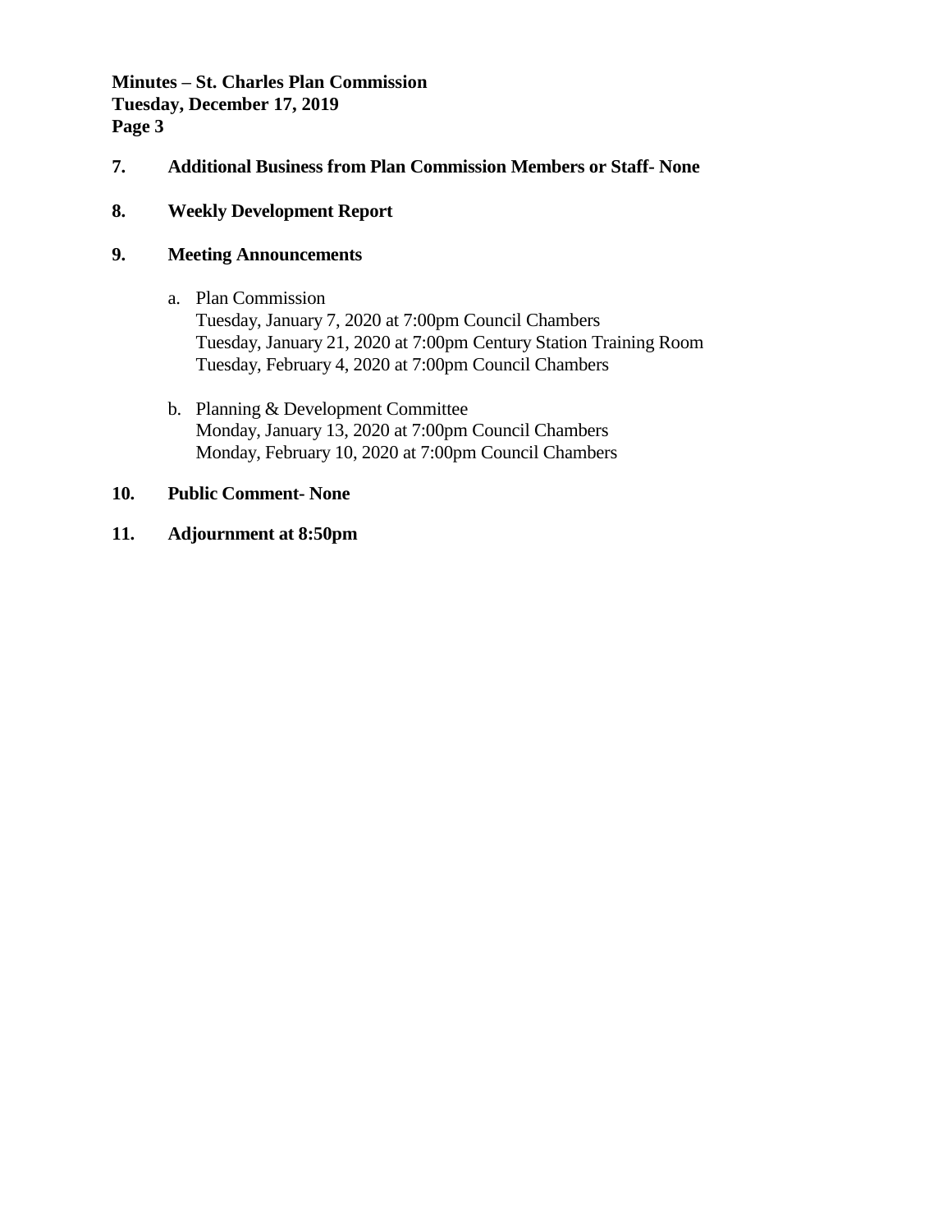**7. Additional Business from Plan Commission Members or Staff- None**

**8. Weekly Development Report**

**9. Meeting Announcements**

a. Plan Commission
   Tuesday, January 7, 2020 at 7:00pm Council Chambers
   Tuesday, January 21, 2020 at 7:00pm Century Station Training Room
   Tuesday, February 4, 2020 at 7:00pm Council Chambers

b. Planning & Development Committee
   Monday, January 13, 2020 at 7:00pm Council Chambers
   Monday, February 10, 2020 at 7:00pm Council Chambers

**10. Public Comment- None**

**11. Adjournment at 8:50pm**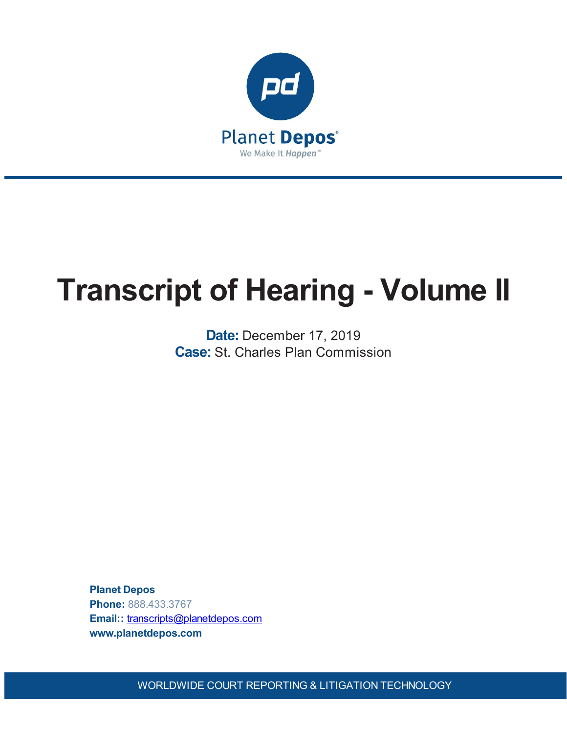Planet Depos

We Make It Happen™

# Transcript of Hearing - Volume II

**Date:** December 17, 2019
**Case:** St. Charles Plan Commission

**Planet Depos**
**Phone:** 888.433.3767
**Email::** transcripts@planetdepos.com
**www.planetdepos.com**

WORLDWIDE COURT REPORTING & LITIGATION TECHNOLOGY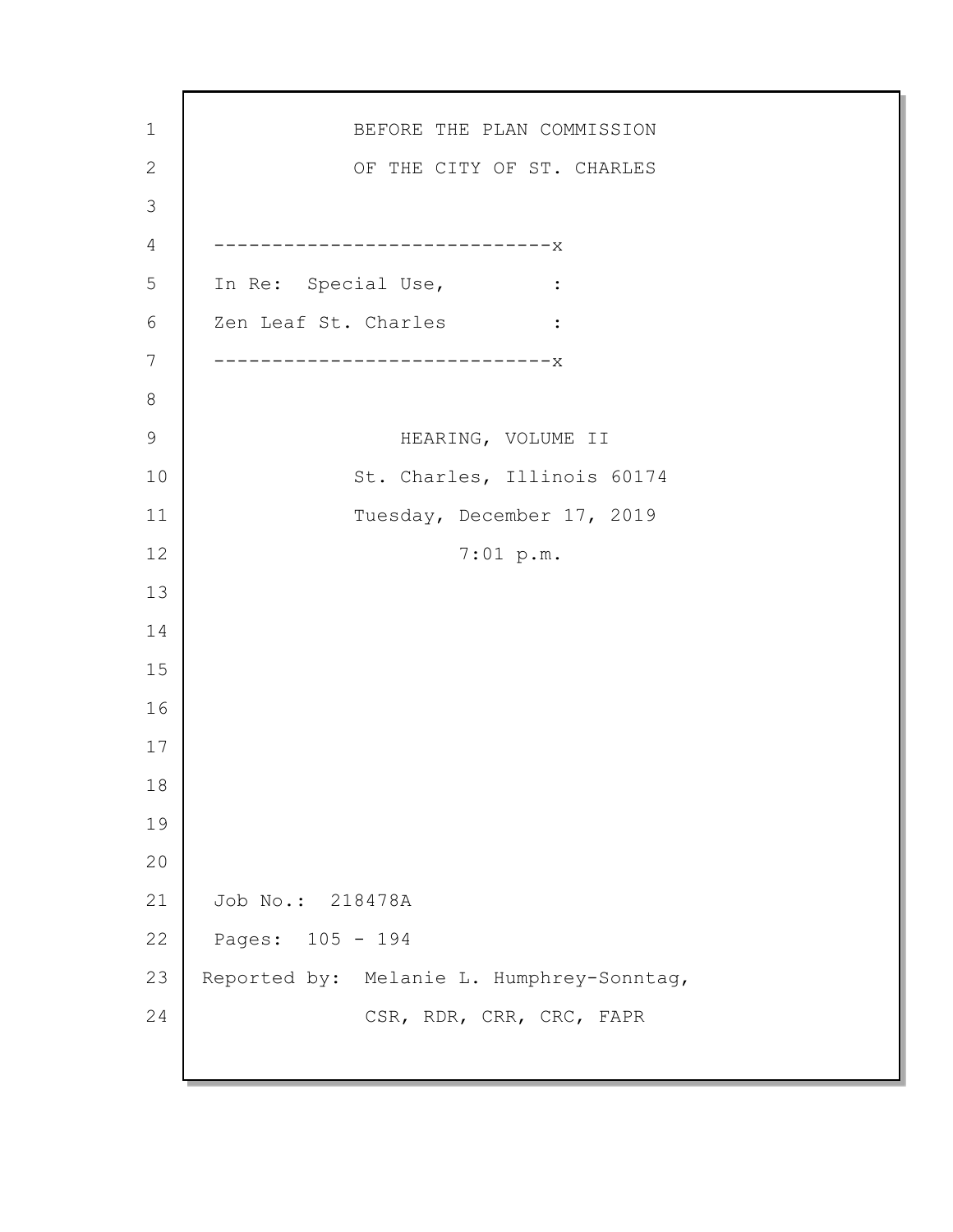BEFORE THE PLAN COMMISSION

OF THE CITY OF ST. CHARLES

```
-----------------------------x
In Re: Special Use,          :
Zen Leaf St. Charles         :
-----------------------------x
```

HEARING, VOLUME II

St. Charles, Illinois 60174

Tuesday, December 17, 2019

7:01 p.m.

Job No.: 218478A

Pages: 105 - 194

Reported by: Melanie L. Humphrey-Sonntag,

CSR, RDR, CRR, CRC, FAPR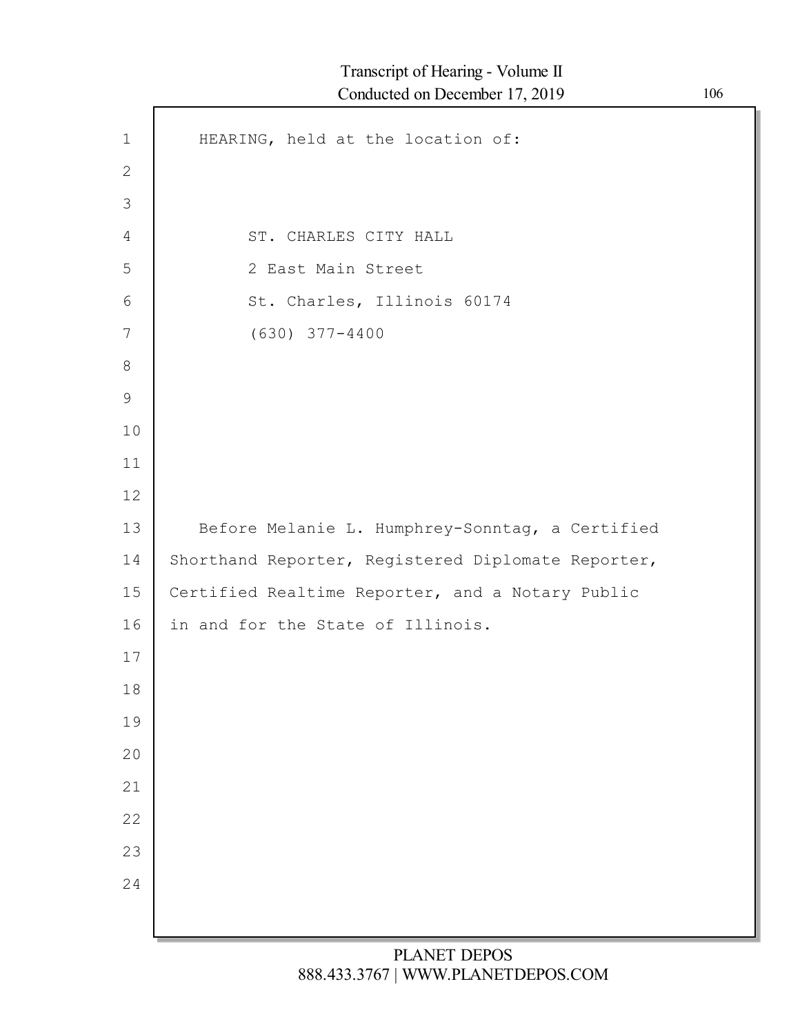HEARING, held at the location of:

ST. CHARLES CITY HALL
2 East Main Street
St. Charles, Illinois 60174
(630) 377-4400

Before Melanie L. Humphrey-Sonntag, a Certified Shorthand Reporter, Registered Diplomate Reporter, Certified Realtime Reporter, and a Notary Public in and for the State of Illinois.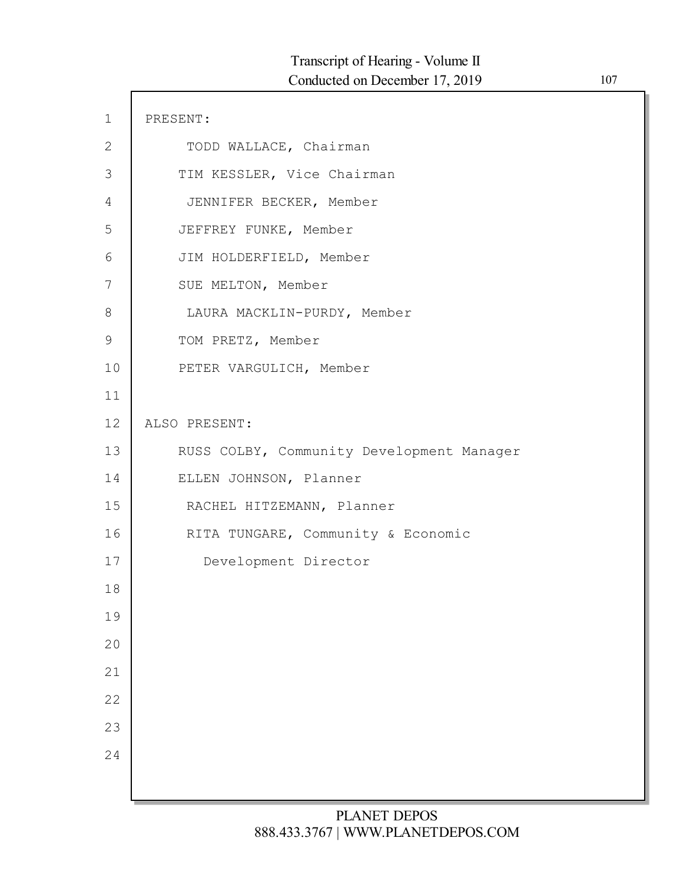PRESENT:

TODD WALLACE, Chairman

TIM KESSLER, Vice Chairman

JENNIFER BECKER, Member

JEFFREY FUNKE, Member

JIM HOLDERFIELD, Member

SUE MELTON, Member

LAURA MACKLIN-PURDY, Member

TOM PRETZ, Member

PETER VARGULICH, Member

ALSO PRESENT:

RUSS COLBY, Community Development Manager

ELLEN JOHNSON, Planner

RACHEL HITZEMANN, Planner

RITA TUNGARE, Community & Economic Development Director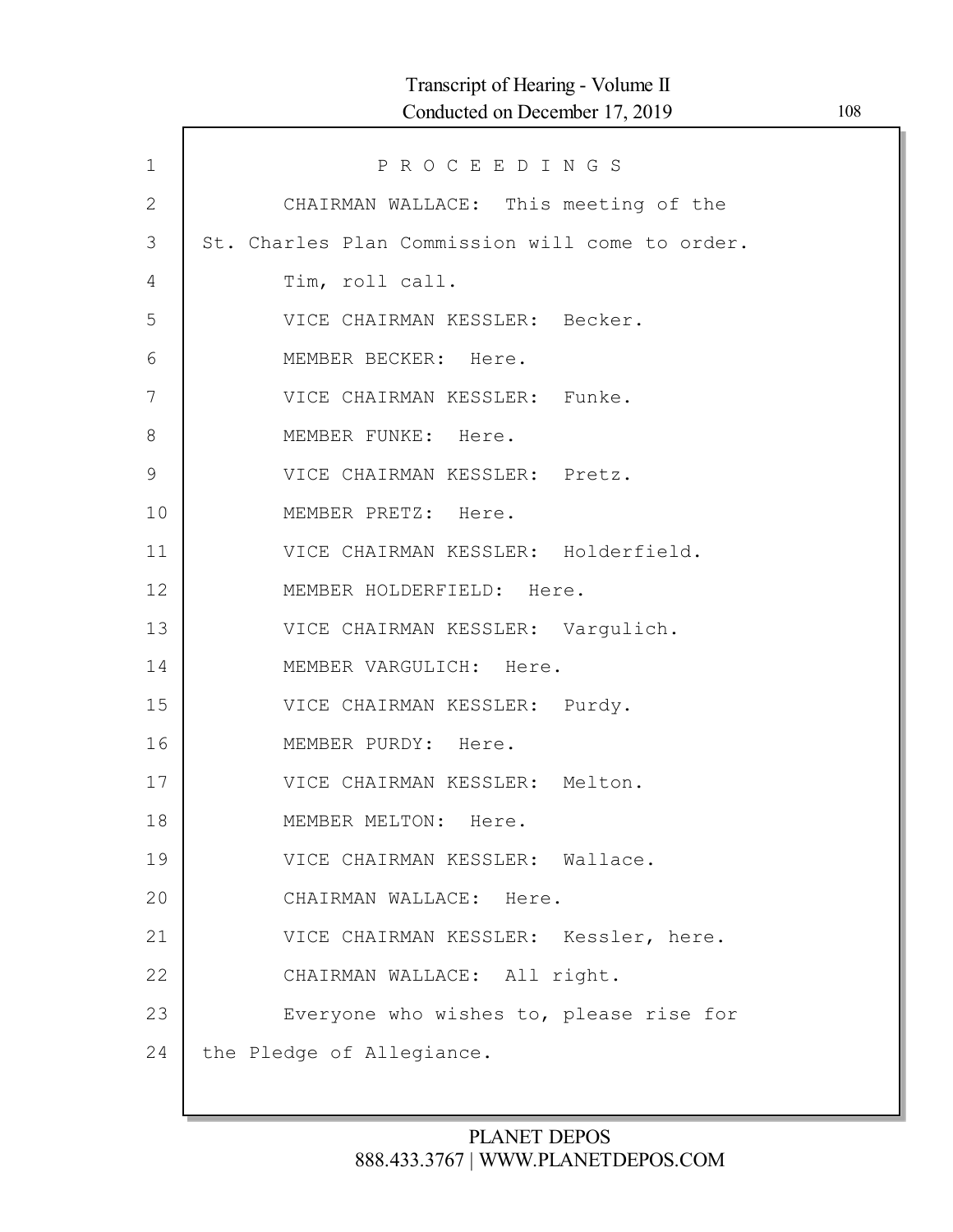P R O C E E D I N G S

CHAIRMAN WALLACE: This meeting of the St. Charles Plan Commission will come to order.

Tim, roll call.

VICE CHAIRMAN KESSLER: Becker.

MEMBER BECKER: Here.

VICE CHAIRMAN KESSLER: Funke.

MEMBER FUNKE: Here.

VICE CHAIRMAN KESSLER: Pretz.

MEMBER PRETZ: Here.

VICE CHAIRMAN KESSLER: Holderfield.

MEMBER HOLDERFIELD: Here.

VICE CHAIRMAN KESSLER: Vargulich.

MEMBER VARGULICH: Here.

VICE CHAIRMAN KESSLER: Purdy.

MEMBER PURDY: Here.

VICE CHAIRMAN KESSLER: Melton.

MEMBER MELTON: Here.

VICE CHAIRMAN KESSLER: Wallace.

CHAIRMAN WALLACE: Here.

VICE CHAIRMAN KESSLER: Kessler, here.

CHAIRMAN WALLACE: All right.

Everyone who wishes to, please rise for the Pledge of Allegiance.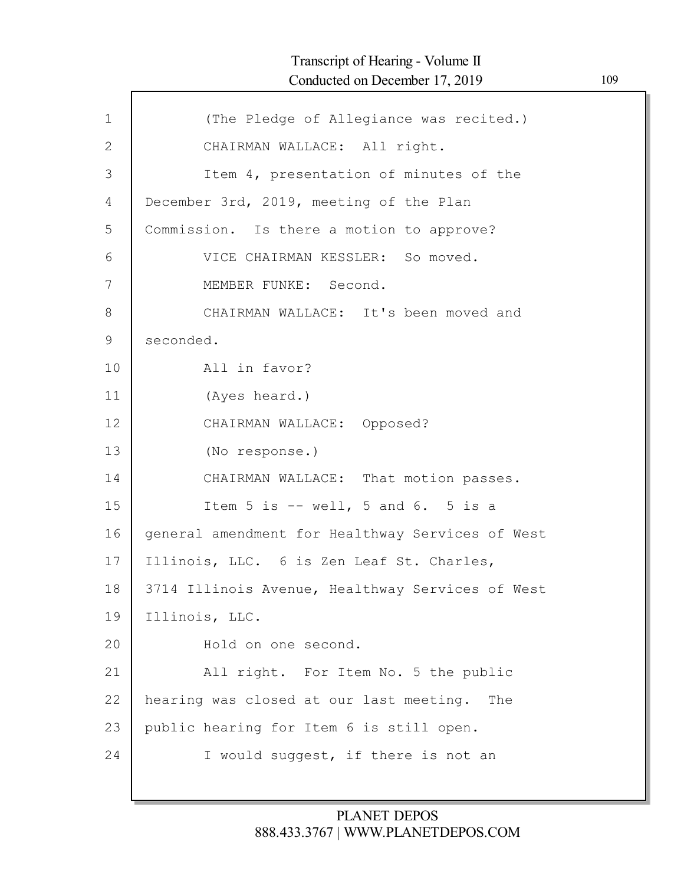1 (The Pledge of Allegiance was recited.)

2 CHAIRMAN WALLACE: All right.

3 Item 4, presentation of minutes of the

4 December 3rd, 2019, meeting of the Plan

5 Commission. Is there a motion to approve?

6 VICE CHAIRMAN KESSLER: So moved.

7 MEMBER FUNKE: Second.

8 CHAIRMAN WALLACE: It's been moved and

9 seconded.

10 All in favor?

11 (Ayes heard.)

12 CHAIRMAN WALLACE: Opposed?

13 (No response.)

14 CHAIRMAN WALLACE: That motion passes.

15 Item 5 is -- well, 5 and 6. 5 is a

16 general amendment for Healthway Services of West

17 Illinois, LLC. 6 is Zen Leaf St. Charles,

18 3714 Illinois Avenue, Healthway Services of West

19 Illinois, LLC.

20 Hold on one second.

21 All right. For Item No. 5 the public

22 hearing was closed at our last meeting. The

23 public hearing for Item 6 is still open.

24 I would suggest, if there is not an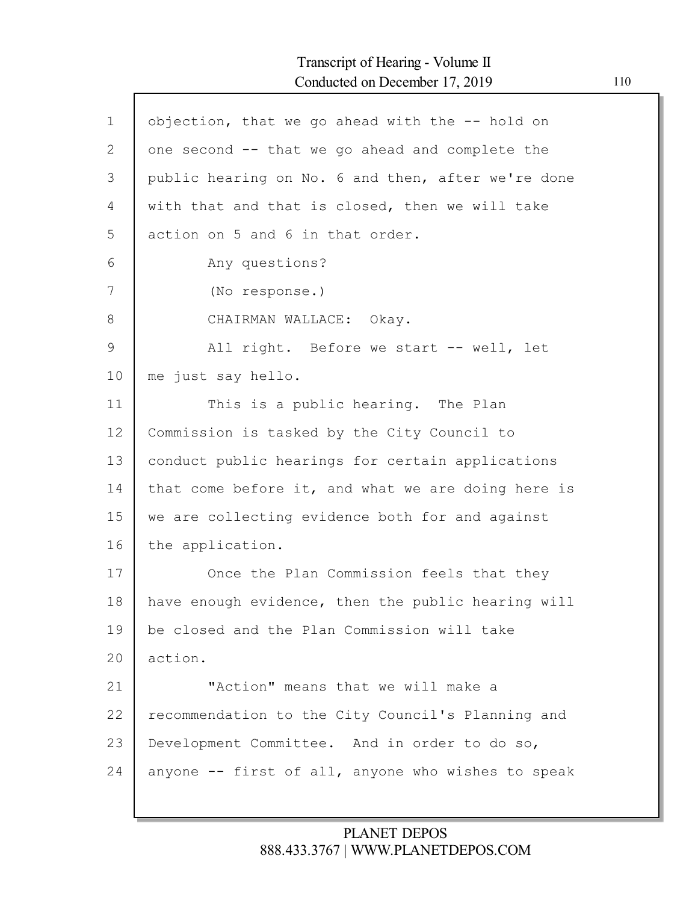objection, that we go ahead with the -- hold on one second -- that we go ahead and complete the public hearing on No. 6 and then, after we're done with that and that is closed, then we will take action on 5 and 6 in that order.

Any questions?

(No response.)

CHAIRMAN WALLACE: Okay.

All right. Before we start -- well, let me just say hello.

This is a public hearing. The Plan Commission is tasked by the City Council to conduct public hearings for certain applications that come before it, and what we are doing here is we are collecting evidence both for and against the application.

Once the Plan Commission feels that they have enough evidence, then the public hearing will be closed and the Plan Commission will take action.

"Action" means that we will make a recommendation to the City Council's Planning and Development Committee. And in order to do so, anyone -- first of all, anyone who wishes to speak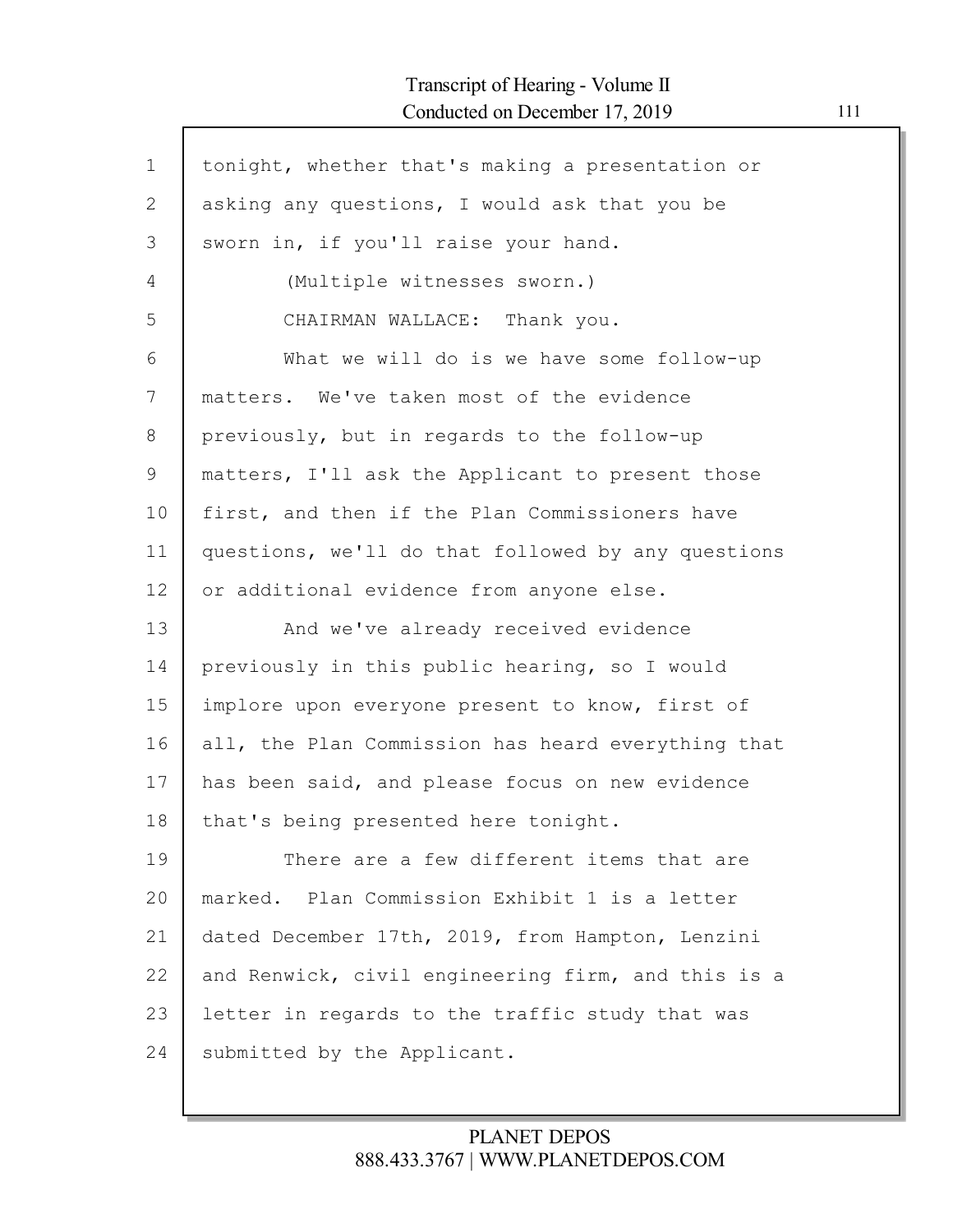tonight, whether that's making a presentation or asking any questions, I would ask that you be sworn in, if you'll raise your hand.

(Multiple witnesses sworn.)

CHAIRMAN WALLACE: Thank you.

What we will do is we have some follow-up matters. We've taken most of the evidence previously, but in regards to the follow-up matters, I'll ask the Applicant to present those first, and then if the Plan Commissioners have questions, we'll do that followed by any questions or additional evidence from anyone else.

And we've already received evidence previously in this public hearing, so I would implore upon everyone present to know, first of all, the Plan Commission has heard everything that has been said, and please focus on new evidence that's being presented here tonight.

There are a few different items that are marked. Plan Commission Exhibit 1 is a letter dated December 17th, 2019, from Hampton, Lenzini and Renwick, civil engineering firm, and this is a letter in regards to the traffic study that was submitted by the Applicant.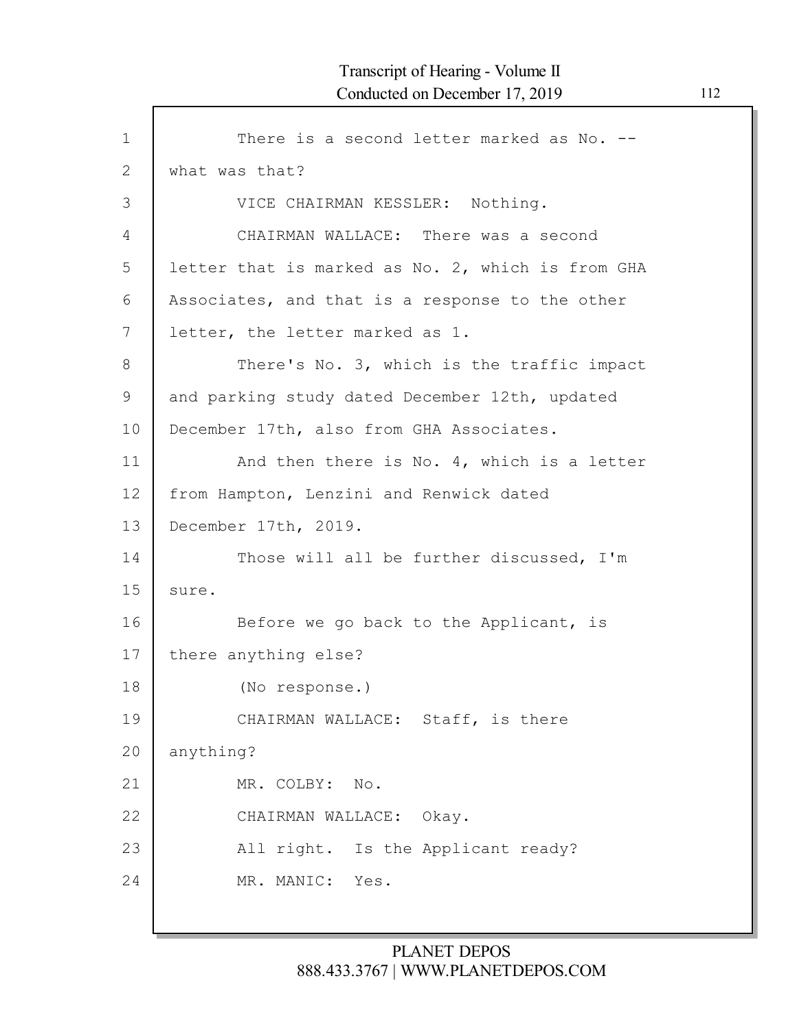There is a second letter marked as No. -- what was that?

VICE CHAIRMAN KESSLER: Nothing.

CHAIRMAN WALLACE: There was a second letter that is marked as No. 2, which is from GHA Associates, and that is a response to the other letter, the letter marked as 1.

There's No. 3, which is the traffic impact and parking study dated December 12th, updated December 17th, also from GHA Associates.

And then there is No. 4, which is a letter from Hampton, Lenzini and Renwick dated December 17th, 2019.

Those will all be further discussed, I'm sure.

Before we go back to the Applicant, is there anything else?

(No response.)

CHAIRMAN WALLACE: Staff, is there anything?

MR. COLBY: No.

CHAIRMAN WALLACE: Okay.

All right. Is the Applicant ready?

MR. MANIC: Yes.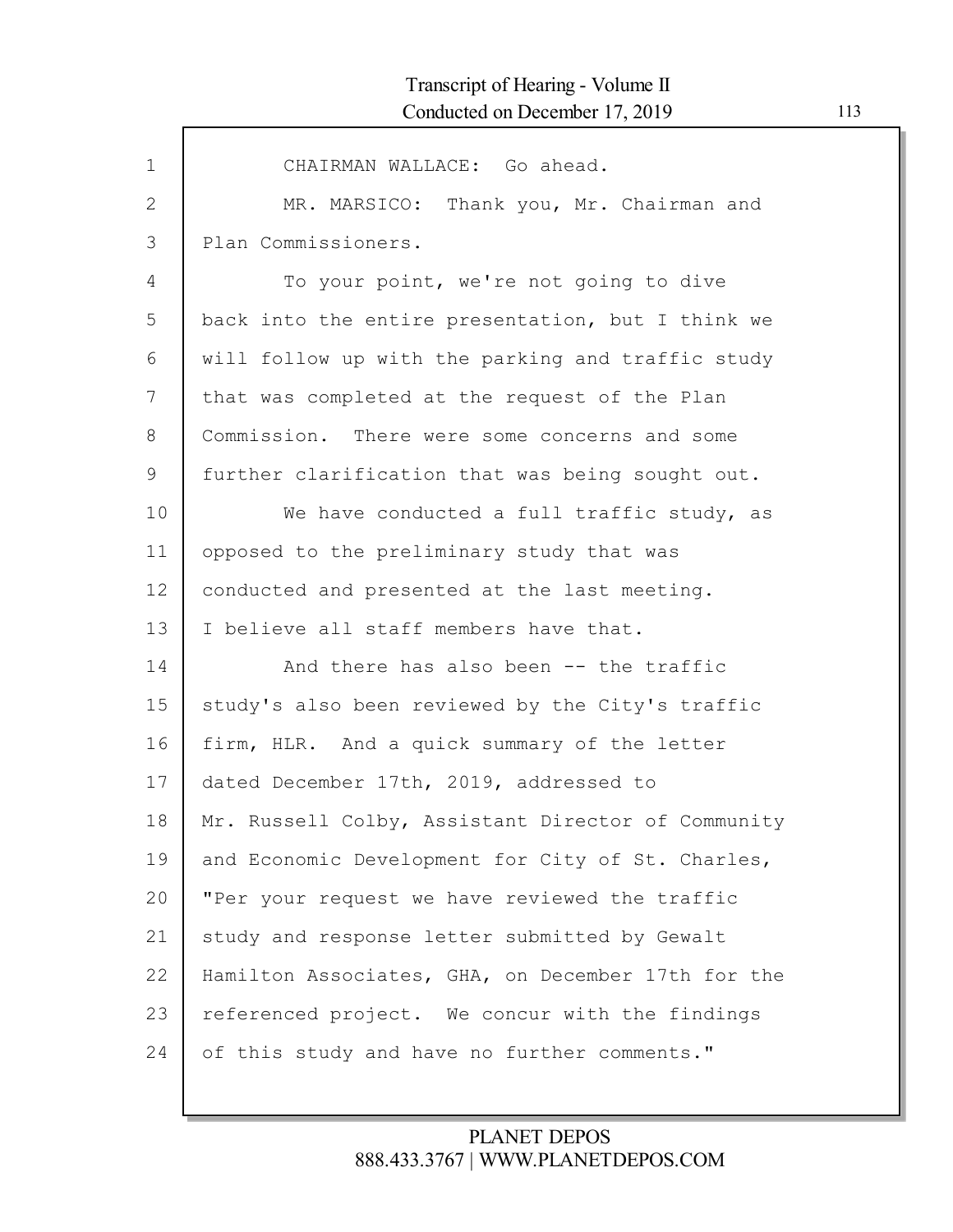CHAIRMAN WALLACE: Go ahead.

MR. MARSICO: Thank you, Mr. Chairman and Plan Commissioners.

To your point, we're not going to dive back into the entire presentation, but I think we will follow up with the parking and traffic study that was completed at the request of the Plan Commission. There were some concerns and some further clarification that was being sought out.

We have conducted a full traffic study, as opposed to the preliminary study that was conducted and presented at the last meeting. I believe all staff members have that.

And there has also been -- the traffic study's also been reviewed by the City's traffic firm, HLR. And a quick summary of the letter dated December 17th, 2019, addressed to Mr. Russell Colby, Assistant Director of Community and Economic Development for City of St. Charles, "Per your request we have reviewed the traffic study and response letter submitted by Gewalt Hamilton Associates, GHA, on December 17th for the referenced project. We concur with the findings of this study and have no further comments."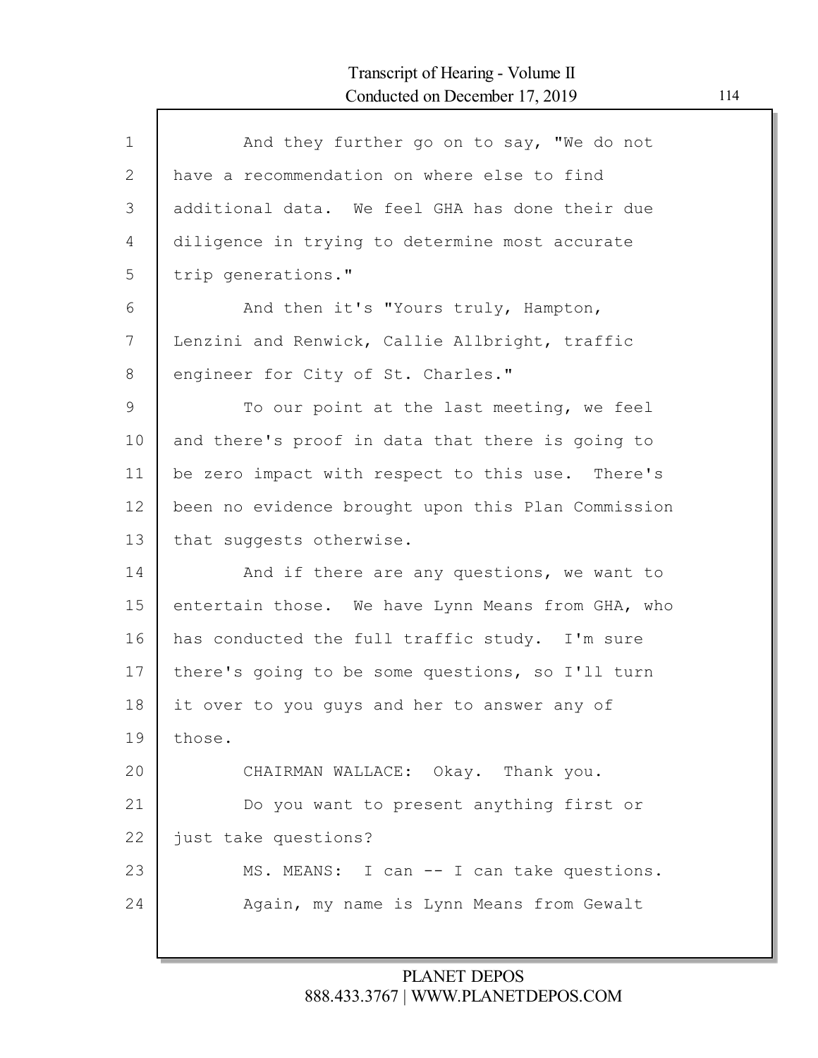And they further go on to say, "We do not have a recommendation on where else to find additional data. We feel GHA has done their due diligence in trying to determine most accurate trip generations."

And then it's "Yours truly, Hampton, Lenzini and Renwick, Callie Allbright, traffic engineer for City of St. Charles."

To our point at the last meeting, we feel and there's proof in data that there is going to be zero impact with respect to this use. There's been no evidence brought upon this Plan Commission that suggests otherwise.

And if there are any questions, we want to entertain those. We have Lynn Means from GHA, who has conducted the full traffic study. I'm sure there's going to be some questions, so I'll turn it over to you guys and her to answer any of those.

CHAIRMAN WALLACE: Okay. Thank you.

Do you want to present anything first or just take questions?

MS. MEANS: I can -- I can take questions.

Again, my name is Lynn Means from Gewalt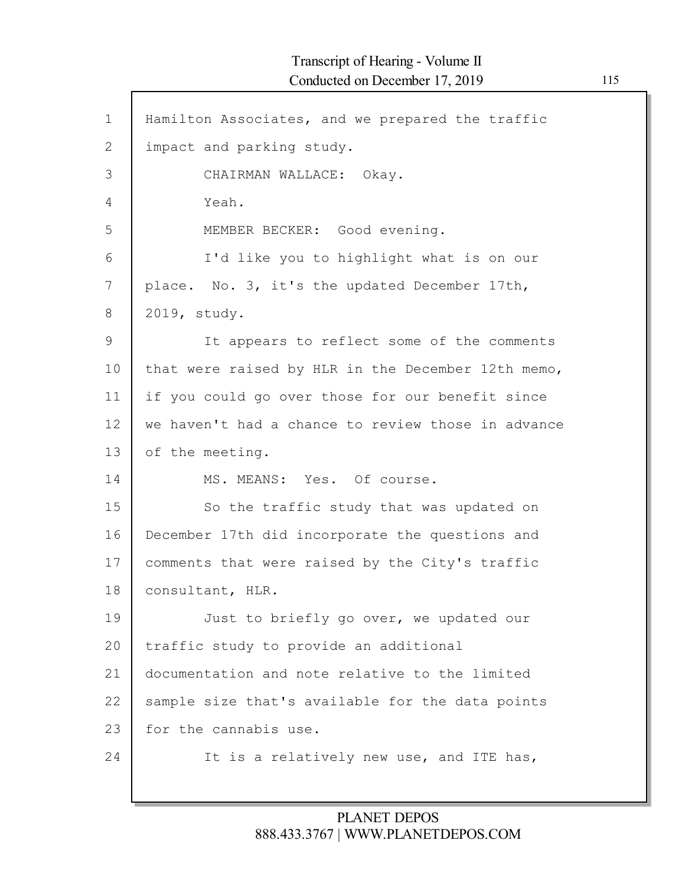Hamilton Associates, and we prepared the traffic impact and parking study.

CHAIRMAN WALLACE: Okay.

Yeah.

MEMBER BECKER: Good evening.

I'd like you to highlight what is on our place. No. 3, it's the updated December 17th, 2019, study.

It appears to reflect some of the comments that were raised by HLR in the December 12th memo, if you could go over those for our benefit since we haven't had a chance to review those in advance of the meeting.

MS. MEANS: Yes. Of course.

So the traffic study that was updated on December 17th did incorporate the questions and comments that were raised by the City's traffic consultant, HLR.

Just to briefly go over, we updated our traffic study to provide an additional documentation and note relative to the limited sample size that's available for the data points for the cannabis use.

It is a relatively new use, and ITE has,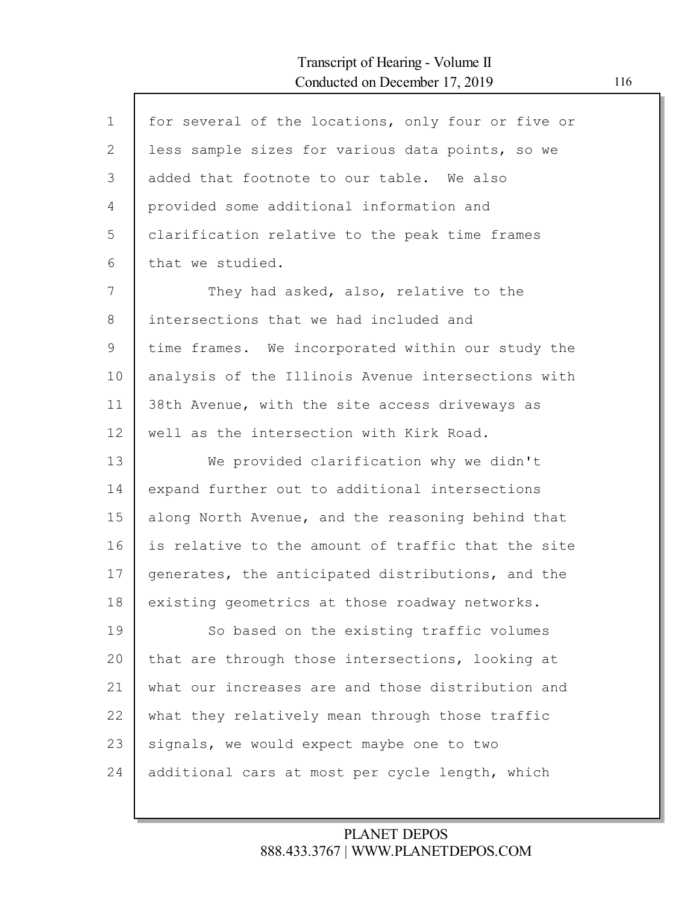for several of the locations, only four or five or less sample sizes for various data points, so we added that footnote to our table. We also provided some additional information and clarification relative to the peak time frames that we studied.

They had asked, also, relative to the intersections that we had included and time frames. We incorporated within our study the analysis of the Illinois Avenue intersections with 38th Avenue, with the site access driveways as well as the intersection with Kirk Road.

We provided clarification why we didn't expand further out to additional intersections along North Avenue, and the reasoning behind that is relative to the amount of traffic that the site generates, the anticipated distributions, and the existing geometrics at those roadway networks.

So based on the existing traffic volumes that are through those intersections, looking at what our increases are and those distribution and what they relatively mean through those traffic signals, we would expect maybe one to two additional cars at most per cycle length, which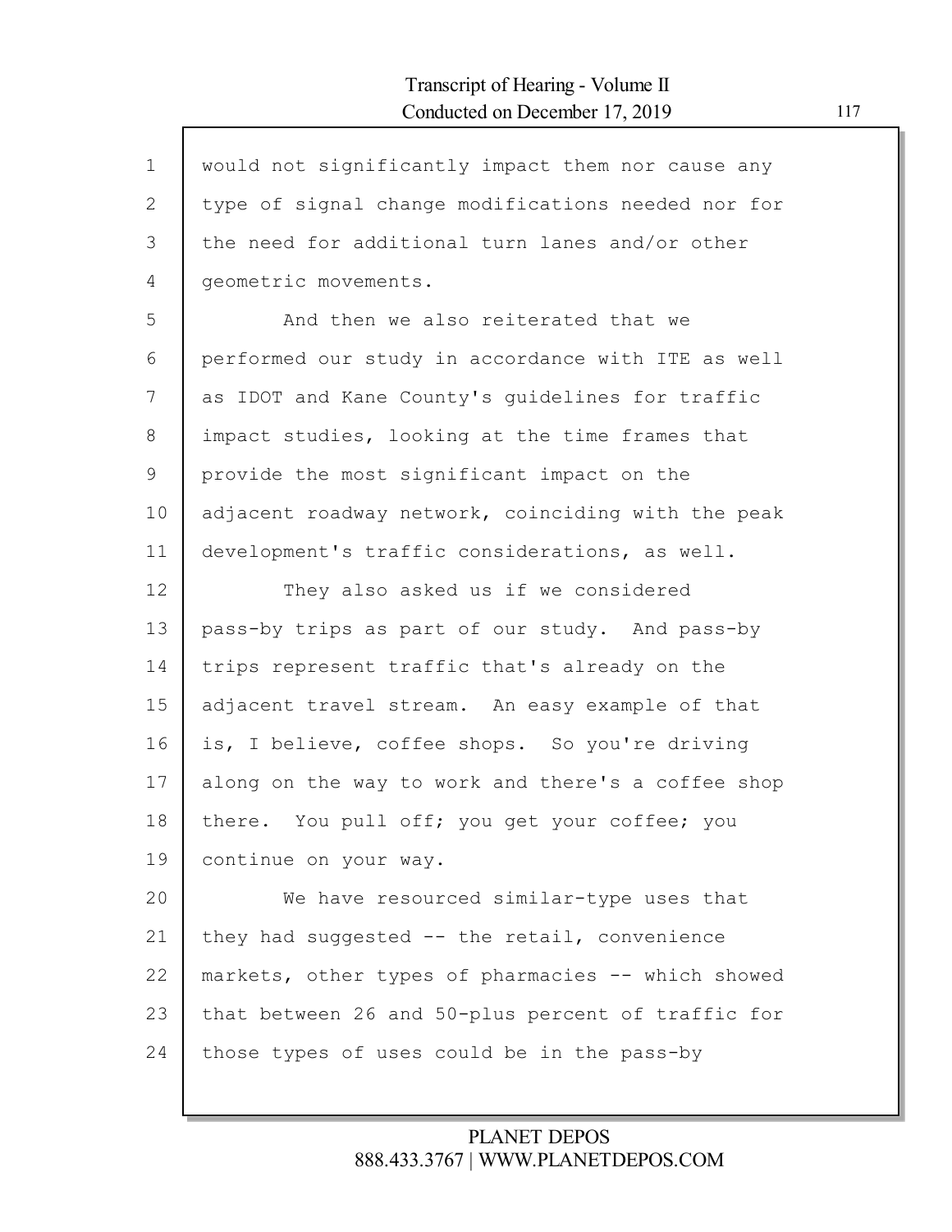would not significantly impact them nor cause any type of signal change modifications needed nor for the need for additional turn lanes and/or other geometric movements.

And then we also reiterated that we performed our study in accordance with ITE as well as IDOT and Kane County's guidelines for traffic impact studies, looking at the time frames that provide the most significant impact on the adjacent roadway network, coinciding with the peak development's traffic considerations, as well.

They also asked us if we considered pass-by trips as part of our study. And pass-by trips represent traffic that's already on the adjacent travel stream. An easy example of that is, I believe, coffee shops. So you're driving along on the way to work and there's a coffee shop there. You pull off; you get your coffee; you continue on your way.

We have resourced similar-type uses that they had suggested -- the retail, convenience markets, other types of pharmacies -- which showed that between 26 and 50-plus percent of traffic for those types of uses could be in the pass-by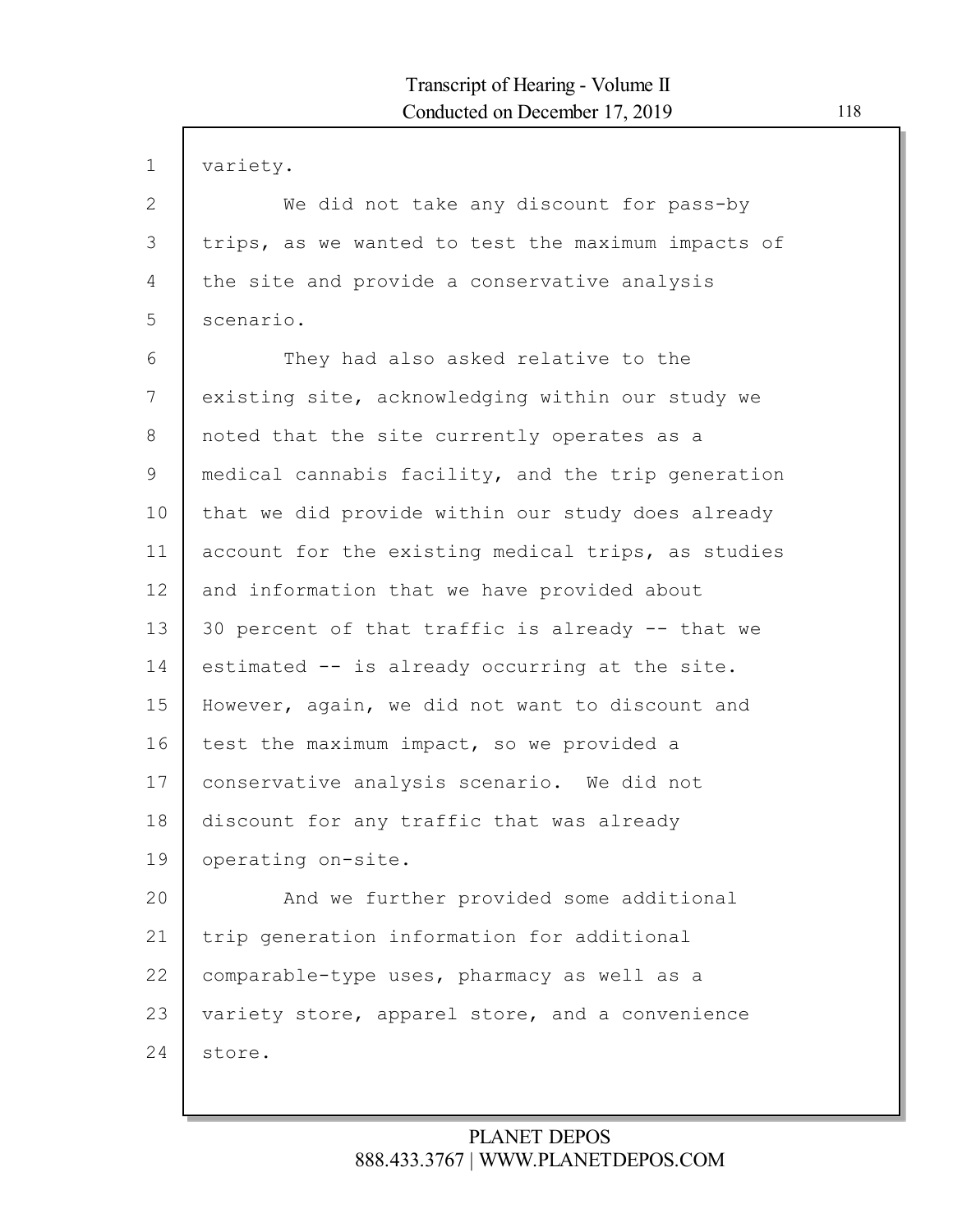variety.

We did not take any discount for pass-by trips, as we wanted to test the maximum impacts of the site and provide a conservative analysis scenario.

They had also asked relative to the existing site, acknowledging within our study we noted that the site currently operates as a medical cannabis facility, and the trip generation that we did provide within our study does already account for the existing medical trips, as studies and information that we have provided about 30 percent of that traffic is already -- that we estimated -- is already occurring at the site. However, again, we did not want to discount and test the maximum impact, so we provided a conservative analysis scenario. We did not discount for any traffic that was already operating on-site.

And we further provided some additional trip generation information for additional comparable-type uses, pharmacy as well as a variety store, apparel store, and a convenience store.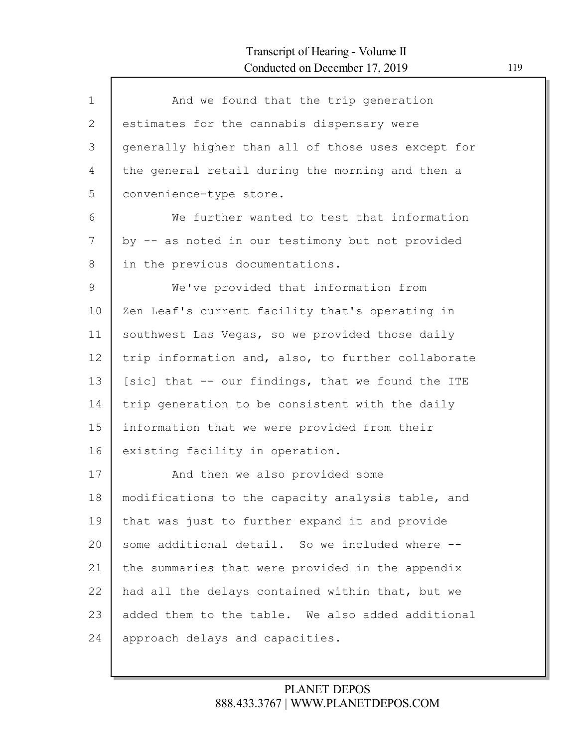And we found that the trip generation estimates for the cannabis dispensary were generally higher than all of those uses except for the general retail during the morning and then a convenience-type store.

We further wanted to test that information by -- as noted in our testimony but not provided in the previous documentations.

We've provided that information from Zen Leaf's current facility that's operating in southwest Las Vegas, so we provided those daily trip information and, also, to further collaborate [sic] that -- our findings, that we found the ITE trip generation to be consistent with the daily information that we were provided from their existing facility in operation.

And then we also provided some modifications to the capacity analysis table, and that was just to further expand it and provide some additional detail. So we included where -- the summaries that were provided in the appendix had all the delays contained within that, but we added them to the table. We also added additional approach delays and capacities.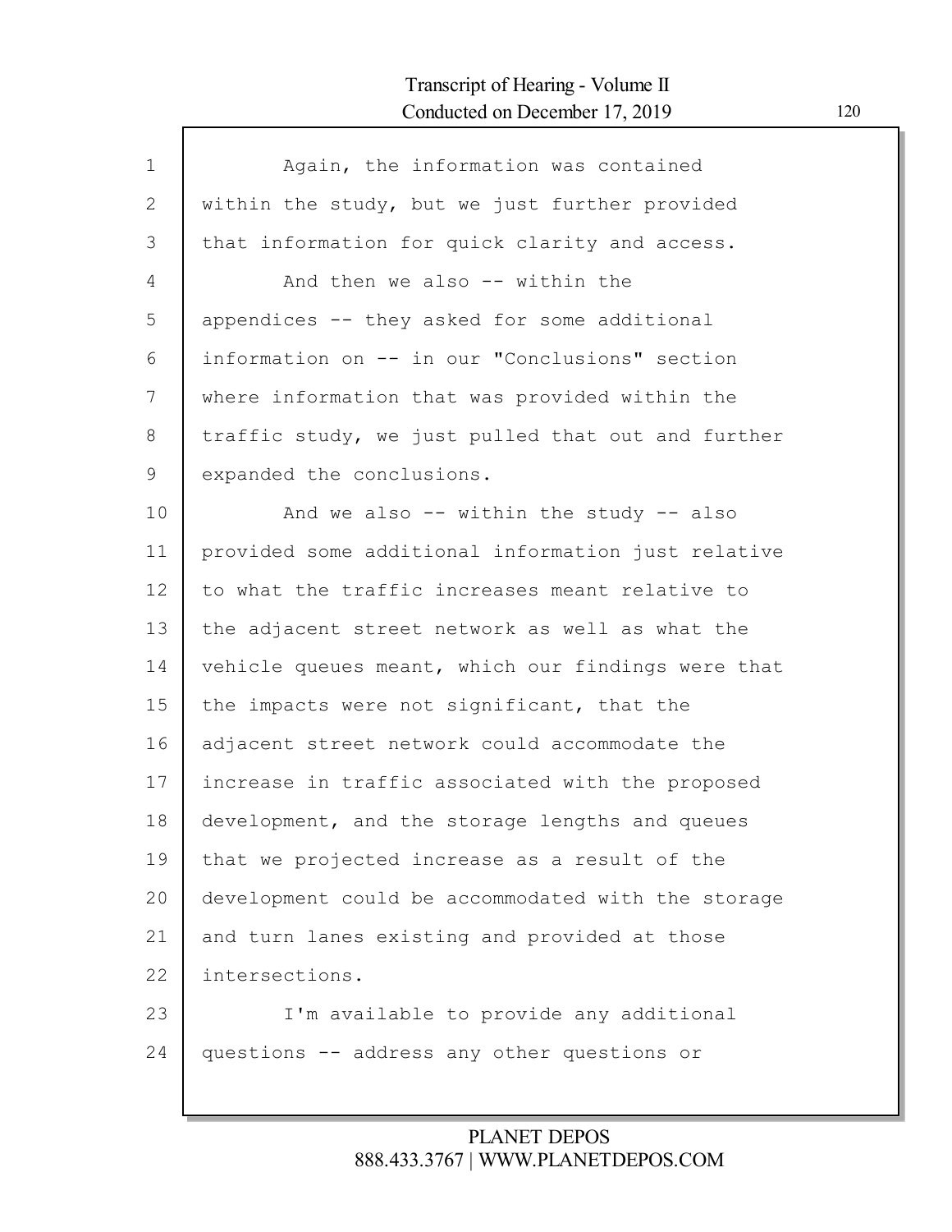Again, the information was contained within the study, but we just further provided that information for quick clarity and access.

And then we also -- within the appendices -- they asked for some additional information on -- in our "Conclusions" section where information that was provided within the traffic study, we just pulled that out and further expanded the conclusions.

And we also -- within the study -- also provided some additional information just relative to what the traffic increases meant relative to the adjacent street network as well as what the vehicle queues meant, which our findings were that the impacts were not significant, that the adjacent street network could accommodate the increase in traffic associated with the proposed development, and the storage lengths and queues that we projected increase as a result of the development could be accommodated with the storage and turn lanes existing and provided at those intersections.

I'm available to provide any additional questions -- address any other questions or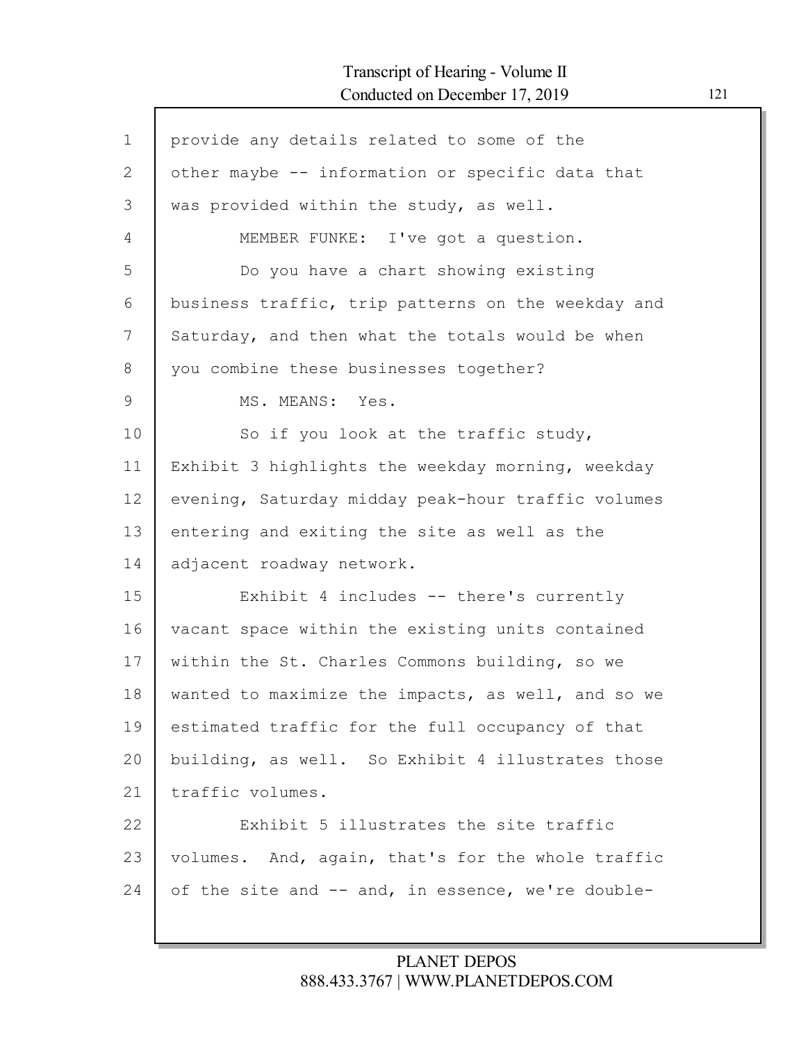provide any details related to some of the other maybe -- information or specific data that was provided within the study, as well.

MEMBER FUNKE: I've got a question.

Do you have a chart showing existing business traffic, trip patterns on the weekday and Saturday, and then what the totals would be when you combine these businesses together?

MS. MEANS: Yes.

So if you look at the traffic study, Exhibit 3 highlights the weekday morning, weekday evening, Saturday midday peak-hour traffic volumes entering and exiting the site as well as the adjacent roadway network.

Exhibit 4 includes -- there's currently vacant space within the existing units contained within the St. Charles Commons building, so we wanted to maximize the impacts, as well, and so we estimated traffic for the full occupancy of that building, as well. So Exhibit 4 illustrates those traffic volumes.

Exhibit 5 illustrates the site traffic volumes. And, again, that's for the whole traffic of the site and -- and, in essence, we're double-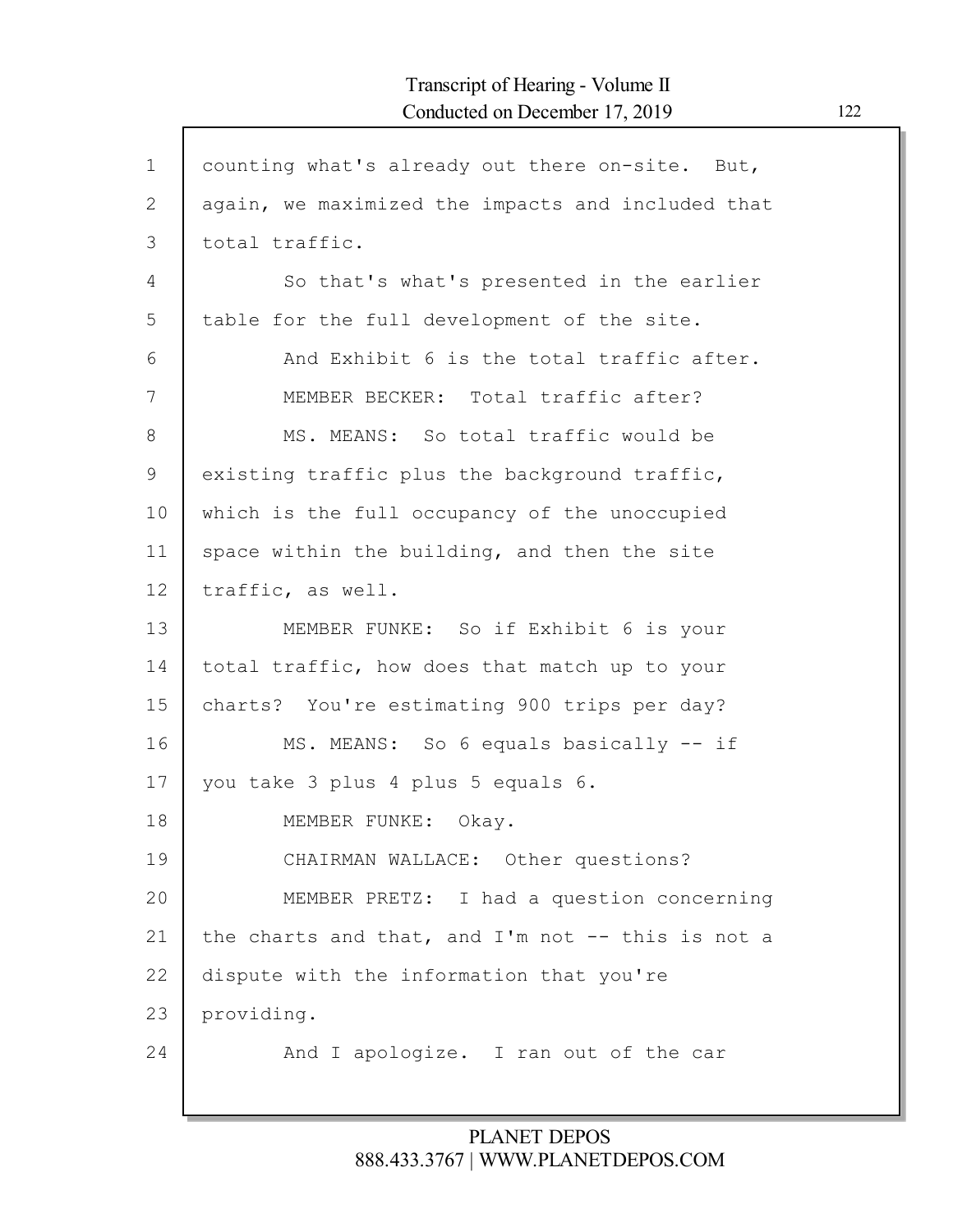counting what's already out there on-site. But, again, we maximized the impacts and included that total traffic.

So that's what's presented in the earlier table for the full development of the site.

And Exhibit 6 is the total traffic after.

MEMBER BECKER: Total traffic after?

MS. MEANS: So total traffic would be existing traffic plus the background traffic, which is the full occupancy of the unoccupied space within the building, and then the site traffic, as well.

MEMBER FUNKE: So if Exhibit 6 is your total traffic, how does that match up to your charts? You're estimating 900 trips per day?

MS. MEANS: So 6 equals basically -- if you take 3 plus 4 plus 5 equals 6.

MEMBER FUNKE: Okay.

CHAIRMAN WALLACE: Other questions?

MEMBER PRETZ: I had a question concerning the charts and that, and I'm not -- this is not a dispute with the information that you're providing.

And I apologize. I ran out of the car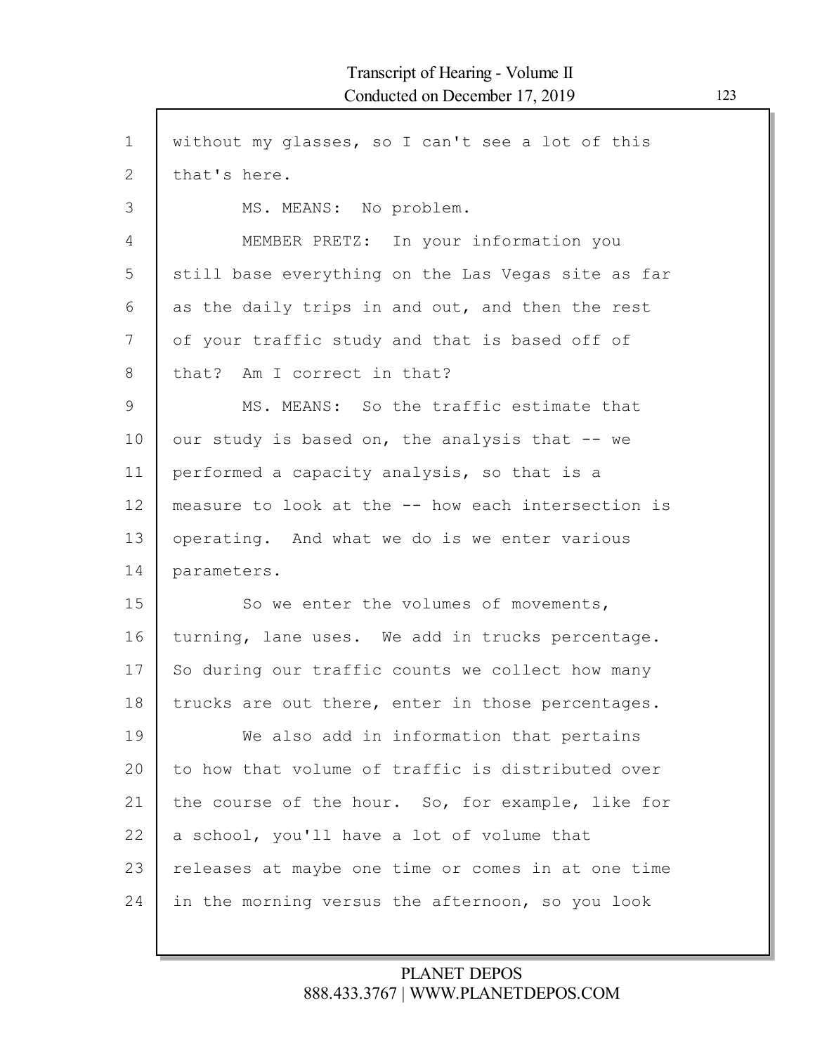without my glasses, so I can't see a lot of this that's here.

MS. MEANS: No problem.

MEMBER PRETZ: In your information you still base everything on the Las Vegas site as far as the daily trips in and out, and then the rest of your traffic study and that is based off of that? Am I correct in that?

MS. MEANS: So the traffic estimate that our study is based on, the analysis that -- we performed a capacity analysis, so that is a measure to look at the -- how each intersection is operating. And what we do is we enter various parameters.

So we enter the volumes of movements, turning, lane uses. We add in trucks percentage. So during our traffic counts we collect how many trucks are out there, enter in those percentages.

We also add in information that pertains to how that volume of traffic is distributed over the course of the hour. So, for example, like for a school, you'll have a lot of volume that releases at maybe one time or comes in at one time in the morning versus the afternoon, so you look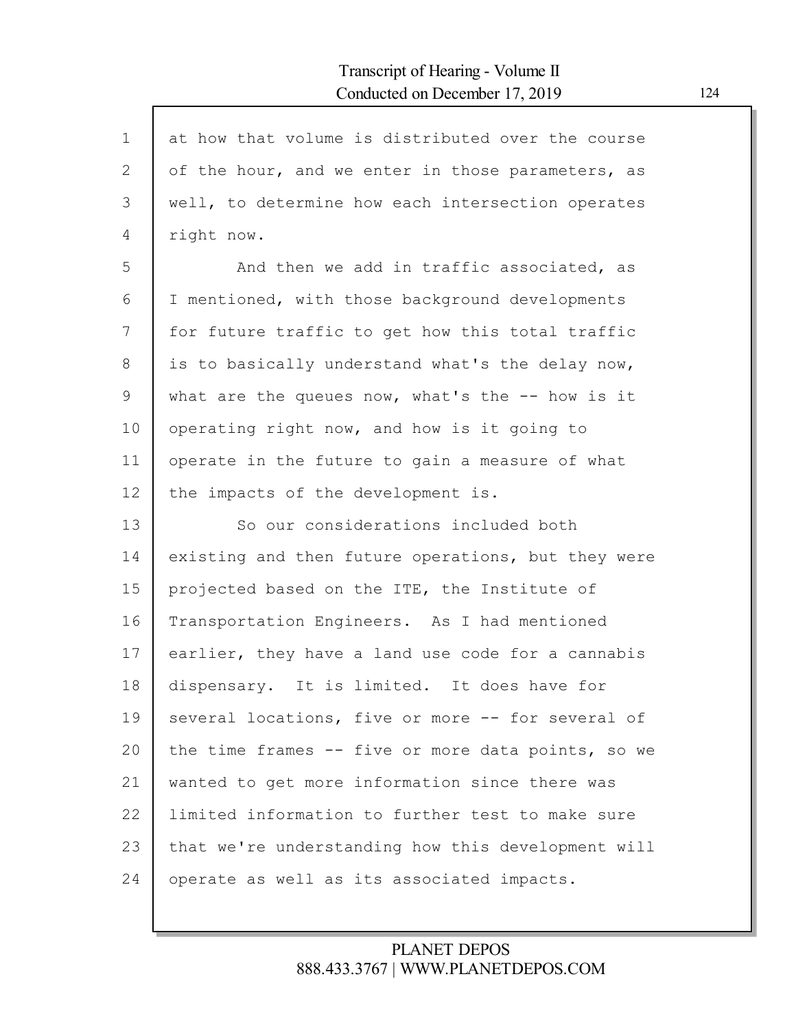at how that volume is distributed over the course of the hour, and we enter in those parameters, as well, to determine how each intersection operates right now.

And then we add in traffic associated, as I mentioned, with those background developments for future traffic to get how this total traffic is to basically understand what's the delay now, what are the queues now, what's the -- how is it operating right now, and how is it going to operate in the future to gain a measure of what the impacts of the development is.

So our considerations included both existing and then future operations, but they were projected based on the ITE, the Institute of Transportation Engineers. As I had mentioned earlier, they have a land use code for a cannabis dispensary. It is limited. It does have for several locations, five or more -- for several of the time frames -- five or more data points, so we wanted to get more information since there was limited information to further test to make sure that we're understanding how this development will operate as well as its associated impacts.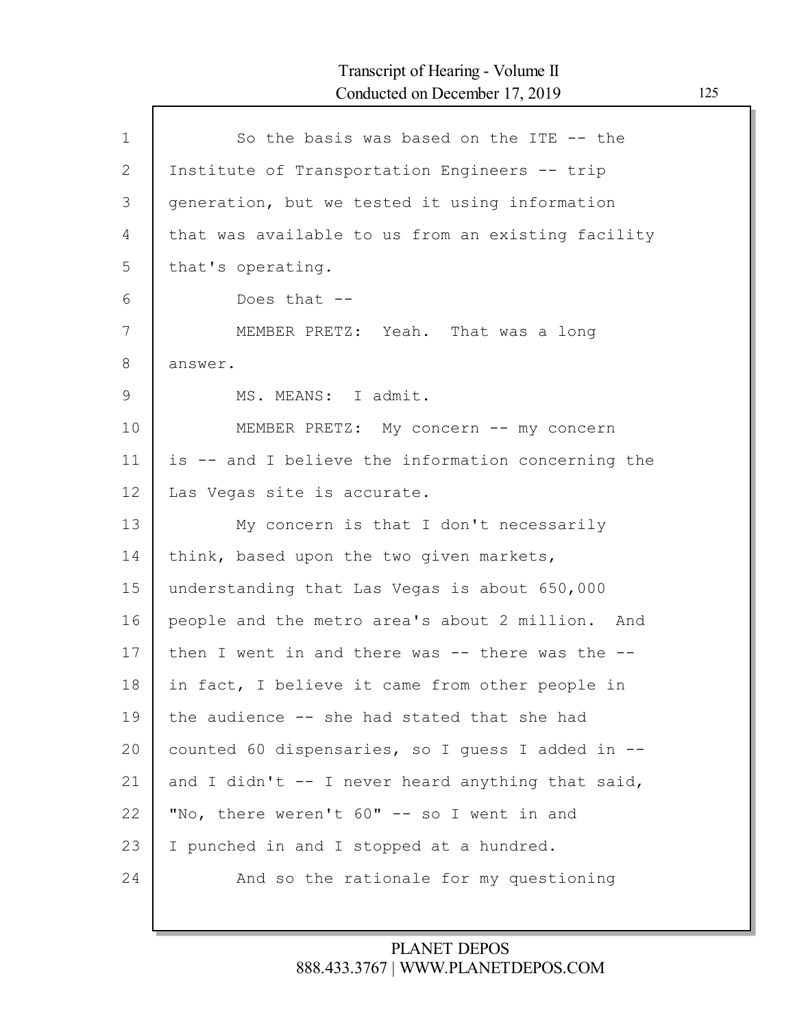So the basis was based on the ITE -- the Institute of Transportation Engineers -- trip generation, but we tested it using information that was available to us from an existing facility that's operating.

Does that --

MEMBER PRETZ: Yeah. That was a long answer.

MS. MEANS: I admit.

MEMBER PRETZ: My concern -- my concern is -- and I believe the information concerning the Las Vegas site is accurate.

My concern is that I don't necessarily think, based upon the two given markets, understanding that Las Vegas is about 650,000 people and the metro area's about 2 million. And then I went in and there was -- there was the -- in fact, I believe it came from other people in the audience -- she had stated that she had counted 60 dispensaries, so I guess I added in -- and I didn't -- I never heard anything that said, "No, there weren't 60" -- so I went in and I punched in and I stopped at a hundred.

And so the rationale for my questioning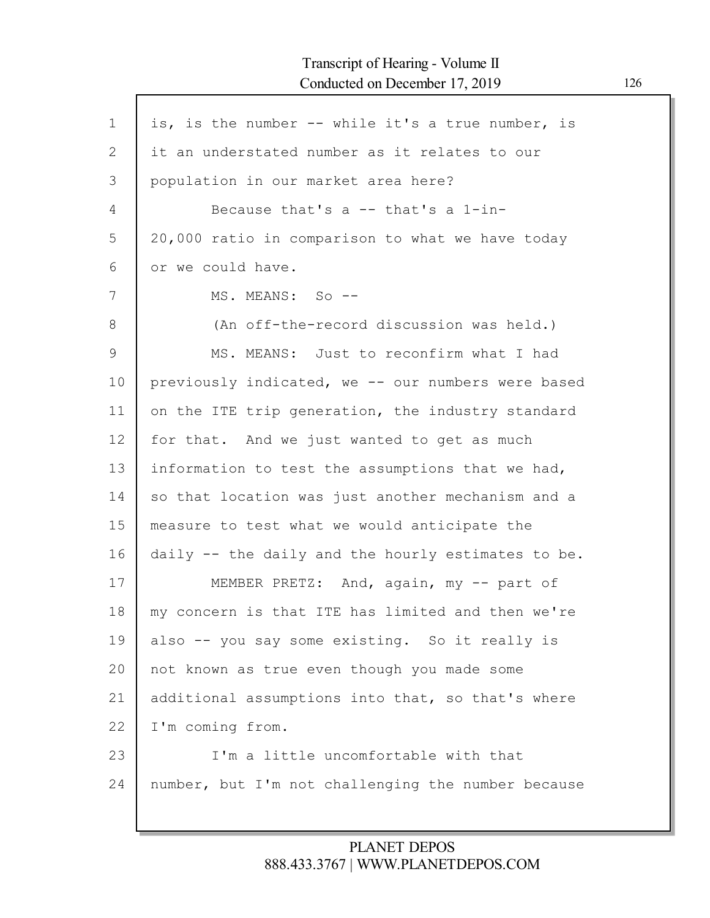is, is the number -- while it's a true number, is it an understated number as it relates to our population in our market area here?

Because that's a -- that's a 1-in-20,000 ratio in comparison to what we have today or we could have.

MS. MEANS: So --

(An off-the-record discussion was held.)

MS. MEANS: Just to reconfirm what I had previously indicated, we -- our numbers were based on the ITE trip generation, the industry standard for that. And we just wanted to get as much information to test the assumptions that we had, so that location was just another mechanism and a measure to test what we would anticipate the daily -- the daily and the hourly estimates to be.

MEMBER PRETZ: And, again, my -- part of my concern is that ITE has limited and then we're also -- you say some existing. So it really is not known as true even though you made some additional assumptions into that, so that's where I'm coming from.

I'm a little uncomfortable with that number, but I'm not challenging the number because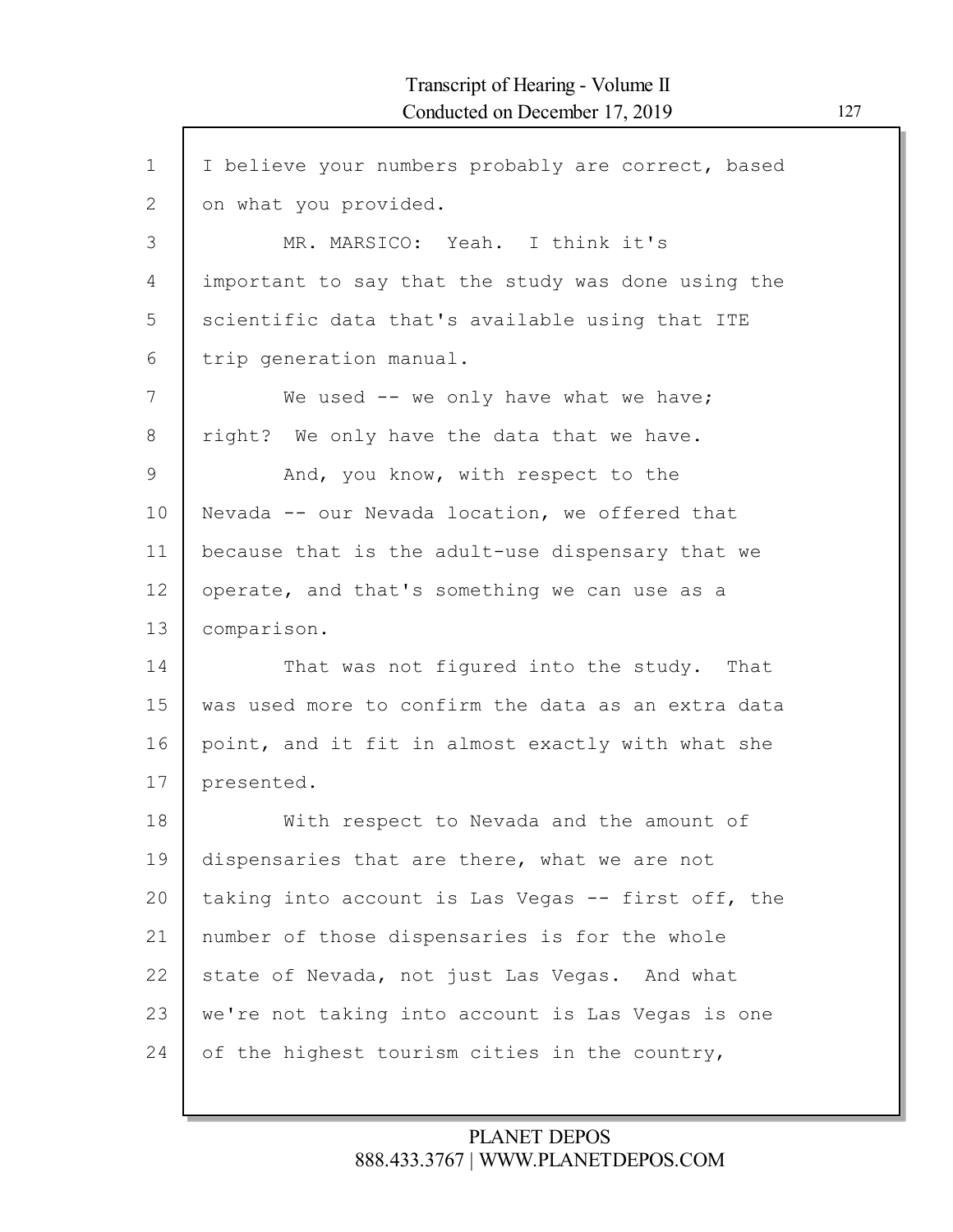I believe your numbers probably are correct, based on what you provided.

MR. MARSICO: Yeah. I think it's important to say that the study was done using the scientific data that's available using that ITE trip generation manual.

We used -- we only have what we have; right? We only have the data that we have.

And, you know, with respect to the Nevada -- our Nevada location, we offered that because that is the adult-use dispensary that we operate, and that's something we can use as a comparison.

That was not figured into the study. That was used more to confirm the data as an extra data point, and it fit in almost exactly with what she presented.

With respect to Nevada and the amount of dispensaries that are there, what we are not taking into account is Las Vegas -- first off, the number of those dispensaries is for the whole state of Nevada, not just Las Vegas. And what we're not taking into account is Las Vegas is one of the highest tourism cities in the country,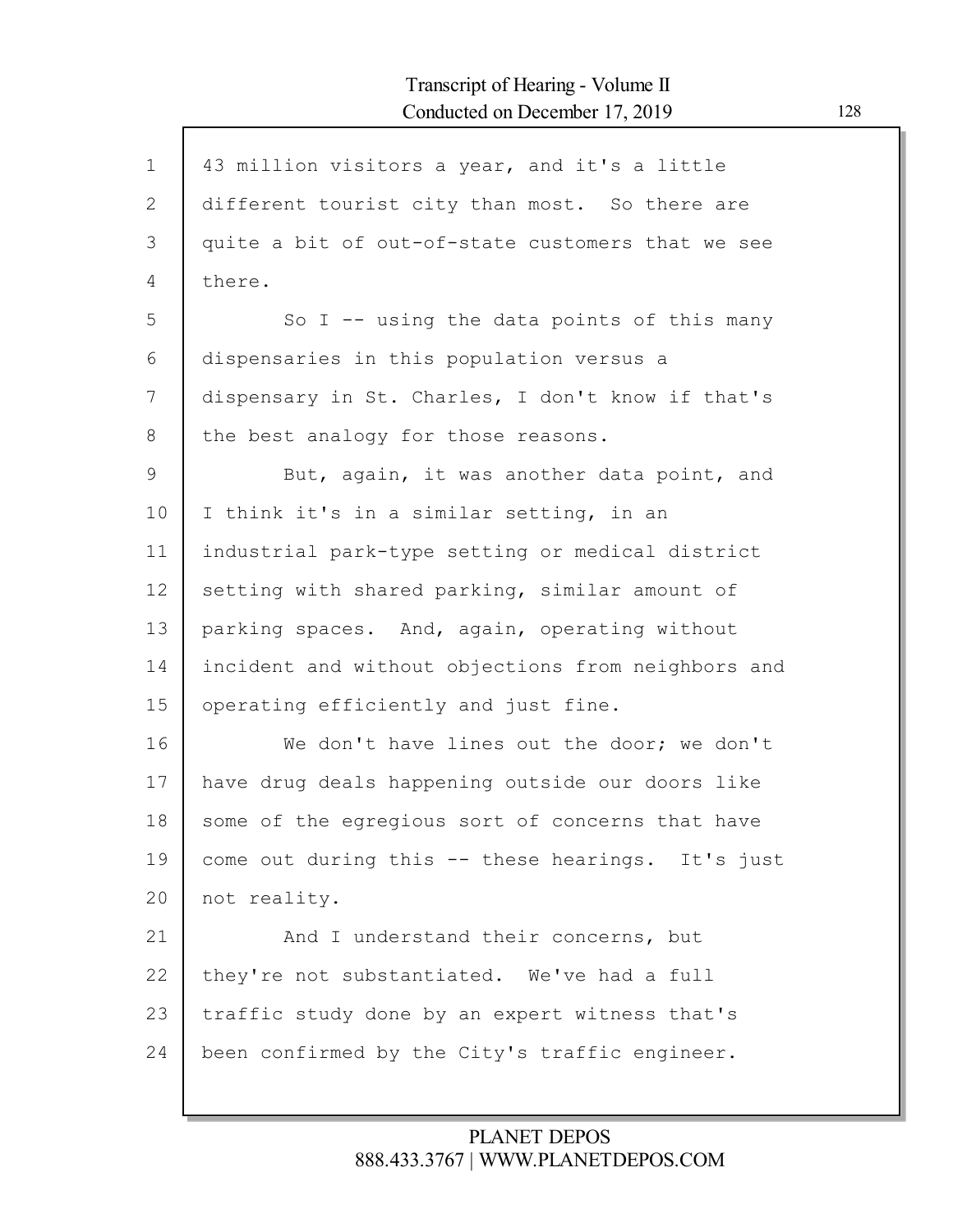43 million visitors a year, and it's a little different tourist city than most. So there are quite a bit of out-of-state customers that we see there.

So I -- using the data points of this many dispensaries in this population versus a dispensary in St. Charles, I don't know if that's the best analogy for those reasons.

But, again, it was another data point, and I think it's in a similar setting, in an industrial park-type setting or medical district setting with shared parking, similar amount of parking spaces. And, again, operating without incident and without objections from neighbors and operating efficiently and just fine.

We don't have lines out the door; we don't have drug deals happening outside our doors like some of the egregious sort of concerns that have come out during this -- these hearings. It's just not reality.

And I understand their concerns, but they're not substantiated. We've had a full traffic study done by an expert witness that's been confirmed by the City's traffic engineer.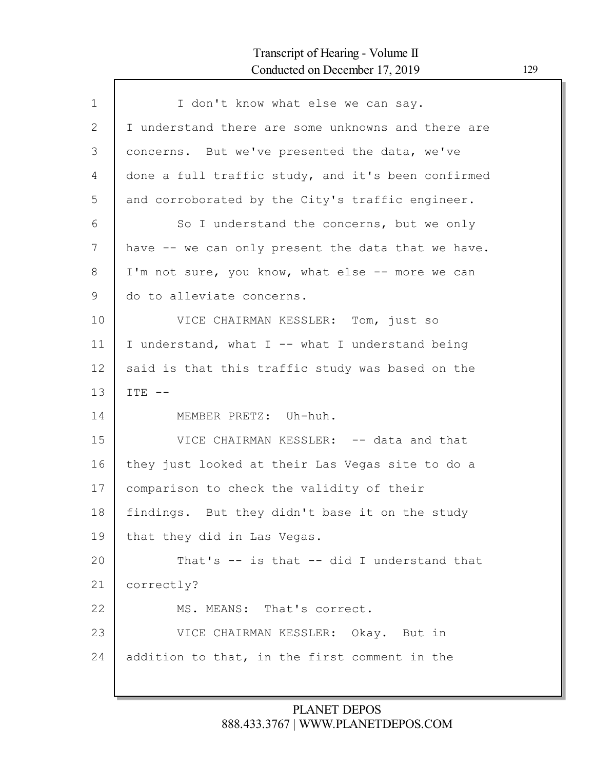I don't know what else we can say. I understand there are some unknowns and there are concerns. But we've presented the data, we've done a full traffic study, and it's been confirmed and corroborated by the City's traffic engineer.

So I understand the concerns, but we only have -- we can only present the data that we have. I'm not sure, you know, what else -- more we can do to alleviate concerns.

VICE CHAIRMAN KESSLER: Tom, just so I understand, what I -- what I understand being said is that this traffic study was based on the ITE --

MEMBER PRETZ: Uh-huh.

VICE CHAIRMAN KESSLER: -- data and that they just looked at their Las Vegas site to do a comparison to check the validity of their findings. But they didn't base it on the study that they did in Las Vegas.

That's -- is that -- did I understand that correctly?

MS. MEANS: That's correct.

VICE CHAIRMAN KESSLER: Okay. But in addition to that, in the first comment in the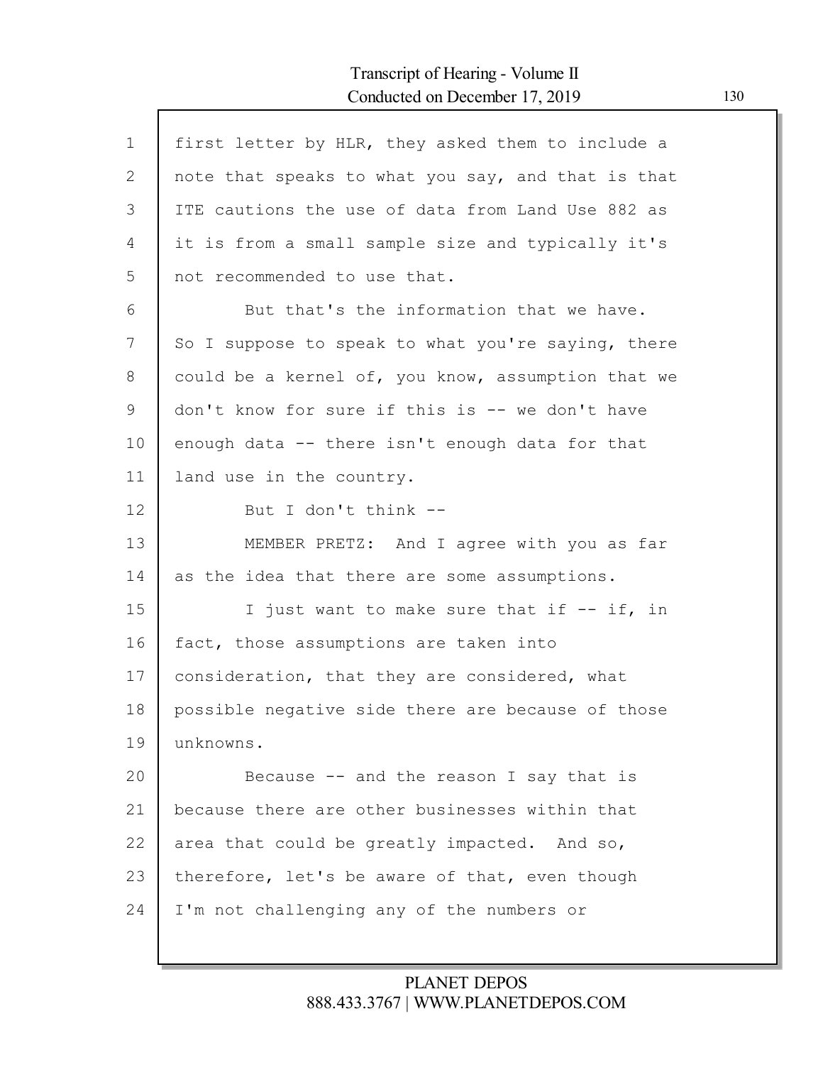first letter by HLR, they asked them to include a note that speaks to what you say, and that is that ITE cautions the use of data from Land Use 882 as it is from a small sample size and typically it's not recommended to use that.

But that's the information that we have. So I suppose to speak to what you're saying, there could be a kernel of, you know, assumption that we don't know for sure if this is -- we don't have enough data -- there isn't enough data for that land use in the country.

But I don't think --

MEMBER PRETZ: And I agree with you as far as the idea that there are some assumptions.

I just want to make sure that if -- if, in fact, those assumptions are taken into consideration, that they are considered, what possible negative side there are because of those unknowns.

Because -- and the reason I say that is because there are other businesses within that area that could be greatly impacted. And so, therefore, let's be aware of that, even though I'm not challenging any of the numbers or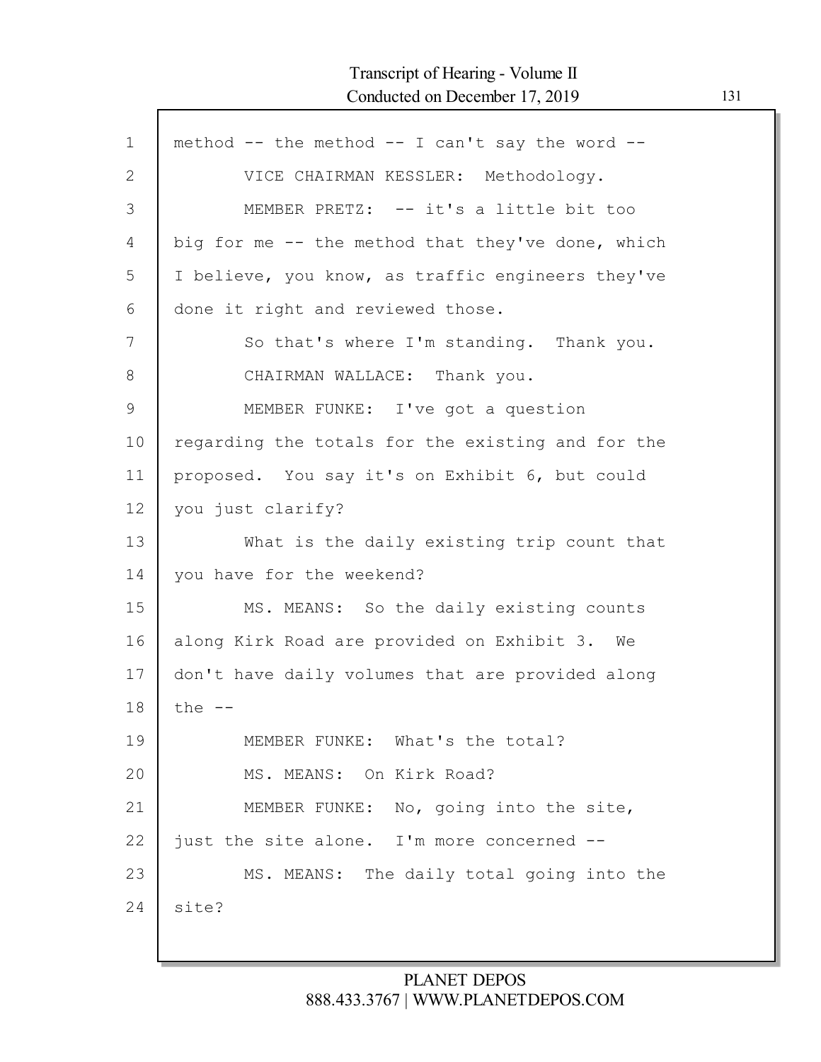method -- the method -- I can't say the word --

VICE CHAIRMAN KESSLER: Methodology.

MEMBER PRETZ: -- it's a little bit too big for me -- the method that they've done, which I believe, you know, as traffic engineers they've done it right and reviewed those.

So that's where I'm standing. Thank you.

CHAIRMAN WALLACE: Thank you.

MEMBER FUNKE: I've got a question regarding the totals for the existing and for the proposed. You say it's on Exhibit 6, but could you just clarify?

What is the daily existing trip count that you have for the weekend?

MS. MEANS: So the daily existing counts along Kirk Road are provided on Exhibit 3. We don't have daily volumes that are provided along the --

MEMBER FUNKE: What's the total?

MS. MEANS: On Kirk Road?

MEMBER FUNKE: No, going into the site, just the site alone. I'm more concerned --

MS. MEANS: The daily total going into the site?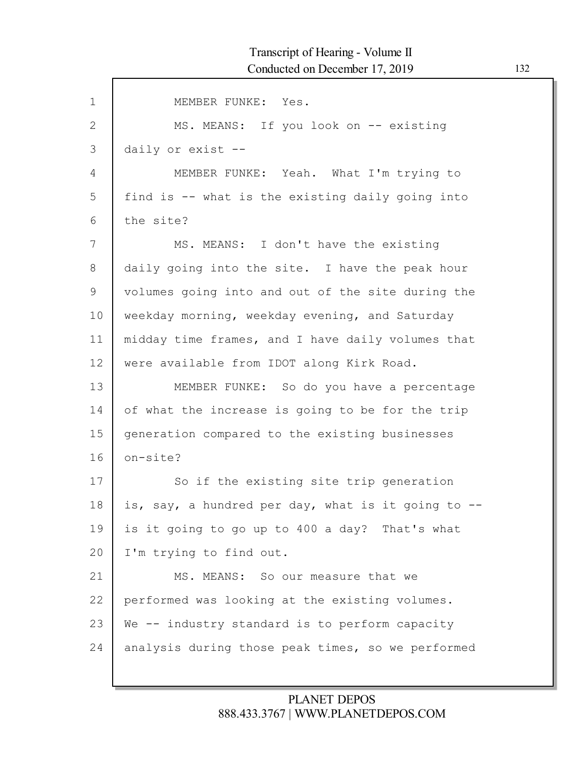MEMBER FUNKE: Yes.

MS. MEANS: If you look on -- existing daily or exist --

MEMBER FUNKE: Yeah. What I'm trying to find is -- what is the existing daily going into the site?

MS. MEANS: I don't have the existing daily going into the site. I have the peak hour volumes going into and out of the site during the weekday morning, weekday evening, and Saturday midday time frames, and I have daily volumes that were available from IDOT along Kirk Road.

MEMBER FUNKE: So do you have a percentage of what the increase is going to be for the trip generation compared to the existing businesses on-site?

So if the existing site trip generation is, say, a hundred per day, what is it going to -- is it going to go up to 400 a day? That's what I'm trying to find out.

MS. MEANS: So our measure that we performed was looking at the existing volumes. We -- industry standard is to perform capacity analysis during those peak times, so we performed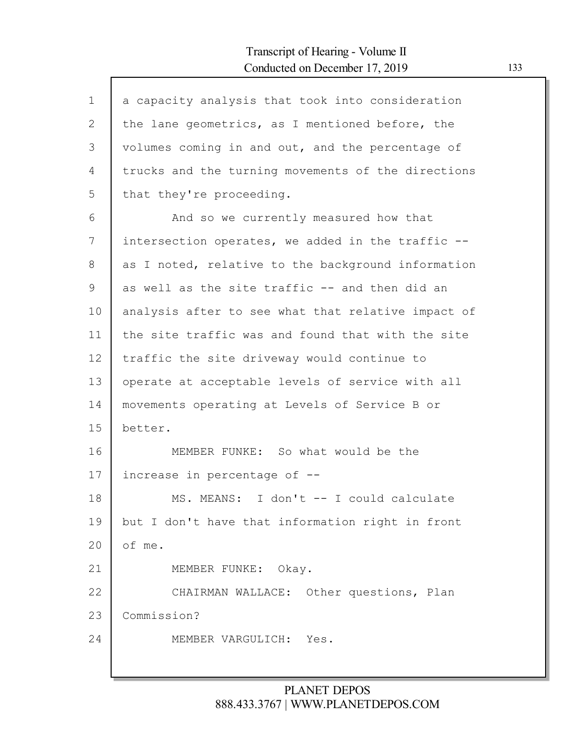a capacity analysis that took into consideration the lane geometrics, as I mentioned before, the volumes coming in and out, and the percentage of trucks and the turning movements of the directions that they're proceeding.

And so we currently measured how that intersection operates, we added in the traffic -- as I noted, relative to the background information as well as the site traffic -- and then did an analysis after to see what that relative impact of the site traffic was and found that with the site traffic the site driveway would continue to operate at acceptable levels of service with all movements operating at Levels of Service B or better.

MEMBER FUNKE: So what would be the increase in percentage of --

MS. MEANS: I don't -- I could calculate but I don't have that information right in front of me.

MEMBER FUNKE: Okay.

CHAIRMAN WALLACE: Other questions, Plan Commission?

MEMBER VARGULICH: Yes.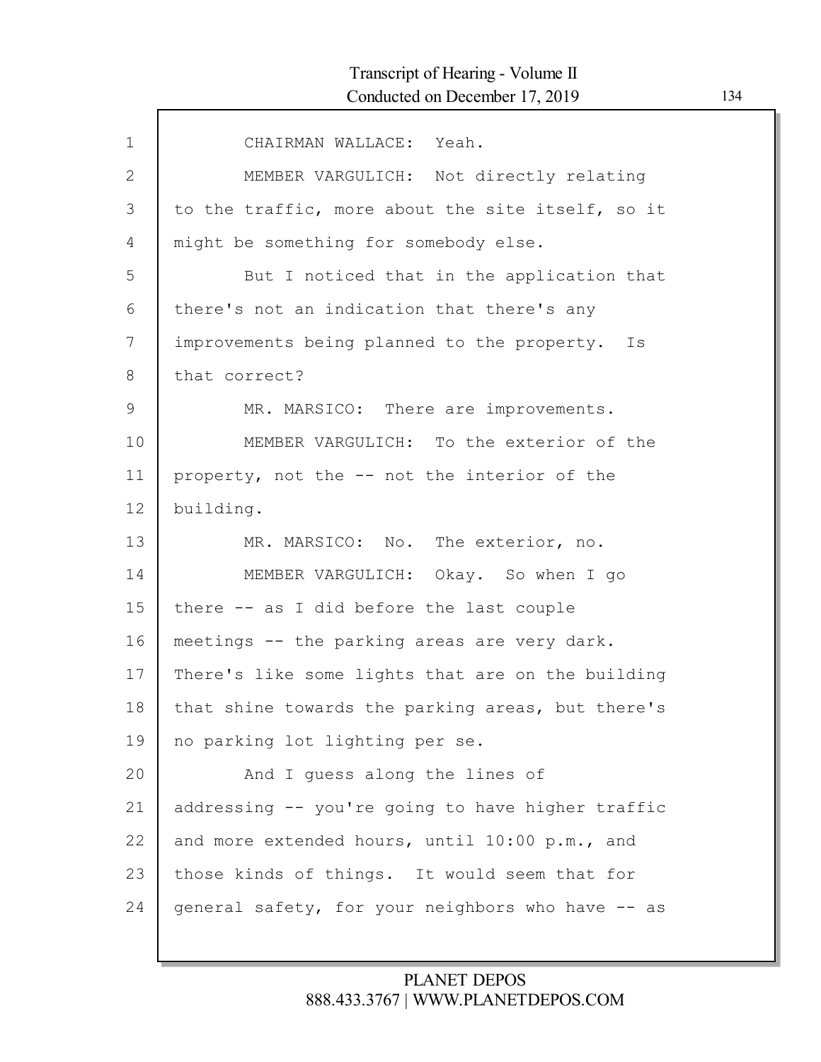CHAIRMAN WALLACE: Yeah.

MEMBER VARGULICH: Not directly relating to the traffic, more about the site itself, so it might be something for somebody else.

But I noticed that in the application that there's not an indication that there's any improvements being planned to the property. Is that correct?

MR. MARSICO: There are improvements.

MEMBER VARGULICH: To the exterior of the property, not the -- not the interior of the building.

MR. MARSICO: No. The exterior, no.

MEMBER VARGULICH: Okay. So when I go there -- as I did before the last couple meetings -- the parking areas are very dark. There's like some lights that are on the building that shine towards the parking areas, but there's no parking lot lighting per se.

And I guess along the lines of addressing -- you're going to have higher traffic and more extended hours, until 10:00 p.m., and those kinds of things. It would seem that for general safety, for your neighbors who have -- as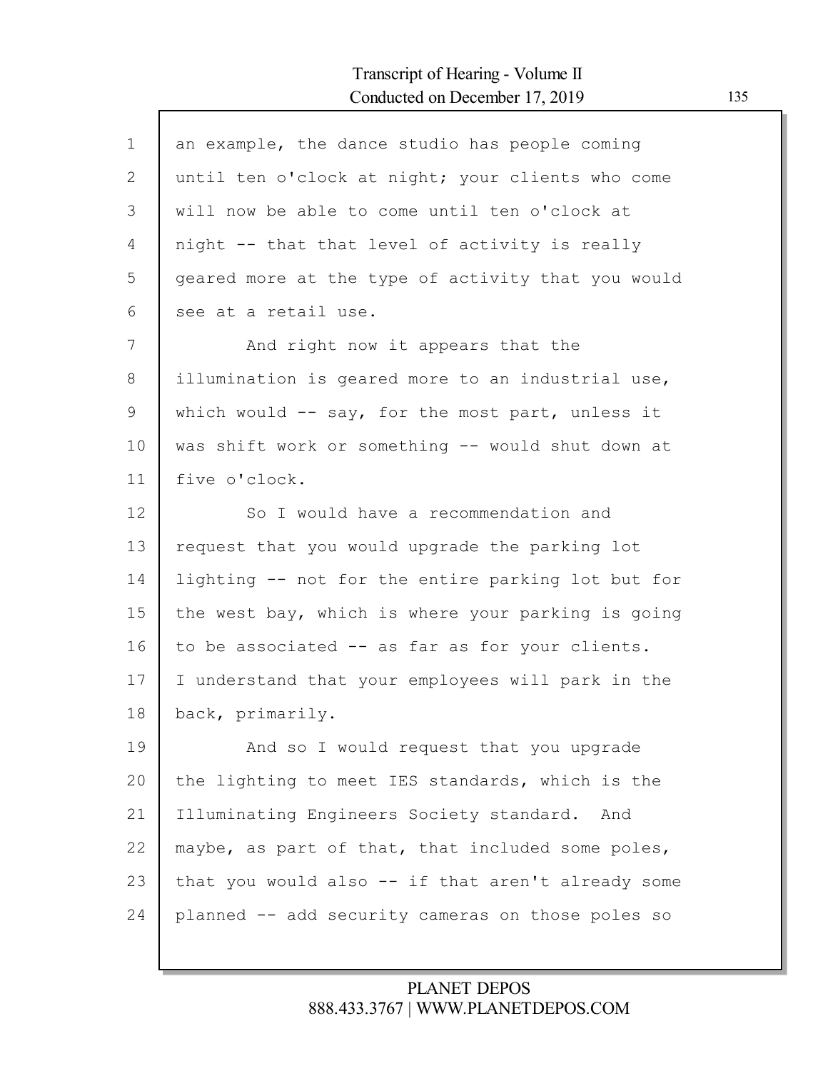an example, the dance studio has people coming until ten o'clock at night; your clients who come will now be able to come until ten o'clock at night -- that that level of activity is really geared more at the type of activity that you would see at a retail use.

And right now it appears that the illumination is geared more to an industrial use, which would -- say, for the most part, unless it was shift work or something -- would shut down at five o'clock.

So I would have a recommendation and request that you would upgrade the parking lot lighting -- not for the entire parking lot but for the west bay, which is where your parking is going to be associated -- as far as for your clients. I understand that your employees will park in the back, primarily.

And so I would request that you upgrade the lighting to meet IES standards, which is the Illuminating Engineers Society standard. And maybe, as part of that, that included some poles, that you would also -- if that aren't already some planned -- add security cameras on those poles so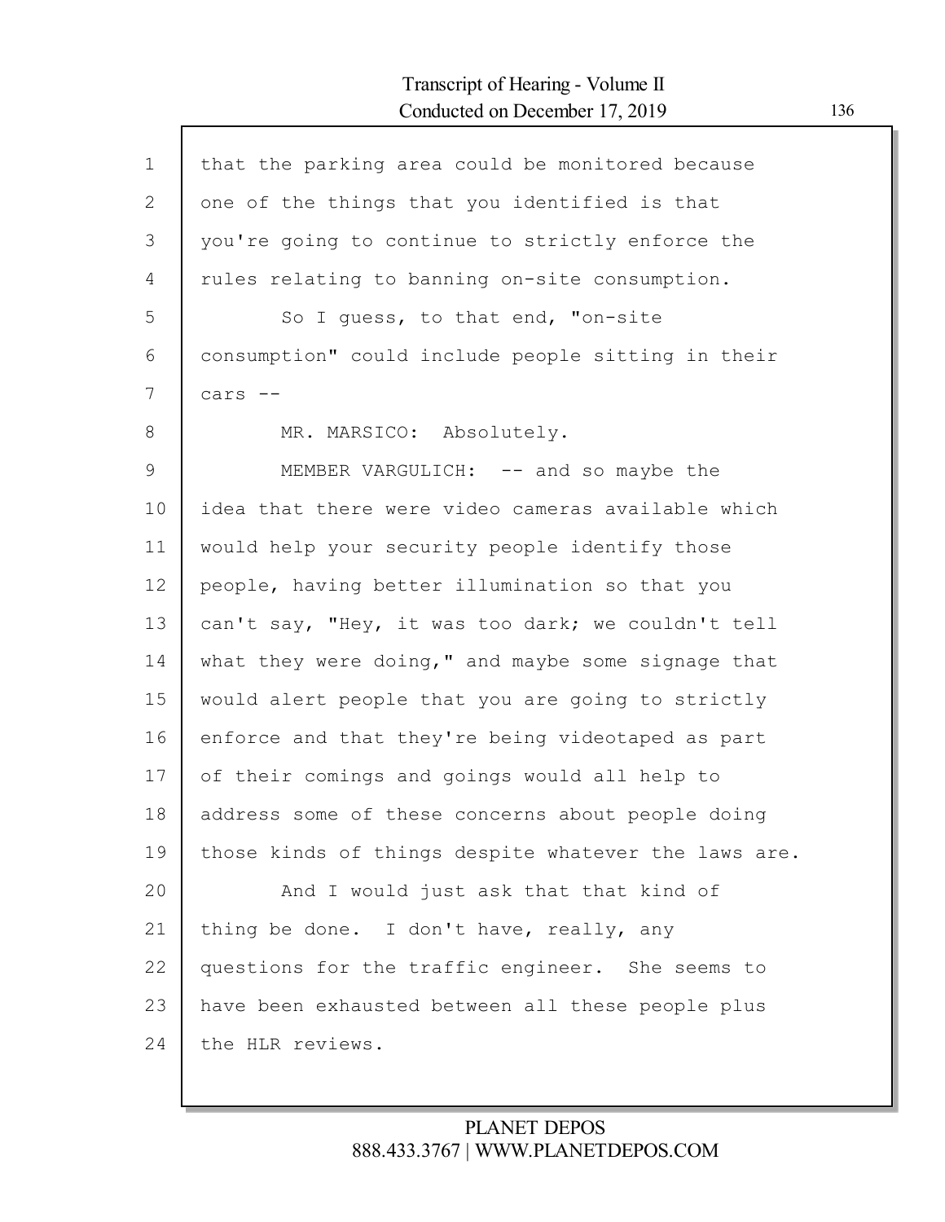that the parking area could be monitored because one of the things that you identified is that you're going to continue to strictly enforce the rules relating to banning on-site consumption.

So I guess, to that end, "on-site consumption" could include people sitting in their cars --

MR. MARSICO: Absolutely.

MEMBER VARGULICH: -- and so maybe the idea that there were video cameras available which would help your security people identify those people, having better illumination so that you can't say, "Hey, it was too dark; we couldn't tell what they were doing," and maybe some signage that would alert people that you are going to strictly enforce and that they're being videotaped as part of their comings and goings would all help to address some of these concerns about people doing those kinds of things despite whatever the laws are.

And I would just ask that that kind of thing be done. I don't have, really, any questions for the traffic engineer. She seems to have been exhausted between all these people plus the HLR reviews.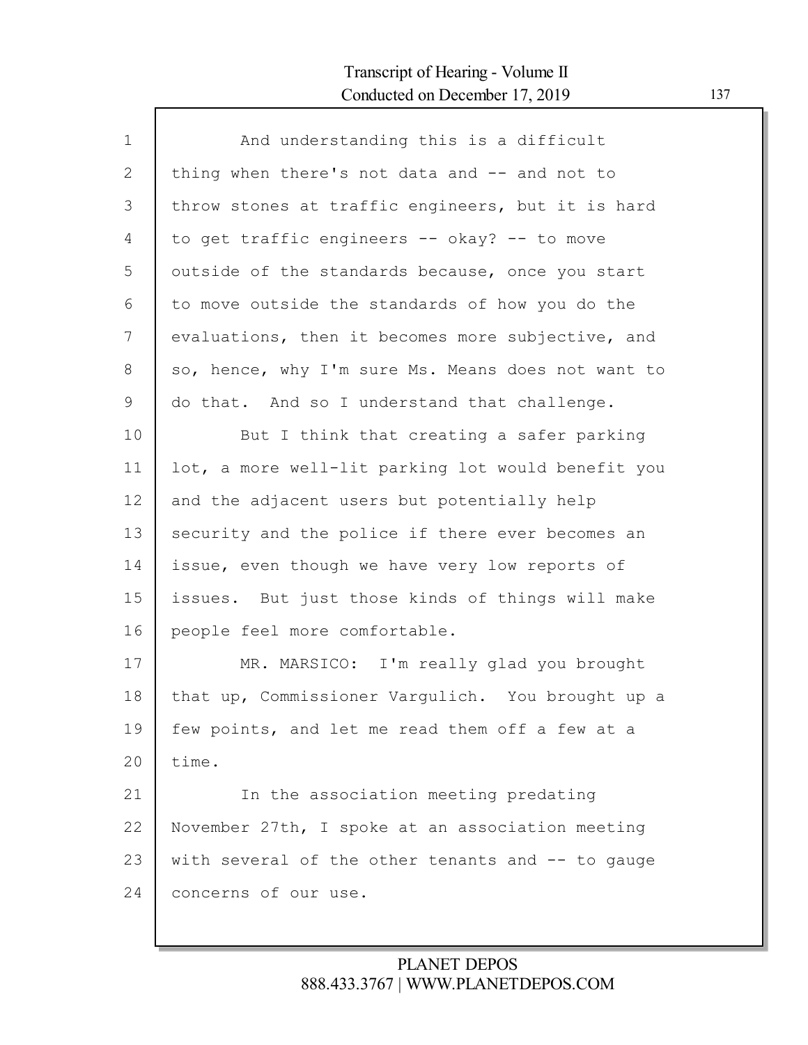And understanding this is a difficult thing when there's not data and -- and not to throw stones at traffic engineers, but it is hard to get traffic engineers -- okay? -- to move outside of the standards because, once you start to move outside the standards of how you do the evaluations, then it becomes more subjective, and so, hence, why I'm sure Ms. Means does not want to do that. And so I understand that challenge.

But I think that creating a safer parking lot, a more well-lit parking lot would benefit you and the adjacent users but potentially help security and the police if there ever becomes an issue, even though we have very low reports of issues. But just those kinds of things will make people feel more comfortable.

MR. MARSICO: I'm really glad you brought that up, Commissioner Vargulich. You brought up a few points, and let me read them off a few at a time.

In the association meeting predating November 27th, I spoke at an association meeting with several of the other tenants and -- to gauge concerns of our use.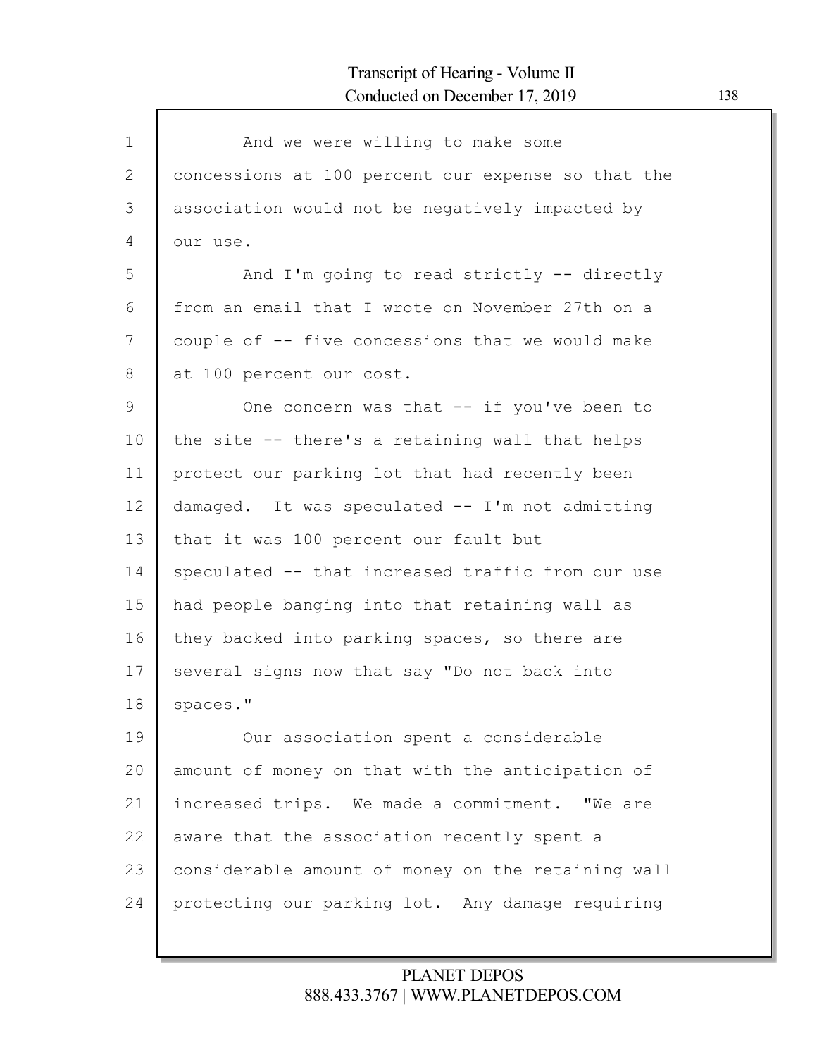And we were willing to make some concessions at 100 percent our expense so that the association would not be negatively impacted by our use.

And I'm going to read strictly -- directly from an email that I wrote on November 27th on a couple of -- five concessions that we would make at 100 percent our cost.

One concern was that -- if you've been to the site -- there's a retaining wall that helps protect our parking lot that had recently been damaged. It was speculated -- I'm not admitting that it was 100 percent our fault but speculated -- that increased traffic from our use had people banging into that retaining wall as they backed into parking spaces, so there are several signs now that say "Do not back into spaces."

Our association spent a considerable amount of money on that with the anticipation of increased trips. We made a commitment. "We are aware that the association recently spent a considerable amount of money on the retaining wall protecting our parking lot. Any damage requiring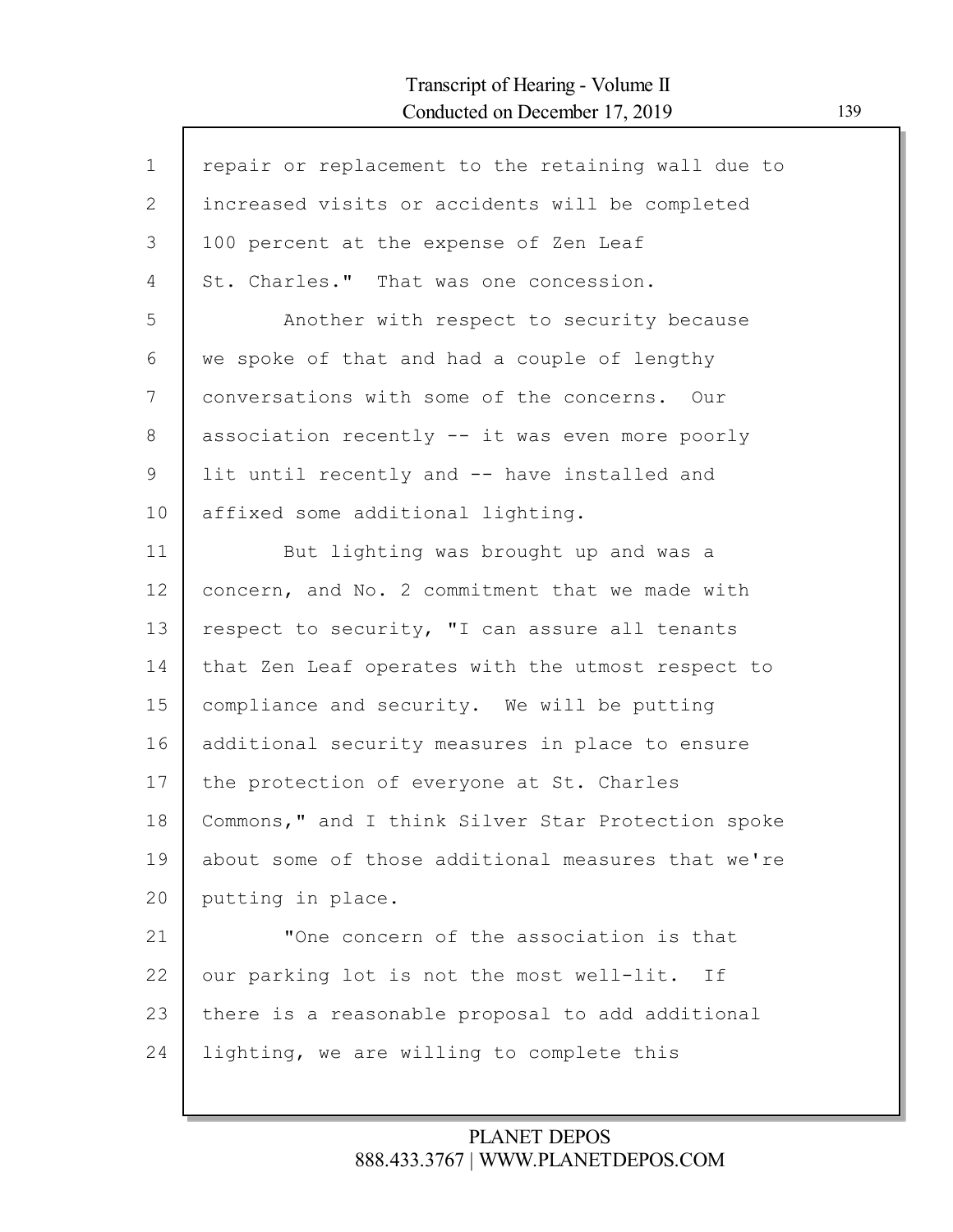repair or replacement to the retaining wall due to increased visits or accidents will be completed 100 percent at the expense of Zen Leaf St. Charles." That was one concession.

Another with respect to security because we spoke of that and had a couple of lengthy conversations with some of the concerns. Our association recently -- it was even more poorly lit until recently and -- have installed and affixed some additional lighting.

But lighting was brought up and was a concern, and No. 2 commitment that we made with respect to security, "I can assure all tenants that Zen Leaf operates with the utmost respect to compliance and security. We will be putting additional security measures in place to ensure the protection of everyone at St. Charles Commons," and I think Silver Star Protection spoke about some of those additional measures that we're putting in place.

"One concern of the association is that our parking lot is not the most well-lit. If there is a reasonable proposal to add additional lighting, we are willing to complete this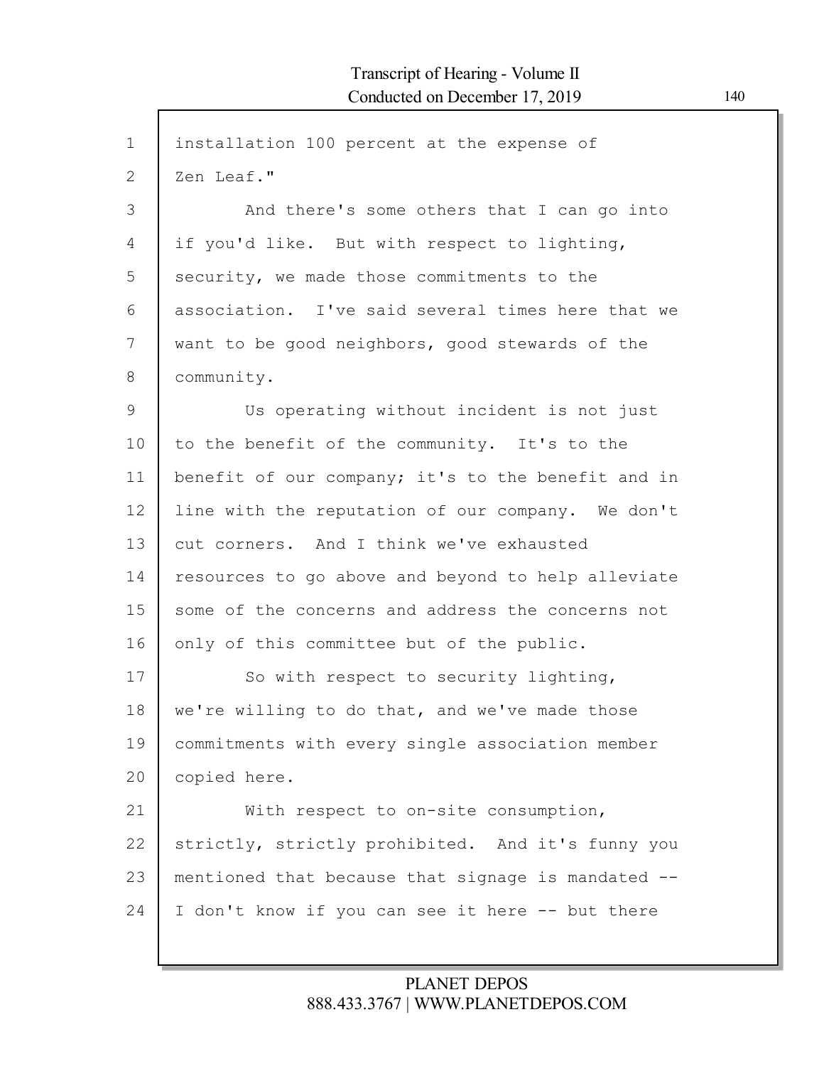installation 100 percent at the expense of Zen Leaf."

And there's some others that I can go into if you'd like. But with respect to lighting, security, we made those commitments to the association. I've said several times here that we want to be good neighbors, good stewards of the community.

Us operating without incident is not just to the benefit of the community. It's to the benefit of our company; it's to the benefit and in line with the reputation of our company. We don't cut corners. And I think we've exhausted resources to go above and beyond to help alleviate some of the concerns and address the concerns not only of this committee but of the public.

So with respect to security lighting, we're willing to do that, and we've made those commitments with every single association member copied here.

With respect to on-site consumption, strictly, strictly prohibited. And it's funny you mentioned that because that signage is mandated -- I don't know if you can see it here -- but there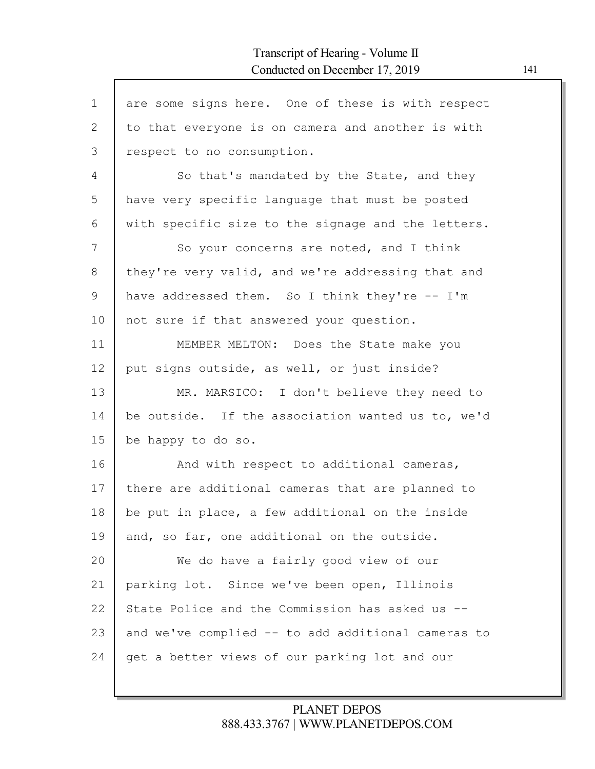are some signs here. One of these is with respect to that everyone is on camera and another is with respect to no consumption.

So that's mandated by the State, and they have very specific language that must be posted with specific size to the signage and the letters.

So your concerns are noted, and I think they're very valid, and we're addressing that and have addressed them. So I think they're -- I'm not sure if that answered your question.

MEMBER MELTON: Does the State make you put signs outside, as well, or just inside?

MR. MARSICO: I don't believe they need to be outside. If the association wanted us to, we'd be happy to do so.

And with respect to additional cameras, there are additional cameras that are planned to be put in place, a few additional on the inside and, so far, one additional on the outside.

We do have a fairly good view of our parking lot. Since we've been open, Illinois State Police and the Commission has asked us -- and we've complied -- to add additional cameras to get a better views of our parking lot and our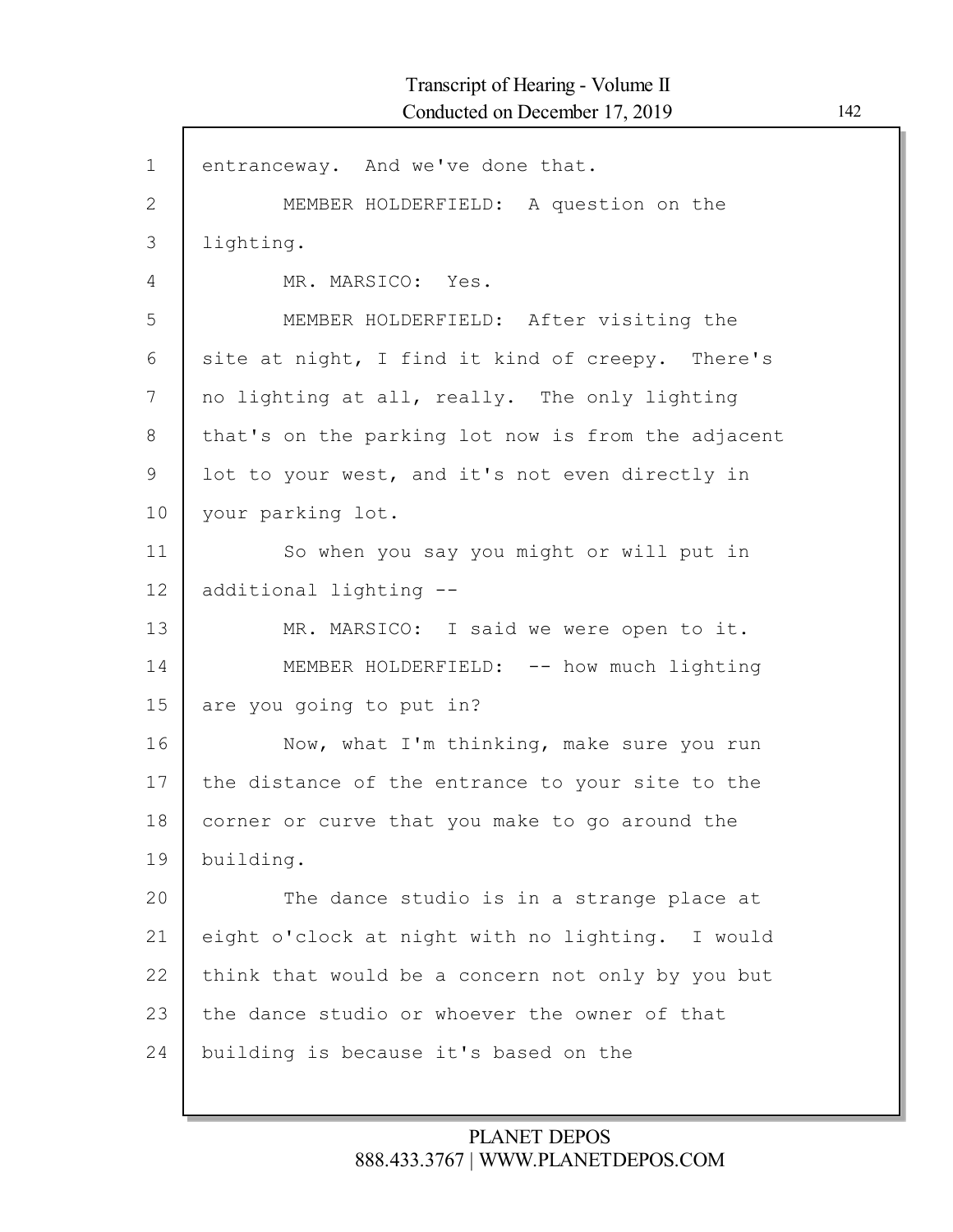entranceway. And we've done that.

MEMBER HOLDERFIELD: A question on the lighting.

MR. MARSICO: Yes.

MEMBER HOLDERFIELD: After visiting the site at night, I find it kind of creepy. There's no lighting at all, really. The only lighting that's on the parking lot now is from the adjacent lot to your west, and it's not even directly in your parking lot.

So when you say you might or will put in additional lighting --

MR. MARSICO: I said we were open to it.

MEMBER HOLDERFIELD: -- how much lighting are you going to put in?

Now, what I'm thinking, make sure you run the distance of the entrance to your site to the corner or curve that you make to go around the building.

The dance studio is in a strange place at eight o'clock at night with no lighting. I would think that would be a concern not only by you but the dance studio or whoever the owner of that building is because it's based on the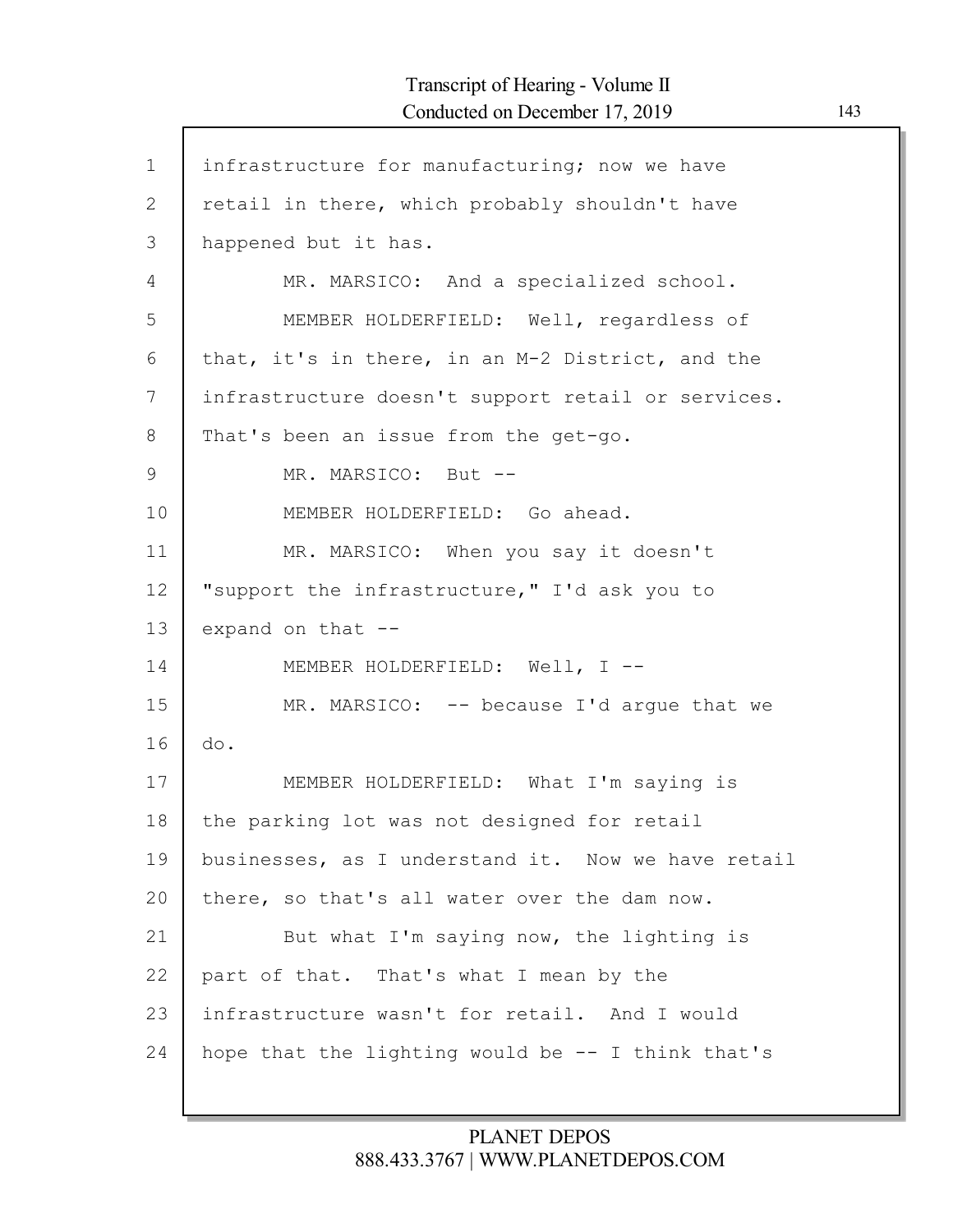infrastructure for manufacturing; now we have retail in there, which probably shouldn't have happened but it has.

MR. MARSICO: And a specialized school.

MEMBER HOLDERFIELD: Well, regardless of that, it's in there, in an M-2 District, and the infrastructure doesn't support retail or services. That's been an issue from the get-go.

MR. MARSICO: But --

MEMBER HOLDERFIELD: Go ahead.

MR. MARSICO: When you say it doesn't "support the infrastructure," I'd ask you to expand on that --

MEMBER HOLDERFIELD: Well, I --

MR. MARSICO: -- because I'd argue that we do.

MEMBER HOLDERFIELD: What I'm saying is the parking lot was not designed for retail businesses, as I understand it. Now we have retail there, so that's all water over the dam now.

But what I'm saying now, the lighting is part of that. That's what I mean by the infrastructure wasn't for retail. And I would hope that the lighting would be -- I think that's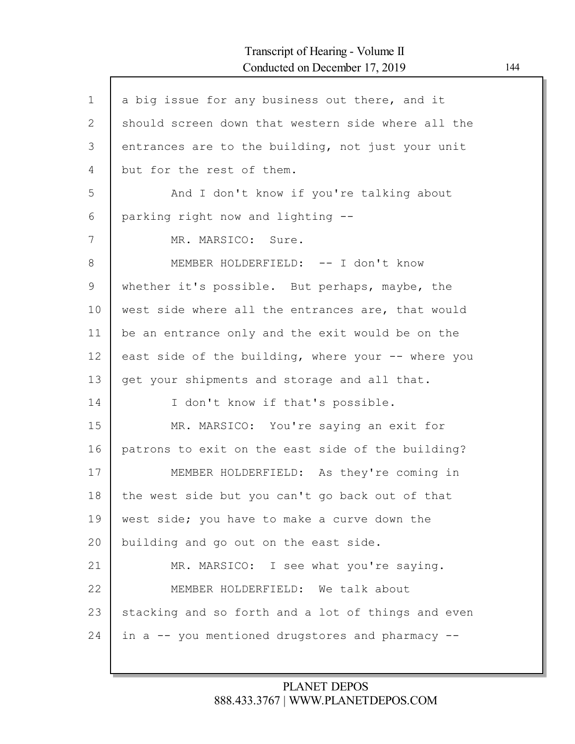a big issue for any business out there, and it should screen down that western side where all the entrances are to the building, not just your unit but for the rest of them.

And I don't know if you're talking about parking right now and lighting --

MR. MARSICO: Sure.

MEMBER HOLDERFIELD: -- I don't know whether it's possible. But perhaps, maybe, the west side where all the entrances are, that would be an entrance only and the exit would be on the east side of the building, where your -- where you get your shipments and storage and all that.

I don't know if that's possible.

MR. MARSICO: You're saying an exit for patrons to exit on the east side of the building?

MEMBER HOLDERFIELD: As they're coming in the west side but you can't go back out of that west side; you have to make a curve down the building and go out on the east side.

MR. MARSICO: I see what you're saying.

MEMBER HOLDERFIELD: We talk about stacking and so forth and a lot of things and even in a -- you mentioned drugstores and pharmacy --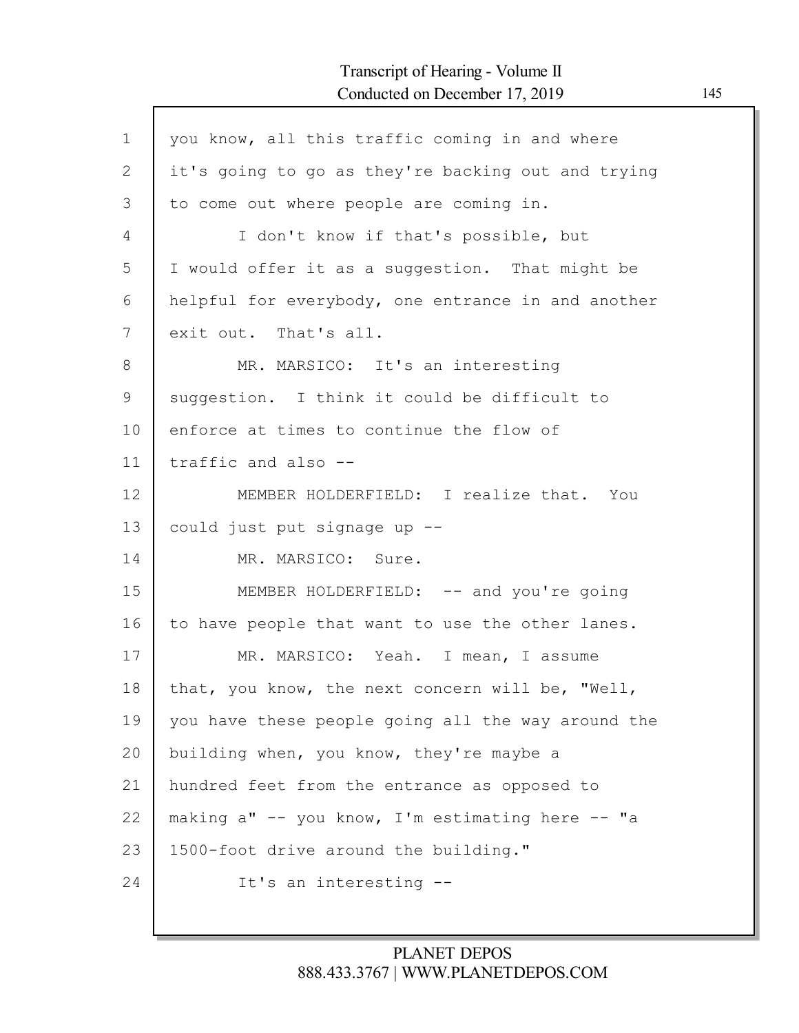you know, all this traffic coming in and where it's going to go as they're backing out and trying to come out where people are coming in.

I don't know if that's possible, but I would offer it as a suggestion. That might be helpful for everybody, one entrance in and another exit out. That's all.

MR. MARSICO: It's an interesting suggestion. I think it could be difficult to enforce at times to continue the flow of traffic and also --

MEMBER HOLDERFIELD: I realize that. You could just put signage up --

MR. MARSICO: Sure.

MEMBER HOLDERFIELD: -- and you're going to have people that want to use the other lanes.

MR. MARSICO: Yeah. I mean, I assume that, you know, the next concern will be, "Well, you have these people going all the way around the building when, you know, they're maybe a hundred feet from the entrance as opposed to making a" -- you know, I'm estimating here -- "a 1500-foot drive around the building."

It's an interesting --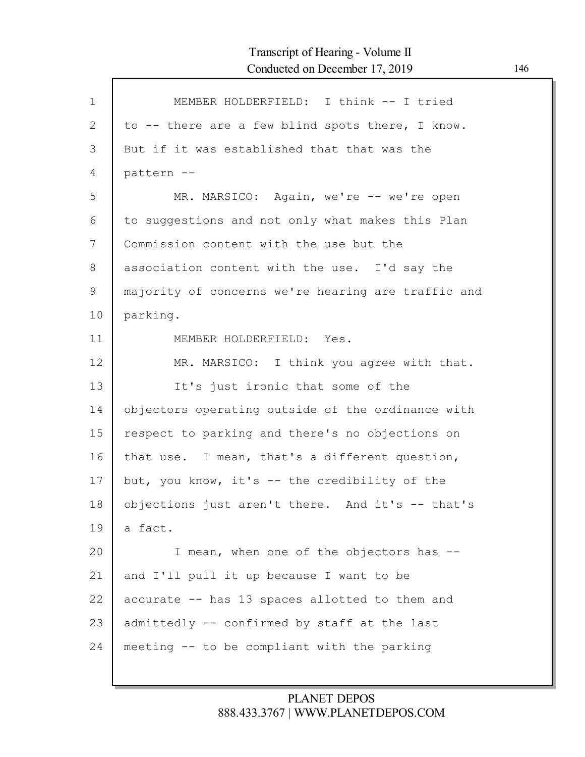MEMBER HOLDERFIELD: I think -- I tried to -- there are a few blind spots there, I know. But if it was established that that was the pattern --

MR. MARSICO: Again, we're -- we're open to suggestions and not only what makes this Plan Commission content with the use but the association content with the use. I'd say the majority of concerns we're hearing are traffic and parking.

MEMBER HOLDERFIELD: Yes.

MR. MARSICO: I think you agree with that.

It's just ironic that some of the objectors operating outside of the ordinance with respect to parking and there's no objections on that use. I mean, that's a different question, but, you know, it's -- the credibility of the objections just aren't there. And it's -- that's a fact.

I mean, when one of the objectors has -- and I'll pull it up because I want to be accurate -- has 13 spaces allotted to them and admittedly -- confirmed by staff at the last meeting -- to be compliant with the parking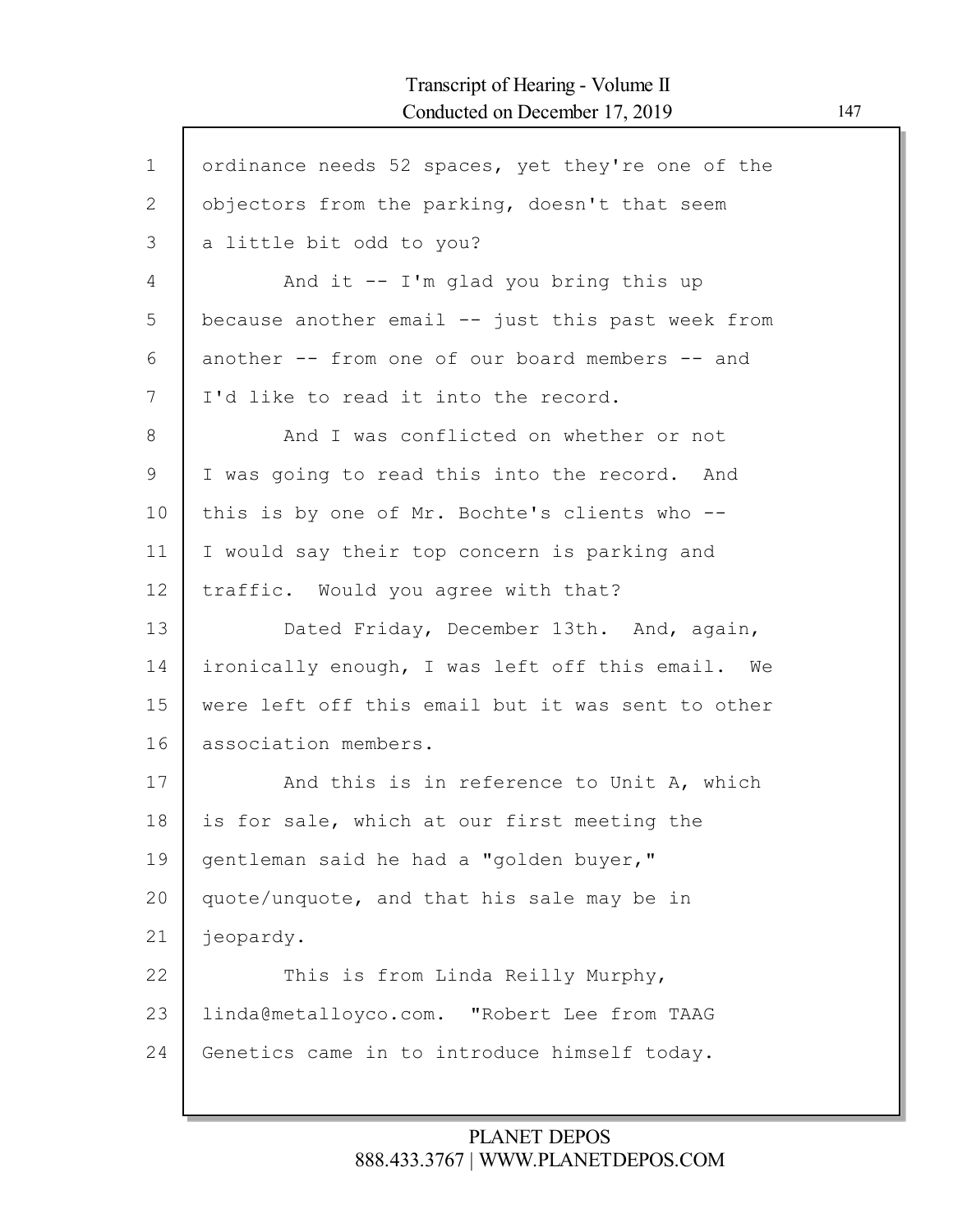ordinance needs 52 spaces, yet they're one of the objectors from the parking, doesn't that seem a little bit odd to you?

And it -- I'm glad you bring this up because another email -- just this past week from another -- from one of our board members -- and I'd like to read it into the record.

And I was conflicted on whether or not I was going to read this into the record. And this is by one of Mr. Bochte's clients who -- I would say their top concern is parking and traffic. Would you agree with that?

Dated Friday, December 13th. And, again, ironically enough, I was left off this email. We were left off this email but it was sent to other association members.

And this is in reference to Unit A, which is for sale, which at our first meeting the gentleman said he had a "golden buyer," quote/unquote, and that his sale may be in jeopardy.

This is from Linda Reilly Murphy, linda@metalloyco.com. "Robert Lee from TAAG Genetics came in to introduce himself today.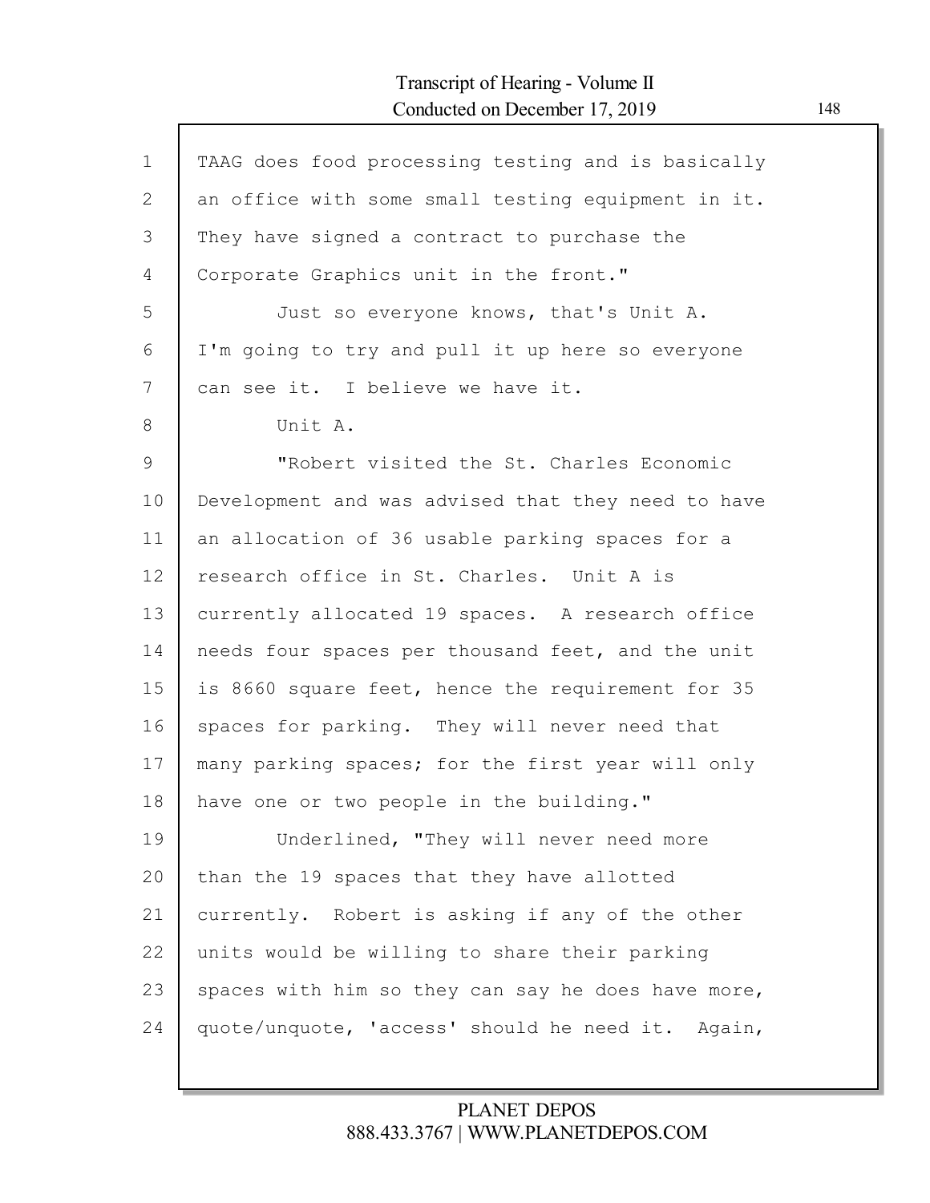TAAG does food processing testing and is basically an office with some small testing equipment in it. They have signed a contract to purchase the Corporate Graphics unit in the front."

Just so everyone knows, that's Unit A. I'm going to try and pull it up here so everyone can see it. I believe we have it.

Unit A.

"Robert visited the St. Charles Economic Development and was advised that they need to have an allocation of 36 usable parking spaces for a research office in St. Charles. Unit A is currently allocated 19 spaces. A research office needs four spaces per thousand feet, and the unit is 8660 square feet, hence the requirement for 35 spaces for parking. They will never need that many parking spaces; for the first year will only have one or two people in the building."

Underlined, "They will never need more than the 19 spaces that they have allotted currently. Robert is asking if any of the other units would be willing to share their parking spaces with him so they can say he does have more, quote/unquote, 'access' should he need it. Again,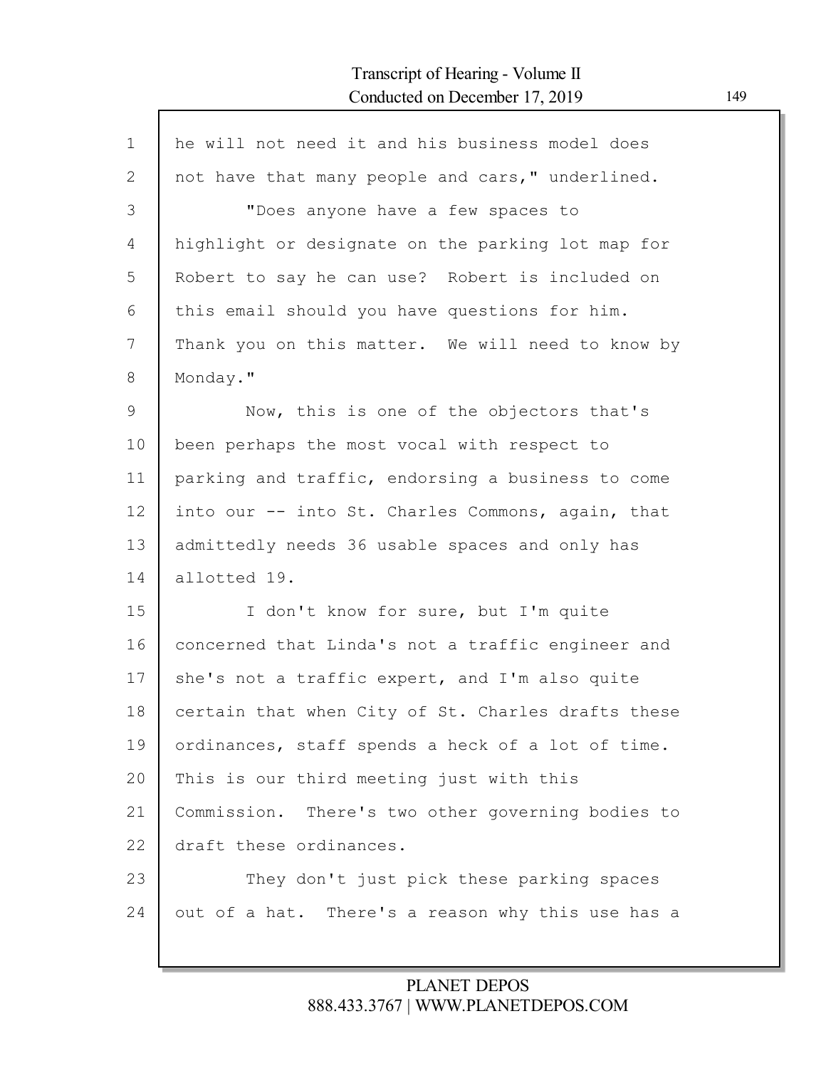he will not need it and his business model does not have that many people and cars," underlined.

"Does anyone have a few spaces to highlight or designate on the parking lot map for Robert to say he can use? Robert is included on this email should you have questions for him. Thank you on this matter. We will need to know by Monday."

Now, this is one of the objectors that's been perhaps the most vocal with respect to parking and traffic, endorsing a business to come into our -- into St. Charles Commons, again, that admittedly needs 36 usable spaces and only has allotted 19.

I don't know for sure, but I'm quite concerned that Linda's not a traffic engineer and she's not a traffic expert, and I'm also quite certain that when City of St. Charles drafts these ordinances, staff spends a heck of a lot of time. This is our third meeting just with this Commission. There's two other governing bodies to draft these ordinances.

They don't just pick these parking spaces out of a hat. There's a reason why this use has a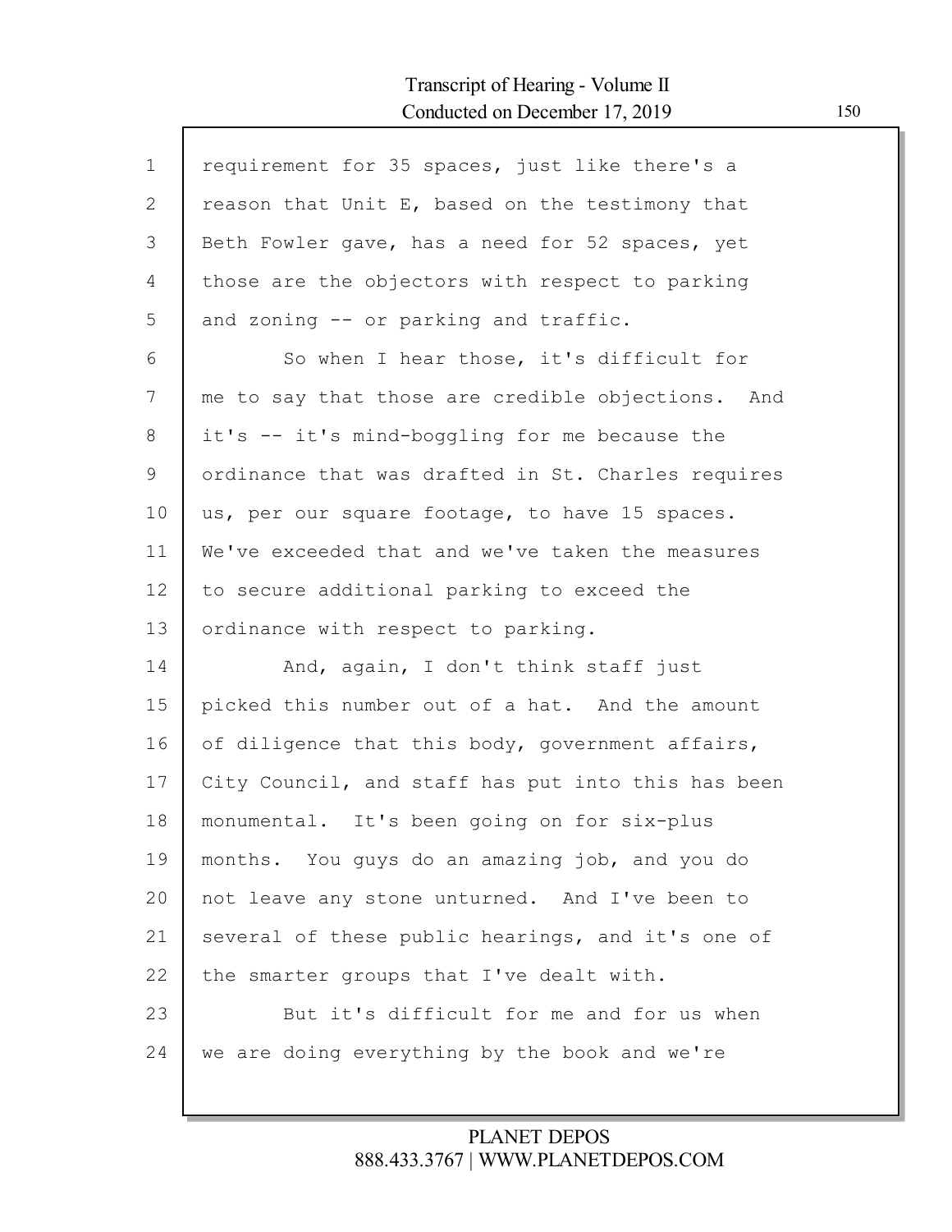requirement for 35 spaces, just like there's a reason that Unit E, based on the testimony that Beth Fowler gave, has a need for 52 spaces, yet those are the objectors with respect to parking and zoning -- or parking and traffic.

So when I hear those, it's difficult for me to say that those are credible objections. And it's -- it's mind-boggling for me because the ordinance that was drafted in St. Charles requires us, per our square footage, to have 15 spaces. We've exceeded that and we've taken the measures to secure additional parking to exceed the ordinance with respect to parking.

And, again, I don't think staff just picked this number out of a hat. And the amount of diligence that this body, government affairs, City Council, and staff has put into this has been monumental. It's been going on for six-plus months. You guys do an amazing job, and you do not leave any stone unturned. And I've been to several of these public hearings, and it's one of the smarter groups that I've dealt with.

But it's difficult for me and for us when we are doing everything by the book and we're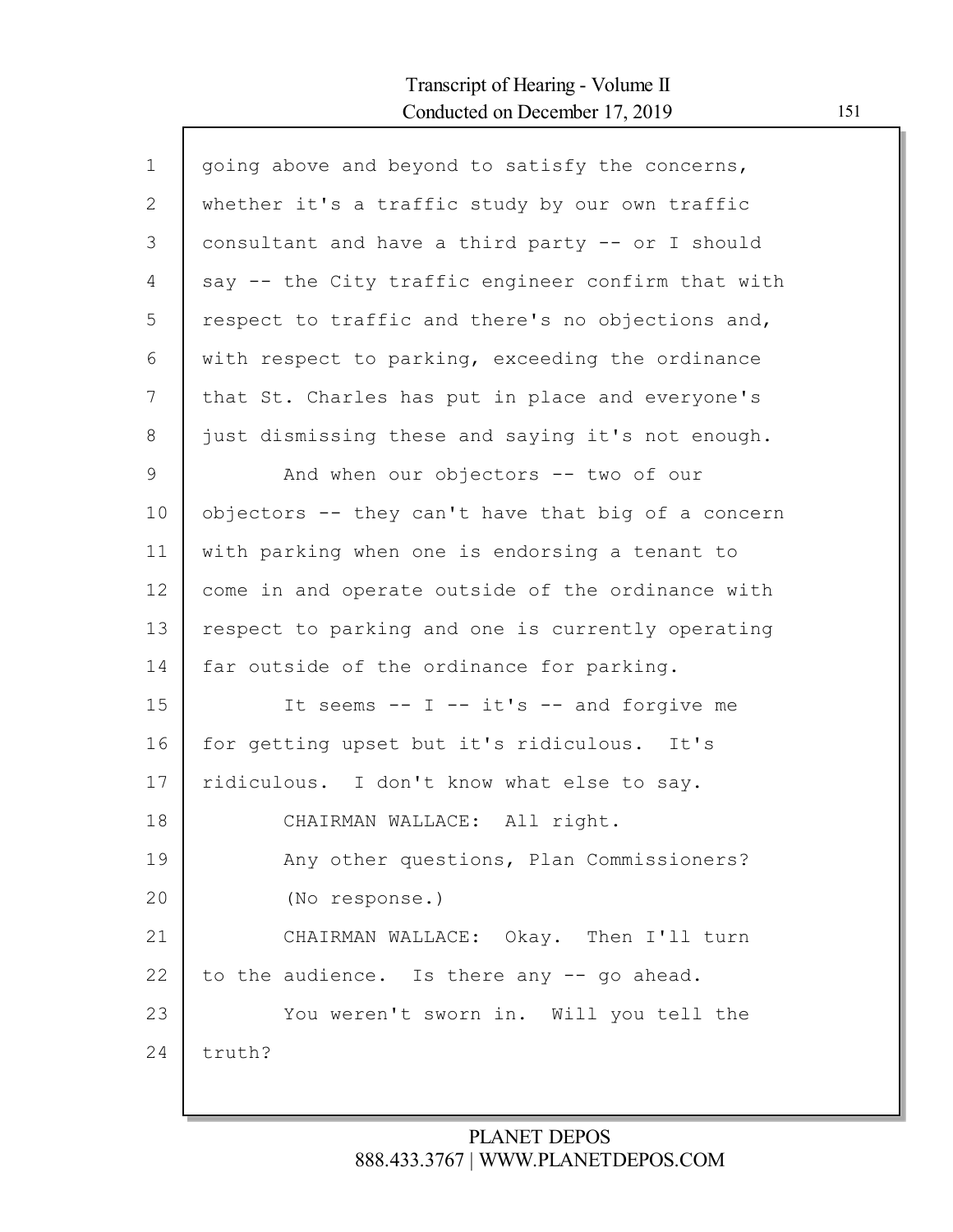going above and beyond to satisfy the concerns, whether it's a traffic study by our own traffic consultant and have a third party -- or I should say -- the City traffic engineer confirm that with respect to traffic and there's no objections and, with respect to parking, exceeding the ordinance that St. Charles has put in place and everyone's just dismissing these and saying it's not enough.

And when our objectors -- two of our objectors -- they can't have that big of a concern with parking when one is endorsing a tenant to come in and operate outside of the ordinance with respect to parking and one is currently operating far outside of the ordinance for parking.

It seems -- I -- it's -- and forgive me for getting upset but it's ridiculous. It's ridiculous. I don't know what else to say.

CHAIRMAN WALLACE: All right.

Any other questions, Plan Commissioners?

(No response.)

CHAIRMAN WALLACE: Okay. Then I'll turn to the audience. Is there any -- go ahead.

You weren't sworn in. Will you tell the truth?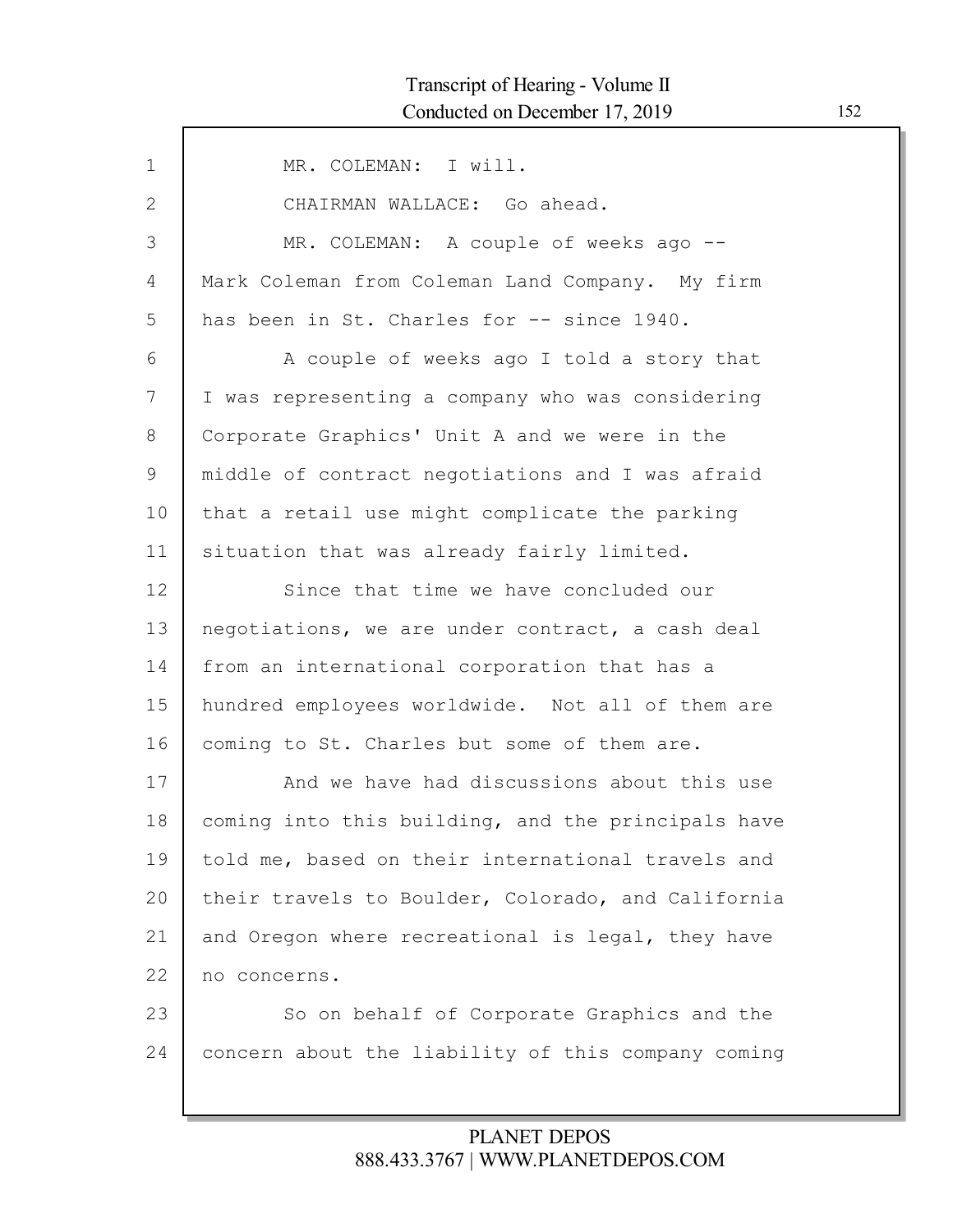MR. COLEMAN: I will.

CHAIRMAN WALLACE: Go ahead.

MR. COLEMAN: A couple of weeks ago -- Mark Coleman from Coleman Land Company. My firm has been in St. Charles for -- since 1940.

A couple of weeks ago I told a story that I was representing a company who was considering Corporate Graphics' Unit A and we were in the middle of contract negotiations and I was afraid that a retail use might complicate the parking situation that was already fairly limited.

Since that time we have concluded our negotiations, we are under contract, a cash deal from an international corporation that has a hundred employees worldwide. Not all of them are coming to St. Charles but some of them are.

And we have had discussions about this use coming into this building, and the principals have told me, based on their international travels and their travels to Boulder, Colorado, and California and Oregon where recreational is legal, they have no concerns.

So on behalf of Corporate Graphics and the concern about the liability of this company coming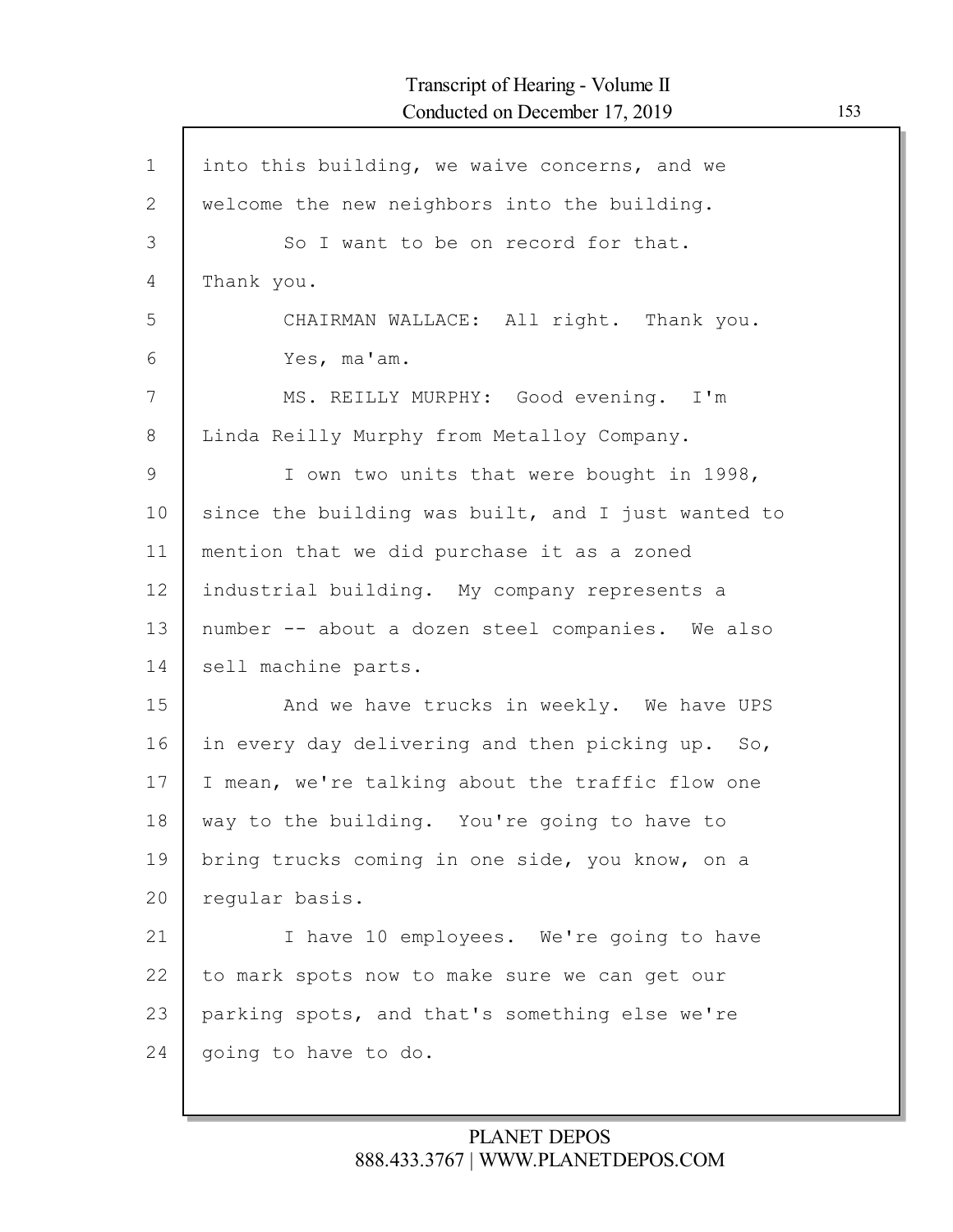into this building, we waive concerns, and we welcome the new neighbors into the building.

So I want to be on record for that. Thank you.

CHAIRMAN WALLACE: All right. Thank you.

Yes, ma'am.

MS. REILLY MURPHY: Good evening. I'm Linda Reilly Murphy from Metalloy Company.

I own two units that were bought in 1998, since the building was built, and I just wanted to mention that we did purchase it as a zoned industrial building. My company represents a number -- about a dozen steel companies. We also sell machine parts.

And we have trucks in weekly. We have UPS in every day delivering and then picking up. So, I mean, we're talking about the traffic flow one way to the building. You're going to have to bring trucks coming in one side, you know, on a regular basis.

I have 10 employees. We're going to have to mark spots now to make sure we can get our parking spots, and that's something else we're going to have to do.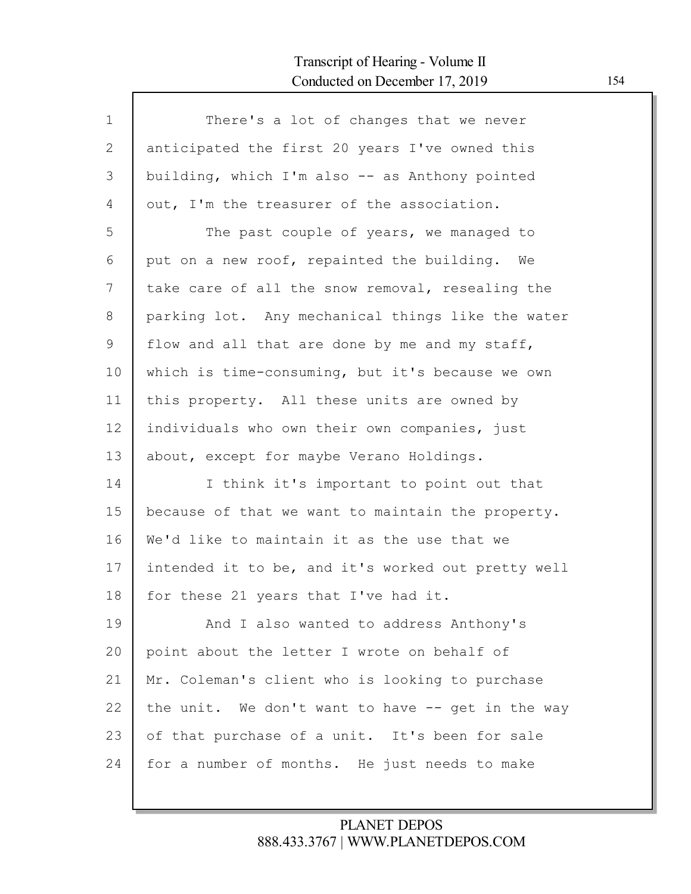There's a lot of changes that we never anticipated the first 20 years I've owned this building, which I'm also -- as Anthony pointed out, I'm the treasurer of the association.

The past couple of years, we managed to put on a new roof, repainted the building. We take care of all the snow removal, resealing the parking lot. Any mechanical things like the water flow and all that are done by me and my staff, which is time-consuming, but it's because we own this property. All these units are owned by individuals who own their own companies, just about, except for maybe Verano Holdings.

I think it's important to point out that because of that we want to maintain the property. We'd like to maintain it as the use that we intended it to be, and it's worked out pretty well for these 21 years that I've had it.

And I also wanted to address Anthony's point about the letter I wrote on behalf of Mr. Coleman's client who is looking to purchase the unit. We don't want to have -- get in the way of that purchase of a unit. It's been for sale for a number of months. He just needs to make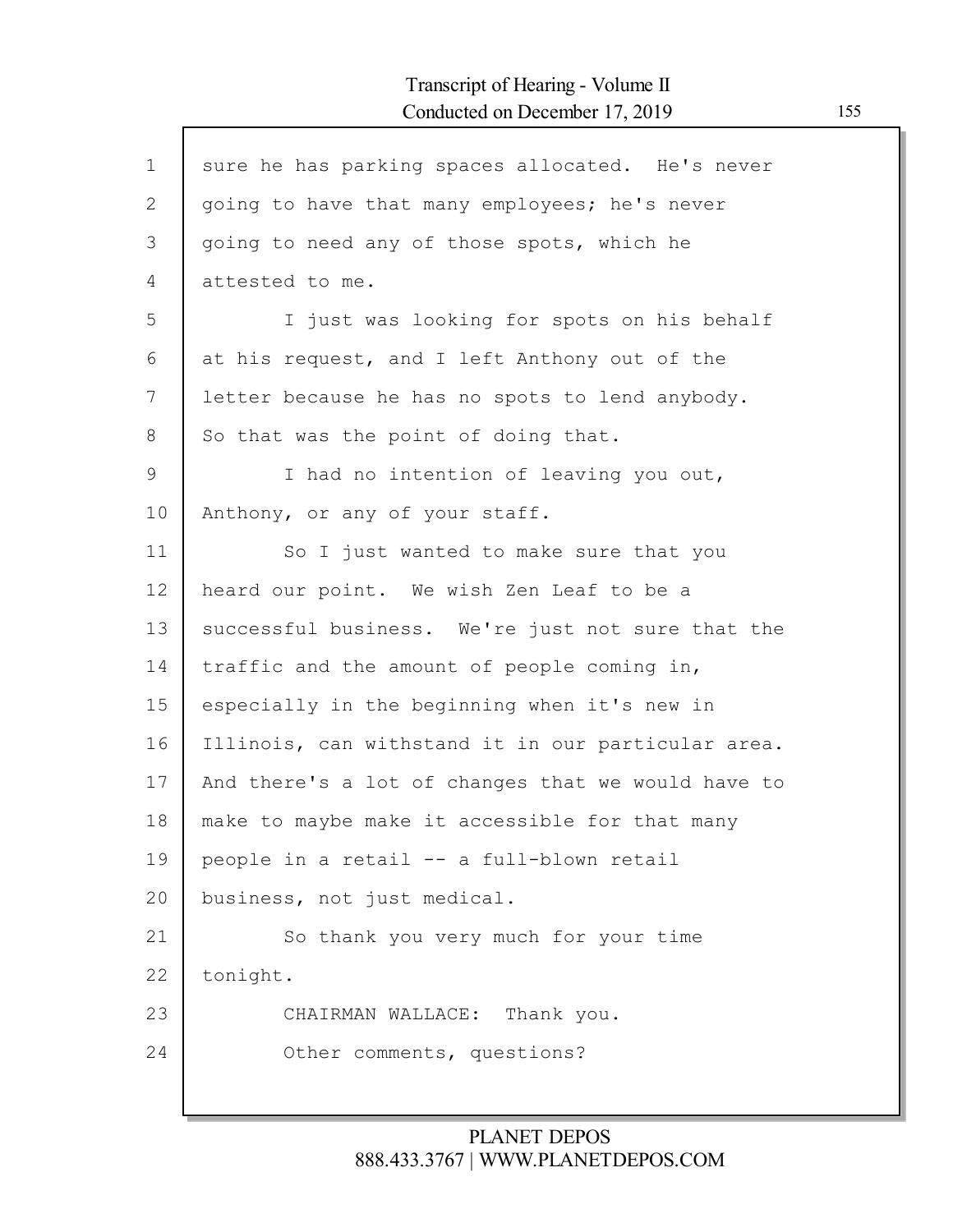sure he has parking spaces allocated. He's never going to have that many employees; he's never going to need any of those spots, which he attested to me.

I just was looking for spots on his behalf at his request, and I left Anthony out of the letter because he has no spots to lend anybody. So that was the point of doing that.

I had no intention of leaving you out, Anthony, or any of your staff.

So I just wanted to make sure that you heard our point. We wish Zen Leaf to be a successful business. We're just not sure that the traffic and the amount of people coming in, especially in the beginning when it's new in Illinois, can withstand it in our particular area. And there's a lot of changes that we would have to make to maybe make it accessible for that many people in a retail -- a full-blown retail business, not just medical.

So thank you very much for your time tonight.

CHAIRMAN WALLACE: Thank you.

Other comments, questions?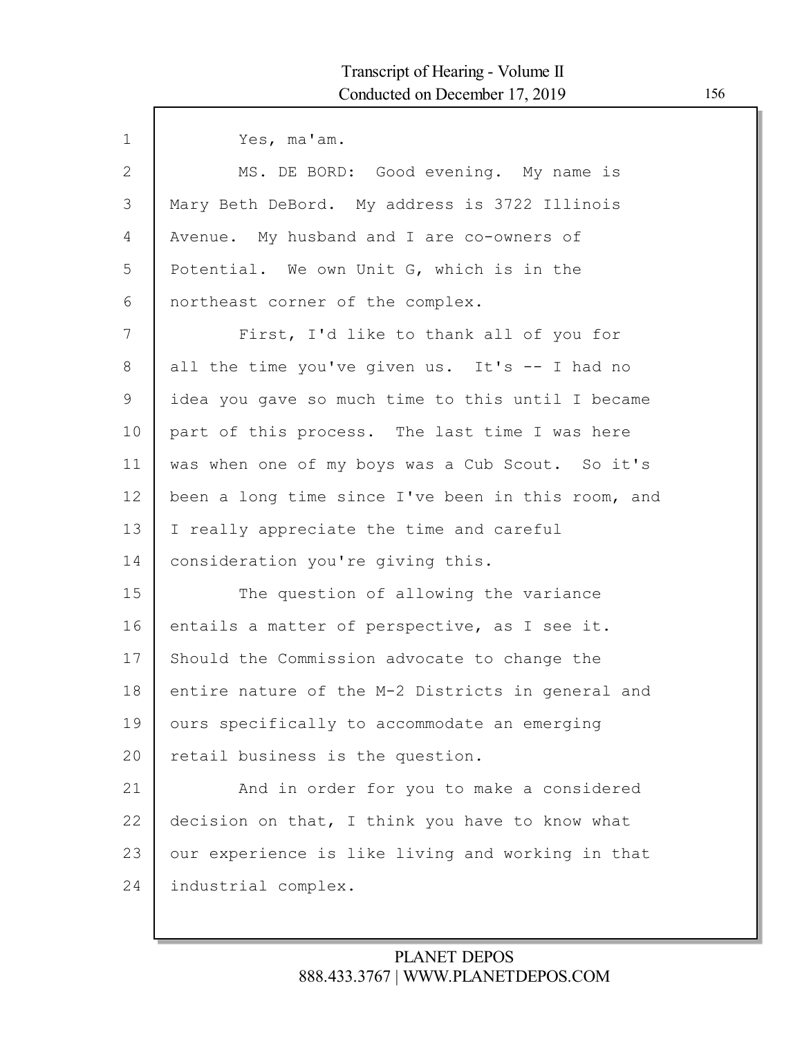Yes, ma'am.

MS. DE BORD: Good evening. My name is Mary Beth DeBord. My address is 3722 Illinois Avenue. My husband and I are co-owners of Potential. We own Unit G, which is in the northeast corner of the complex.

First, I'd like to thank all of you for all the time you've given us. It's -- I had no idea you gave so much time to this until I became part of this process. The last time I was here was when one of my boys was a Cub Scout. So it's been a long time since I've been in this room, and I really appreciate the time and careful consideration you're giving this.

The question of allowing the variance entails a matter of perspective, as I see it. Should the Commission advocate to change the entire nature of the M-2 Districts in general and ours specifically to accommodate an emerging retail business is the question.

And in order for you to make a considered decision on that, I think you have to know what our experience is like living and working in that industrial complex.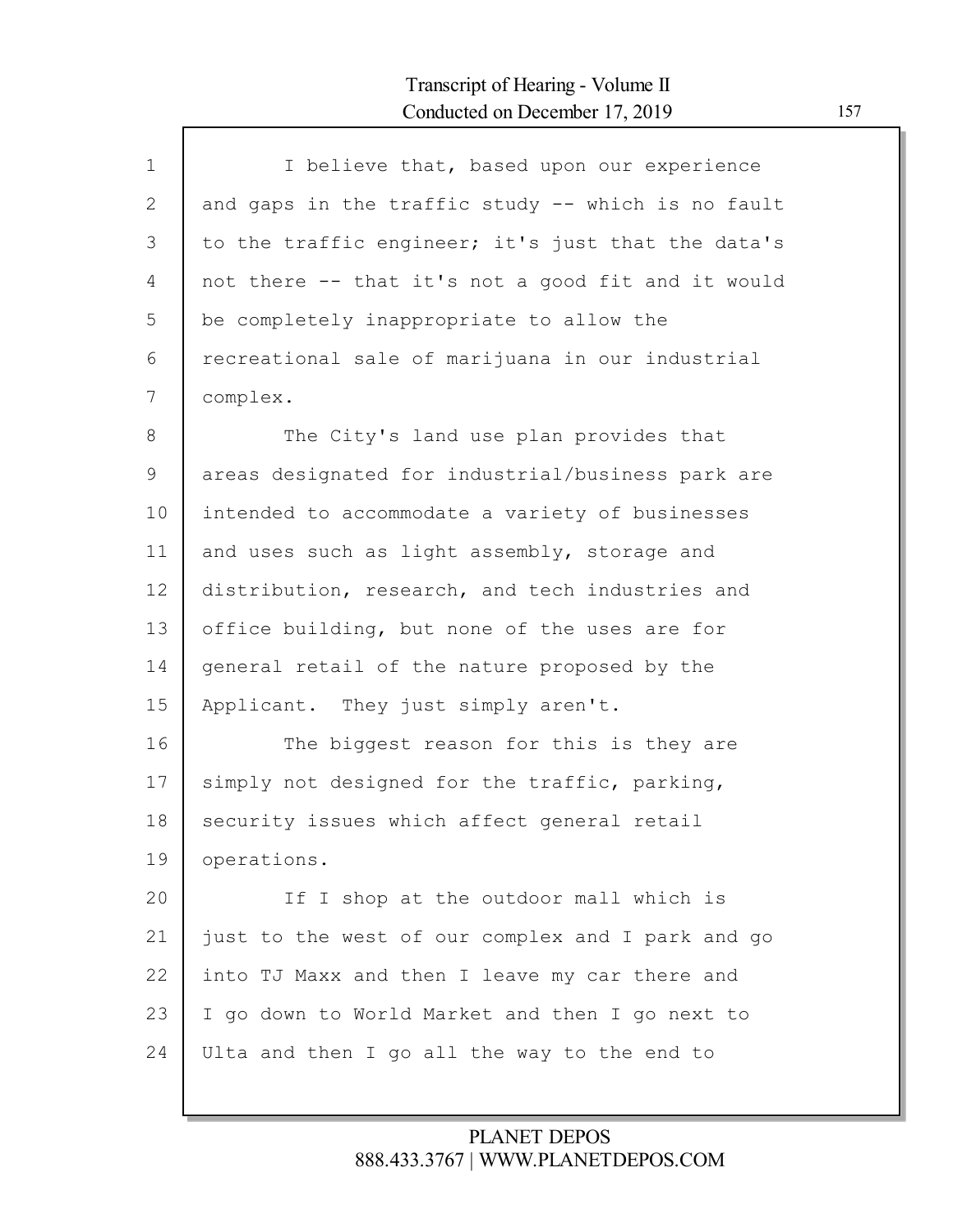I believe that, based upon our experience and gaps in the traffic study -- which is no fault to the traffic engineer; it's just that the data's not there -- that it's not a good fit and it would be completely inappropriate to allow the recreational sale of marijuana in our industrial complex.

The City's land use plan provides that areas designated for industrial/business park are intended to accommodate a variety of businesses and uses such as light assembly, storage and distribution, research, and tech industries and office building, but none of the uses are for general retail of the nature proposed by the Applicant. They just simply aren't.

The biggest reason for this is they are simply not designed for the traffic, parking, security issues which affect general retail operations.

If I shop at the outdoor mall which is just to the west of our complex and I park and go into TJ Maxx and then I leave my car there and I go down to World Market and then I go next to Ulta and then I go all the way to the end to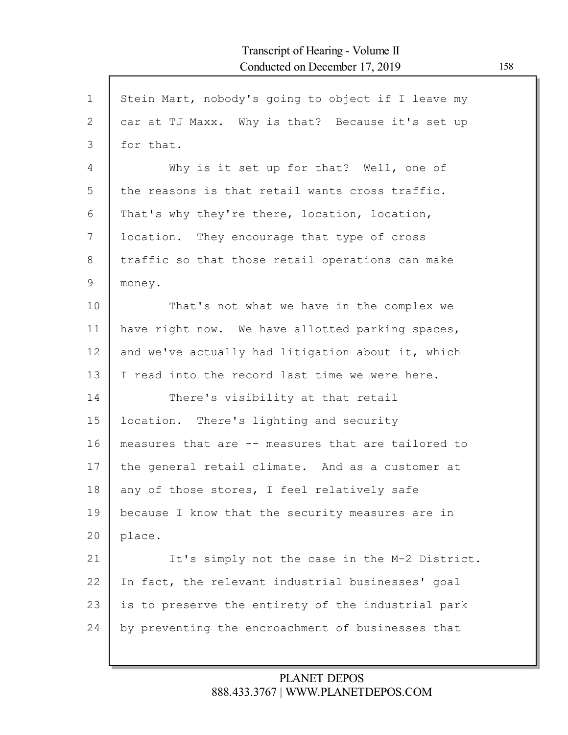Stein Mart, nobody's going to object if I leave my car at TJ Maxx. Why is that? Because it's set up for that.

Why is it set up for that? Well, one of the reasons is that retail wants cross traffic. That's why they're there, location, location, location. They encourage that type of cross traffic so that those retail operations can make money.

That's not what we have in the complex we have right now. We have allotted parking spaces, and we've actually had litigation about it, which I read into the record last time we were here.

There's visibility at that retail location. There's lighting and security measures that are -- measures that are tailored to the general retail climate. And as a customer at any of those stores, I feel relatively safe because I know that the security measures are in place.

It's simply not the case in the M-2 District. In fact, the relevant industrial businesses' goal is to preserve the entirety of the industrial park by preventing the encroachment of businesses that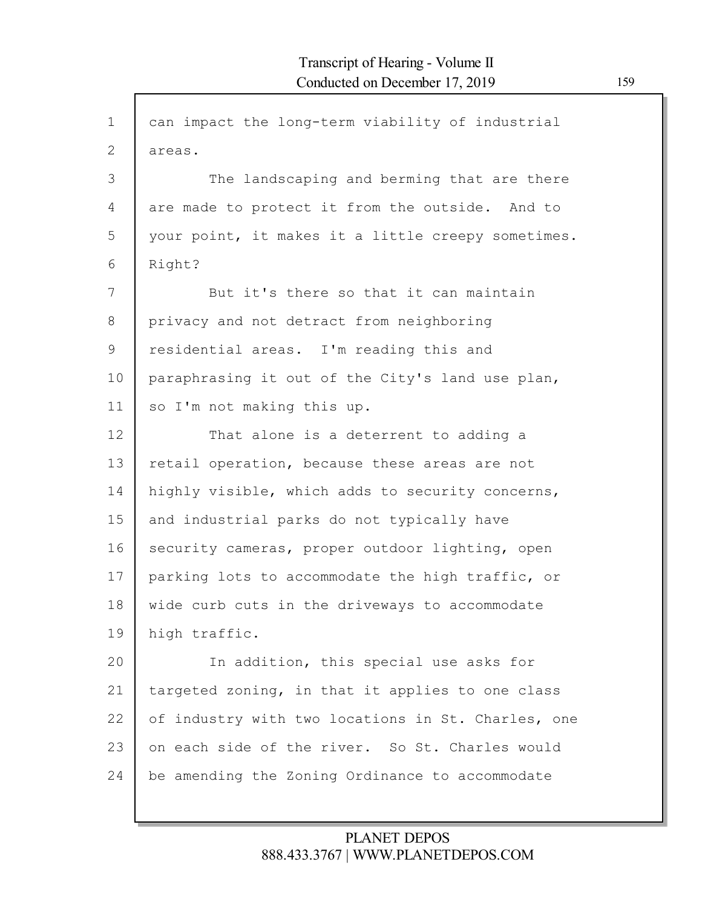can impact the long-term viability of industrial areas.

The landscaping and berming that are there are made to protect it from the outside. And to your point, it makes it a little creepy sometimes. Right?

But it's there so that it can maintain privacy and not detract from neighboring residential areas. I'm reading this and paraphrasing it out of the City's land use plan, so I'm not making this up.

That alone is a deterrent to adding a retail operation, because these areas are not highly visible, which adds to security concerns, and industrial parks do not typically have security cameras, proper outdoor lighting, open parking lots to accommodate the high traffic, or wide curb cuts in the driveways to accommodate high traffic.

In addition, this special use asks for targeted zoning, in that it applies to one class of industry with two locations in St. Charles, one on each side of the river. So St. Charles would be amending the Zoning Ordinance to accommodate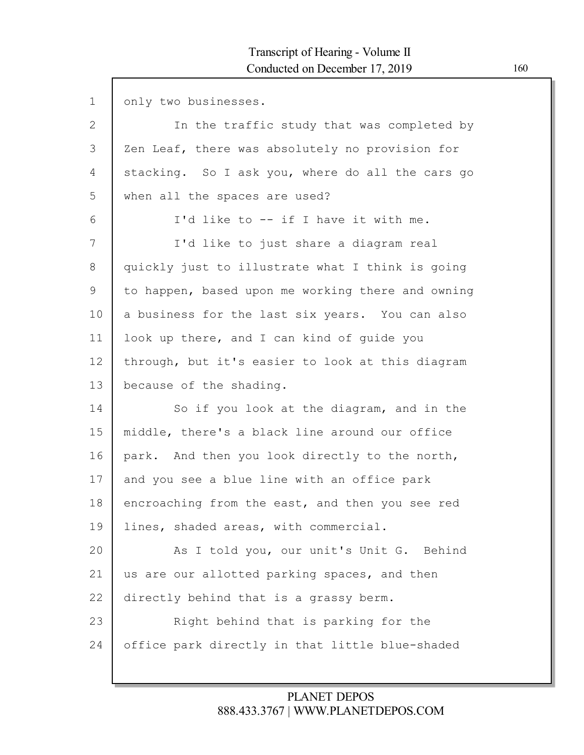only two businesses.

In the traffic study that was completed by Zen Leaf, there was absolutely no provision for stacking. So I ask you, where do all the cars go when all the spaces are used?

I'd like to -- if I have it with me.

I'd like to just share a diagram real quickly just to illustrate what I think is going to happen, based upon me working there and owning a business for the last six years. You can also look up there, and I can kind of guide you through, but it's easier to look at this diagram because of the shading.

So if you look at the diagram, and in the middle, there's a black line around our office park. And then you look directly to the north, and you see a blue line with an office park encroaching from the east, and then you see red lines, shaded areas, with commercial.

As I told you, our unit's Unit G. Behind us are our allotted parking spaces, and then directly behind that is a grassy berm.

Right behind that is parking for the office park directly in that little blue-shaded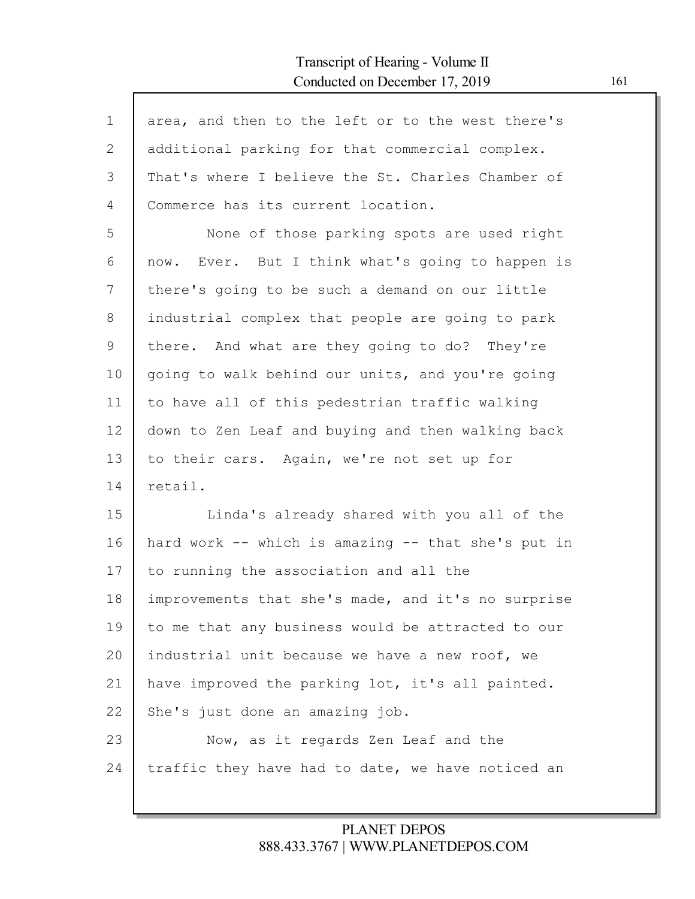area, and then to the left or to the west there's additional parking for that commercial complex. That's where I believe the St. Charles Chamber of Commerce has its current location.

None of those parking spots are used right now. Ever. But I think what's going to happen is there's going to be such a demand on our little industrial complex that people are going to park there. And what are they going to do? They're going to walk behind our units, and you're going to have all of this pedestrian traffic walking down to Zen Leaf and buying and then walking back to their cars. Again, we're not set up for retail.

Linda's already shared with you all of the hard work -- which is amazing -- that she's put in to running the association and all the improvements that she's made, and it's no surprise to me that any business would be attracted to our industrial unit because we have a new roof, we have improved the parking lot, it's all painted. She's just done an amazing job.

Now, as it regards Zen Leaf and the traffic they have had to date, we have noticed an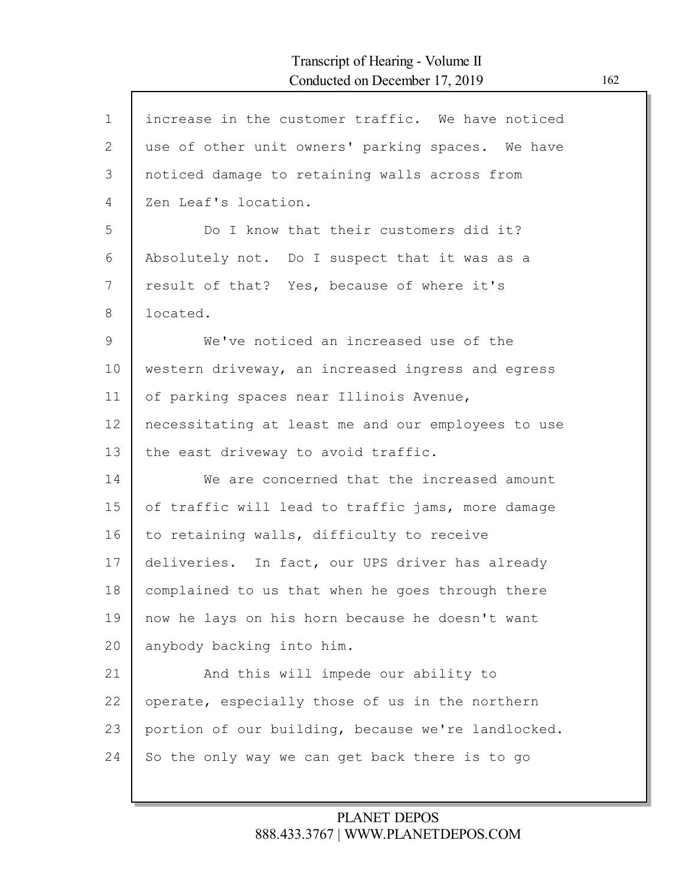increase in the customer traffic. We have noticed use of other unit owners' parking spaces. We have noticed damage to retaining walls across from Zen Leaf's location.

Do I know that their customers did it? Absolutely not. Do I suspect that it was as a result of that? Yes, because of where it's located.

We've noticed an increased use of the western driveway, an increased ingress and egress of parking spaces near Illinois Avenue, necessitating at least me and our employees to use the east driveway to avoid traffic.

We are concerned that the increased amount of traffic will lead to traffic jams, more damage to retaining walls, difficulty to receive deliveries. In fact, our UPS driver has already complained to us that when he goes through there now he lays on his horn because he doesn't want anybody backing into him.

And this will impede our ability to operate, especially those of us in the northern portion of our building, because we're landlocked. So the only way we can get back there is to go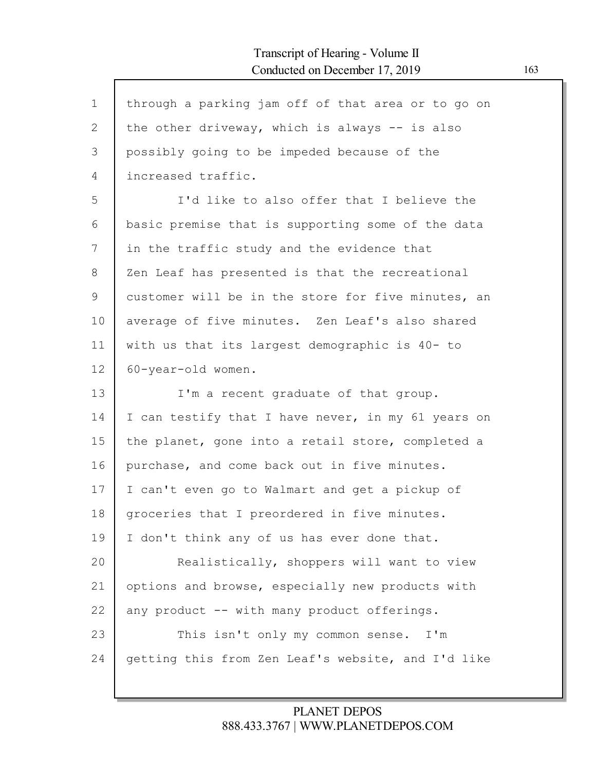through a parking jam off of that area or to go on the other driveway, which is always -- is also possibly going to be impeded because of the increased traffic.

I'd like to also offer that I believe the basic premise that is supporting some of the data in the traffic study and the evidence that Zen Leaf has presented is that the recreational customer will be in the store for five minutes, an average of five minutes. Zen Leaf's also shared with us that its largest demographic is 40- to 60-year-old women.

I'm a recent graduate of that group. I can testify that I have never, in my 61 years on the planet, gone into a retail store, completed a purchase, and come back out in five minutes. I can't even go to Walmart and get a pickup of groceries that I preordered in five minutes. I don't think any of us has ever done that.

Realistically, shoppers will want to view options and browse, especially new products with any product -- with many product offerings.

This isn't only my common sense. I'm getting this from Zen Leaf's website, and I'd like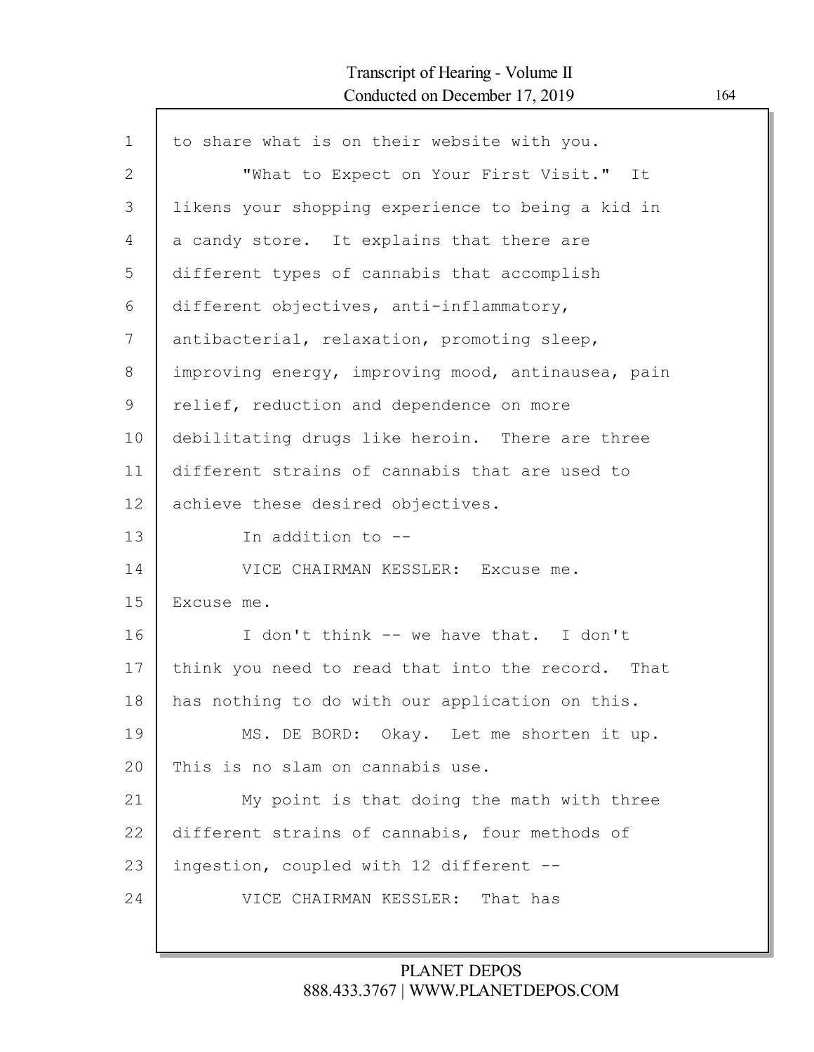to share what is on their website with you.

"What to Expect on Your First Visit." It likens your shopping experience to being a kid in a candy store. It explains that there are different types of cannabis that accomplish different objectives, anti-inflammatory, antibacterial, relaxation, promoting sleep, improving energy, improving mood, antinausea, pain relief, reduction and dependence on more debilitating drugs like heroin. There are three different strains of cannabis that are used to achieve these desired objectives.

In addition to --

VICE CHAIRMAN KESSLER: Excuse me. Excuse me.

I don't think -- we have that. I don't think you need to read that into the record. That has nothing to do with our application on this.

MS. DE BORD: Okay. Let me shorten it up. This is no slam on cannabis use.

My point is that doing the math with three different strains of cannabis, four methods of ingestion, coupled with 12 different --

VICE CHAIRMAN KESSLER: That has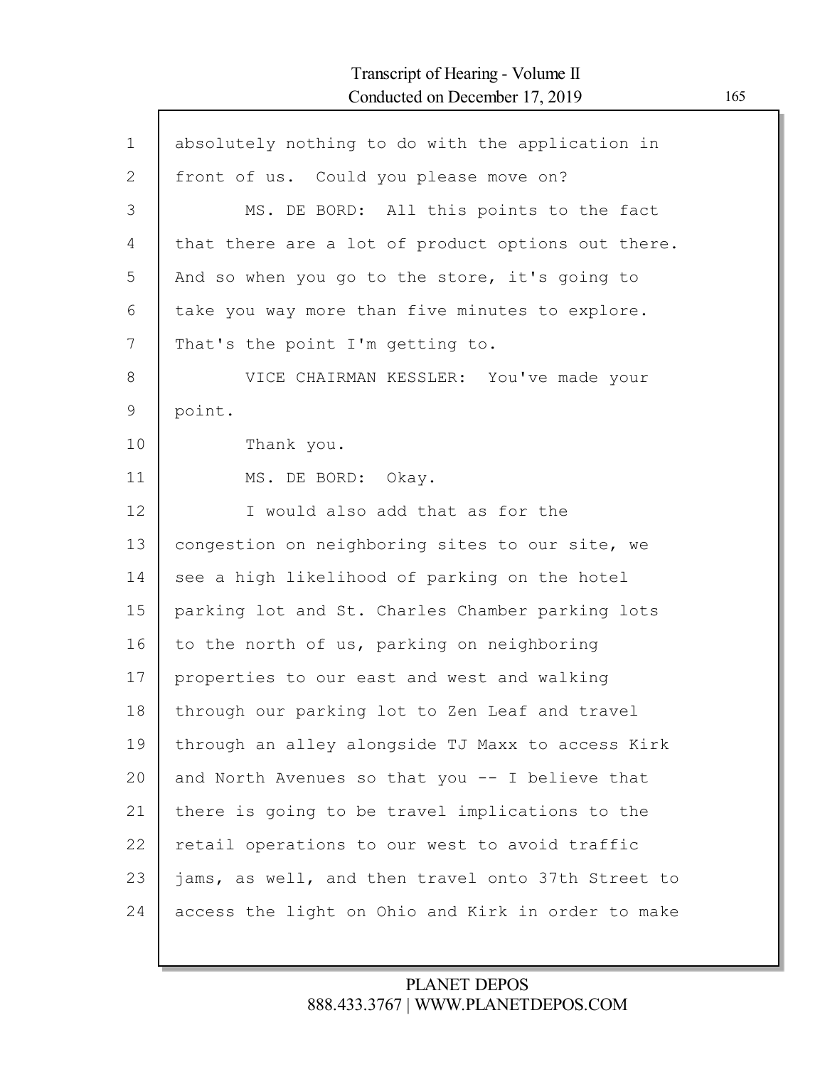absolutely nothing to do with the application in front of us. Could you please move on?

MS. DE BORD: All this points to the fact that there are a lot of product options out there. And so when you go to the store, it's going to take you way more than five minutes to explore. That's the point I'm getting to.

VICE CHAIRMAN KESSLER: You've made your point.

Thank you.

MS. DE BORD: Okay.

I would also add that as for the congestion on neighboring sites to our site, we see a high likelihood of parking on the hotel parking lot and St. Charles Chamber parking lots to the north of us, parking on neighboring properties to our east and west and walking through our parking lot to Zen Leaf and travel through an alley alongside TJ Maxx to access Kirk and North Avenues so that you -- I believe that there is going to be travel implications to the retail operations to our west to avoid traffic jams, as well, and then travel onto 37th Street to access the light on Ohio and Kirk in order to make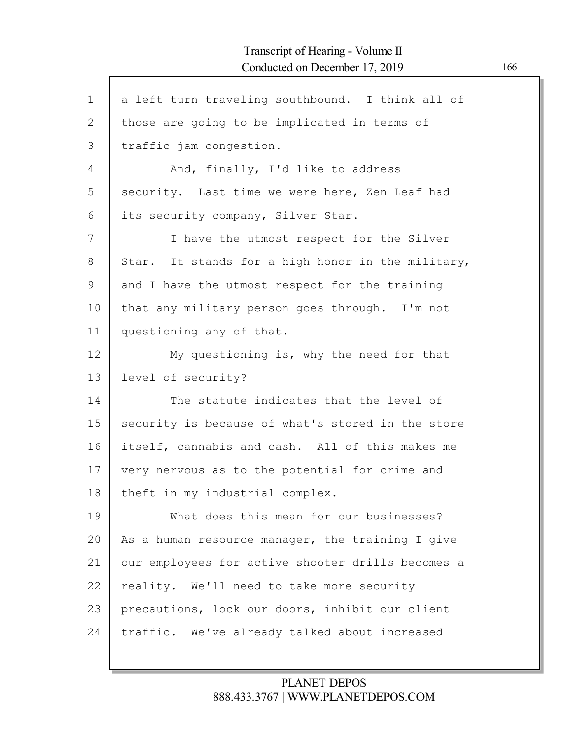a left turn traveling southbound. I think all of those are going to be implicated in terms of traffic jam congestion.

And, finally, I'd like to address security. Last time we were here, Zen Leaf had its security company, Silver Star.

I have the utmost respect for the Silver Star. It stands for a high honor in the military, and I have the utmost respect for the training that any military person goes through. I'm not questioning any of that.

My questioning is, why the need for that level of security?

The statute indicates that the level of security is because of what's stored in the store itself, cannabis and cash. All of this makes me very nervous as to the potential for crime and theft in my industrial complex.

What does this mean for our businesses? As a human resource manager, the training I give our employees for active shooter drills becomes a reality. We'll need to take more security precautions, lock our doors, inhibit our client traffic. We've already talked about increased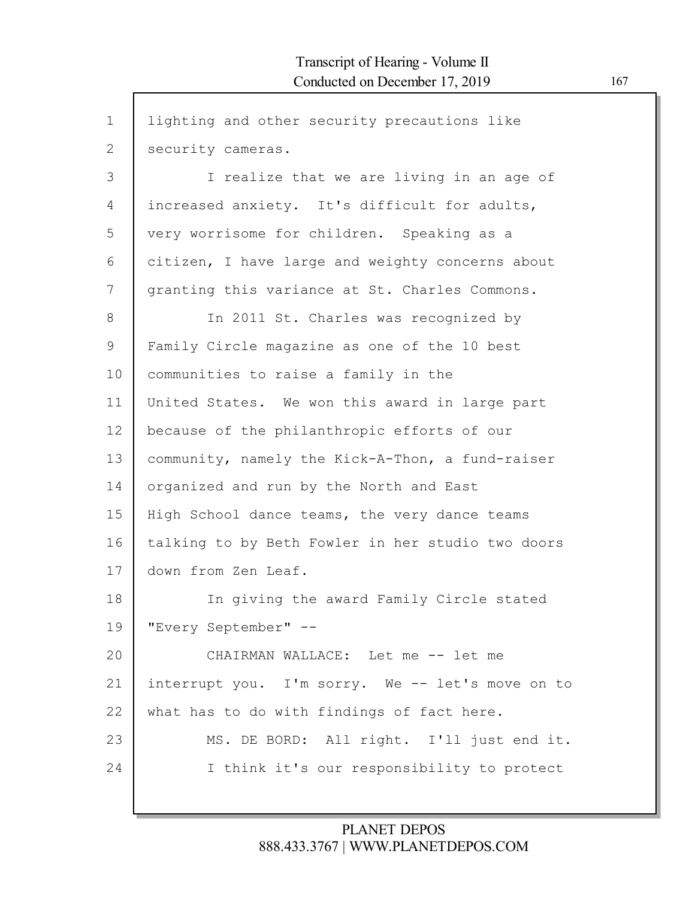lighting and other security precautions like security cameras.

I realize that we are living in an age of increased anxiety. It's difficult for adults, very worrisome for children. Speaking as a citizen, I have large and weighty concerns about granting this variance at St. Charles Commons.

In 2011 St. Charles was recognized by Family Circle magazine as one of the 10 best communities to raise a family in the United States. We won this award in large part because of the philanthropic efforts of our community, namely the Kick-A-Thon, a fund-raiser organized and run by the North and East High School dance teams, the very dance teams talking to by Beth Fowler in her studio two doors down from Zen Leaf.

In giving the award Family Circle stated "Every September" --

CHAIRMAN WALLACE: Let me -- let me interrupt you. I'm sorry. We -- let's move on to what has to do with findings of fact here.

MS. DE BORD: All right. I'll just end it.

I think it's our responsibility to protect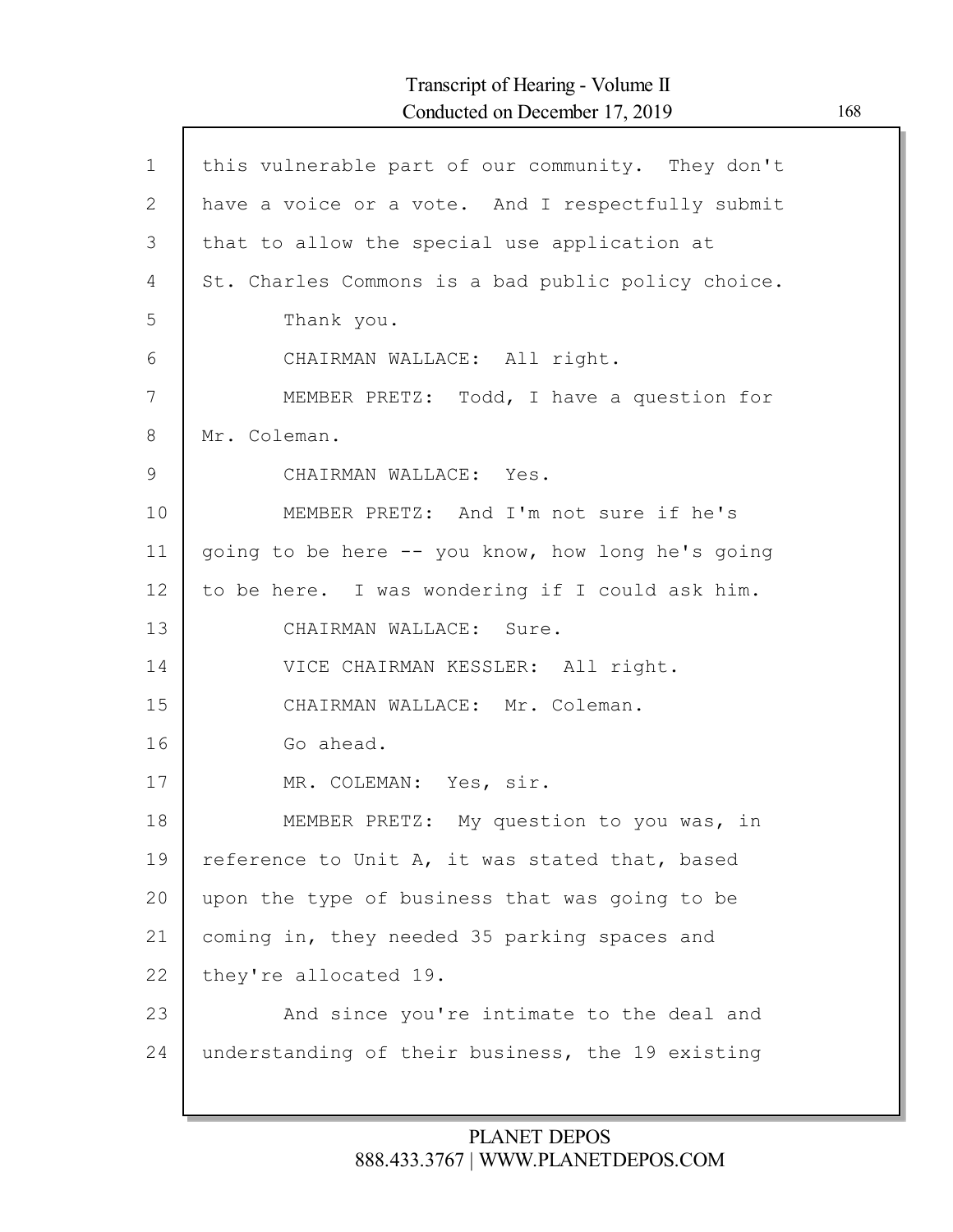this vulnerable part of our community. They don't have a voice or a vote. And I respectfully submit that to allow the special use application at St. Charles Commons is a bad public policy choice.

Thank you.

CHAIRMAN WALLACE: All right.

MEMBER PRETZ: Todd, I have a question for Mr. Coleman.

CHAIRMAN WALLACE: Yes.

MEMBER PRETZ: And I'm not sure if he's going to be here -- you know, how long he's going to be here. I was wondering if I could ask him.

CHAIRMAN WALLACE: Sure.

VICE CHAIRMAN KESSLER: All right.

CHAIRMAN WALLACE: Mr. Coleman.

Go ahead.

MR. COLEMAN: Yes, sir.

MEMBER PRETZ: My question to you was, in reference to Unit A, it was stated that, based upon the type of business that was going to be coming in, they needed 35 parking spaces and they're allocated 19.

And since you're intimate to the deal and understanding of their business, the 19 existing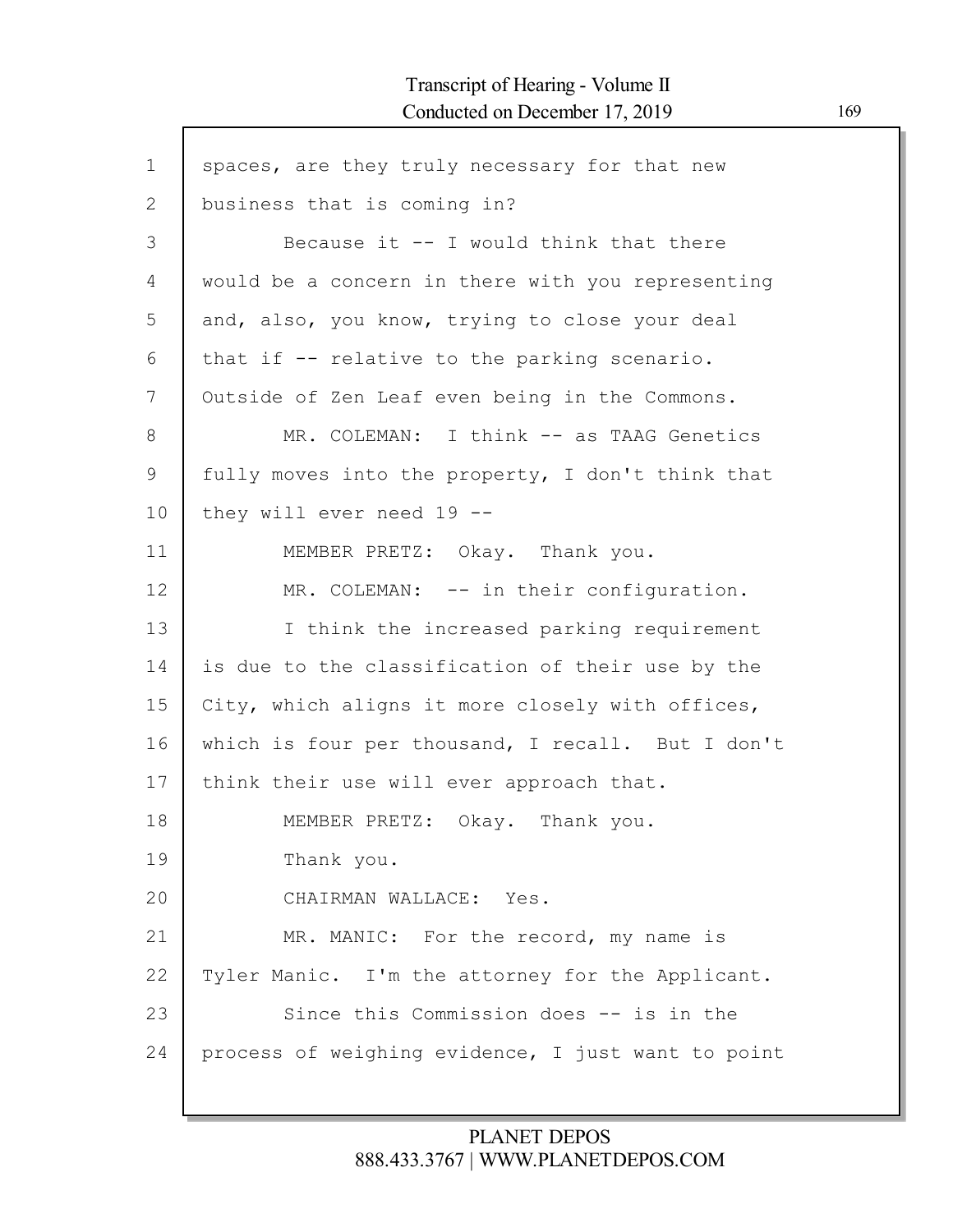spaces, are they truly necessary for that new business that is coming in?

Because it -- I would think that there would be a concern in there with you representing and, also, you know, trying to close your deal that if -- relative to the parking scenario. Outside of Zen Leaf even being in the Commons.

MR. COLEMAN: I think -- as TAAG Genetics fully moves into the property, I don't think that they will ever need 19 --

MEMBER PRETZ: Okay. Thank you.

MR. COLEMAN: -- in their configuration.

I think the increased parking requirement is due to the classification of their use by the City, which aligns it more closely with offices, which is four per thousand, I recall. But I don't think their use will ever approach that.

MEMBER PRETZ: Okay. Thank you.

Thank you.

CHAIRMAN WALLACE: Yes.

MR. MANIC: For the record, my name is Tyler Manic. I'm the attorney for the Applicant.

Since this Commission does -- is in the process of weighing evidence, I just want to point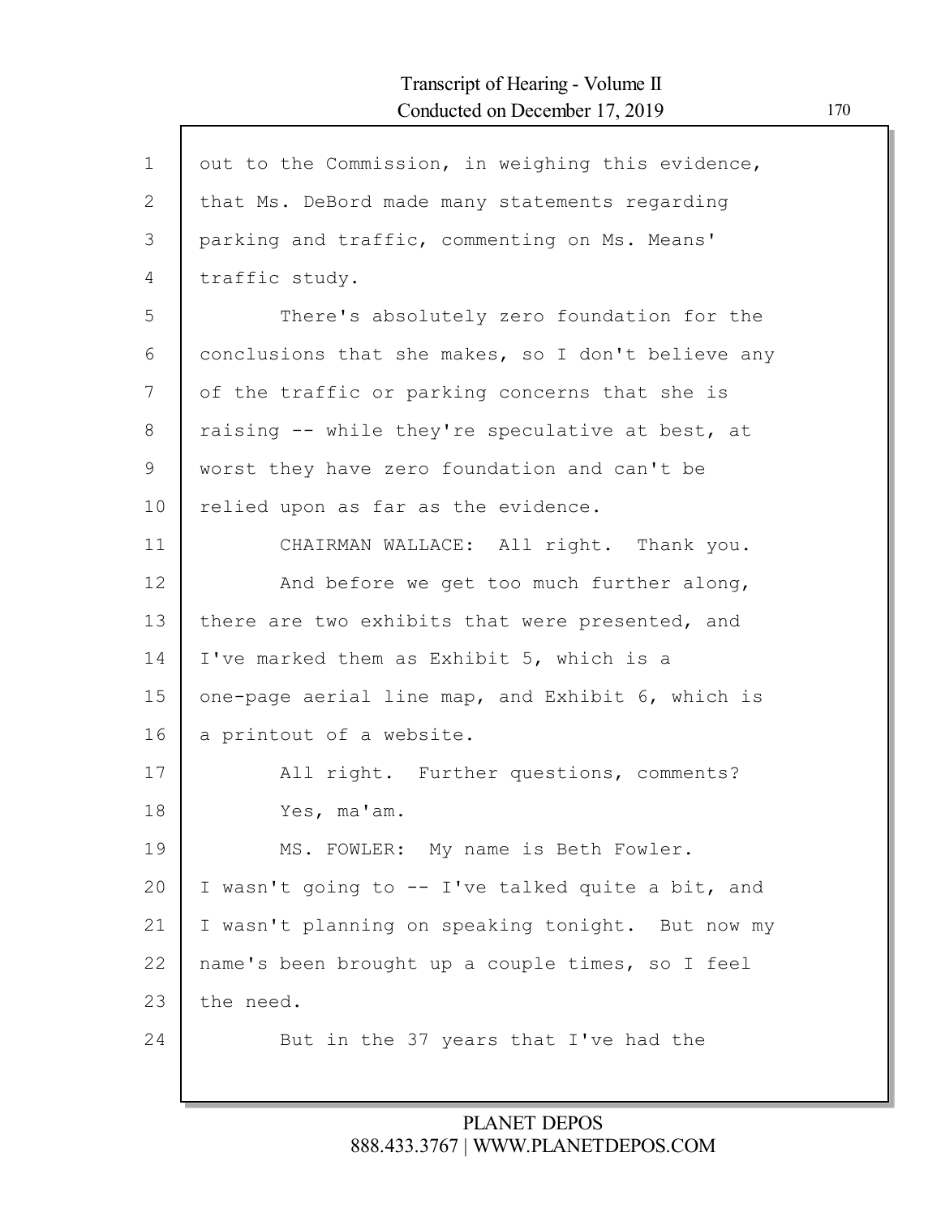out to the Commission, in weighing this evidence, that Ms. DeBord made many statements regarding parking and traffic, commenting on Ms. Means' traffic study.

There's absolutely zero foundation for the conclusions that she makes, so I don't believe any of the traffic or parking concerns that she is raising -- while they're speculative at best, at worst they have zero foundation and can't be relied upon as far as the evidence.

CHAIRMAN WALLACE: All right. Thank you.

And before we get too much further along, there are two exhibits that were presented, and I've marked them as Exhibit 5, which is a one-page aerial line map, and Exhibit 6, which is a printout of a website.

All right. Further questions, comments?

Yes, ma'am.

MS. FOWLER: My name is Beth Fowler. I wasn't going to -- I've talked quite a bit, and I wasn't planning on speaking tonight. But now my name's been brought up a couple times, so I feel the need.

But in the 37 years that I've had the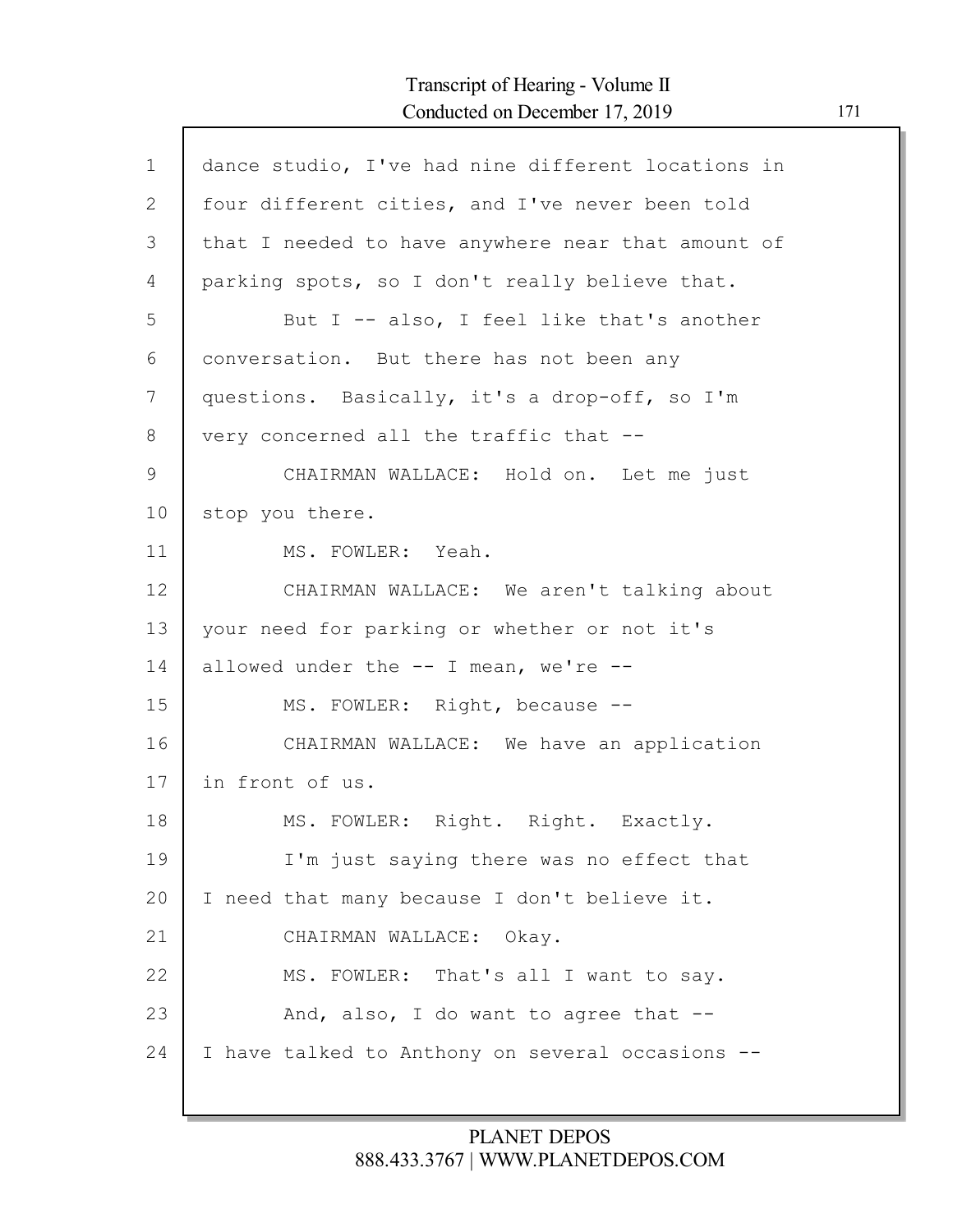dance studio, I've had nine different locations in four different cities, and I've never been told that I needed to have anywhere near that amount of parking spots, so I don't really believe that.

But I -- also, I feel like that's another conversation. But there has not been any questions. Basically, it's a drop-off, so I'm very concerned all the traffic that --

CHAIRMAN WALLACE: Hold on. Let me just stop you there.

MS. FOWLER: Yeah.

CHAIRMAN WALLACE: We aren't talking about your need for parking or whether or not it's allowed under the -- I mean, we're --

MS. FOWLER: Right, because --

CHAIRMAN WALLACE: We have an application in front of us.

MS. FOWLER: Right. Right. Exactly.

I'm just saying there was no effect that I need that many because I don't believe it.

CHAIRMAN WALLACE: Okay.

MS. FOWLER: That's all I want to say.

And, also, I do want to agree that -- I have talked to Anthony on several occasions --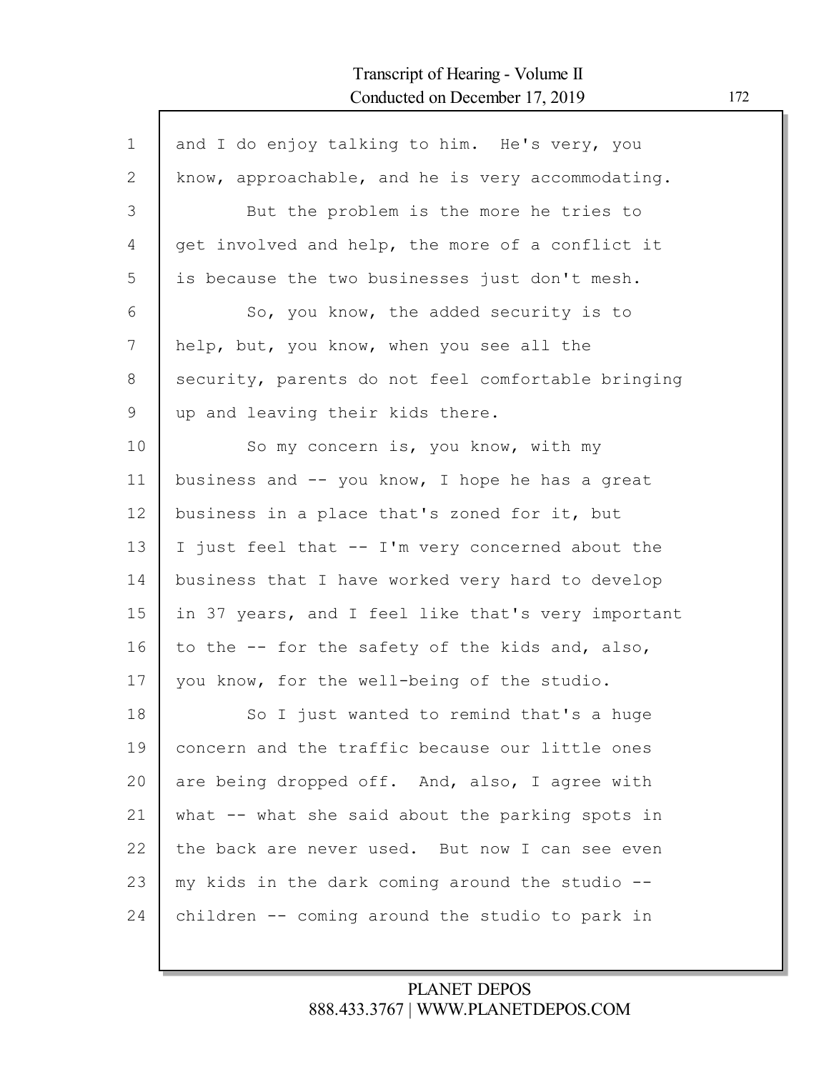and I do enjoy talking to him. He's very, you know, approachable, and he is very accommodating.

But the problem is the more he tries to get involved and help, the more of a conflict it is because the two businesses just don't mesh.

So, you know, the added security is to help, but, you know, when you see all the security, parents do not feel comfortable bringing up and leaving their kids there.

So my concern is, you know, with my business and -- you know, I hope he has a great business in a place that's zoned for it, but I just feel that -- I'm very concerned about the business that I have worked very hard to develop in 37 years, and I feel like that's very important to the -- for the safety of the kids and, also, you know, for the well-being of the studio.

So I just wanted to remind that's a huge concern and the traffic because our little ones are being dropped off. And, also, I agree with what -- what she said about the parking spots in the back are never used. But now I can see even my kids in the dark coming around the studio -- children -- coming around the studio to park in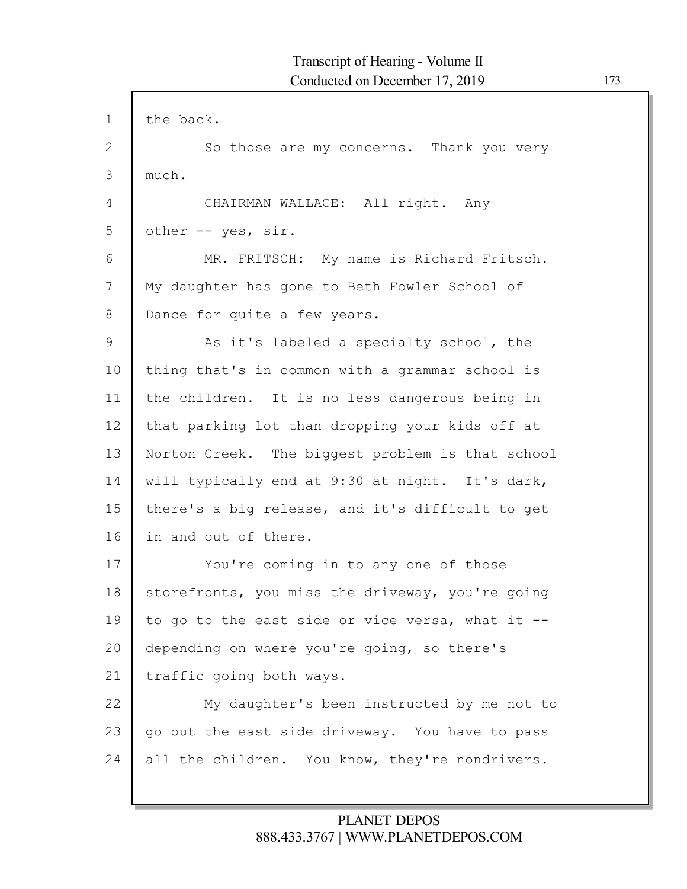the back.

So those are my concerns. Thank you very much.

CHAIRMAN WALLACE: All right. Any other -- yes, sir.

MR. FRITSCH: My name is Richard Fritsch. My daughter has gone to Beth Fowler School of Dance for quite a few years.

As it's labeled a specialty school, the thing that's in common with a grammar school is the children. It is no less dangerous being in that parking lot than dropping your kids off at Norton Creek. The biggest problem is that school will typically end at 9:30 at night. It's dark, there's a big release, and it's difficult to get in and out of there.

You're coming in to any one of those storefronts, you miss the driveway, you're going to go to the east side or vice versa, what it -- depending on where you're going, so there's traffic going both ways.

My daughter's been instructed by me not to go out the east side driveway. You have to pass all the children. You know, they're nondrivers.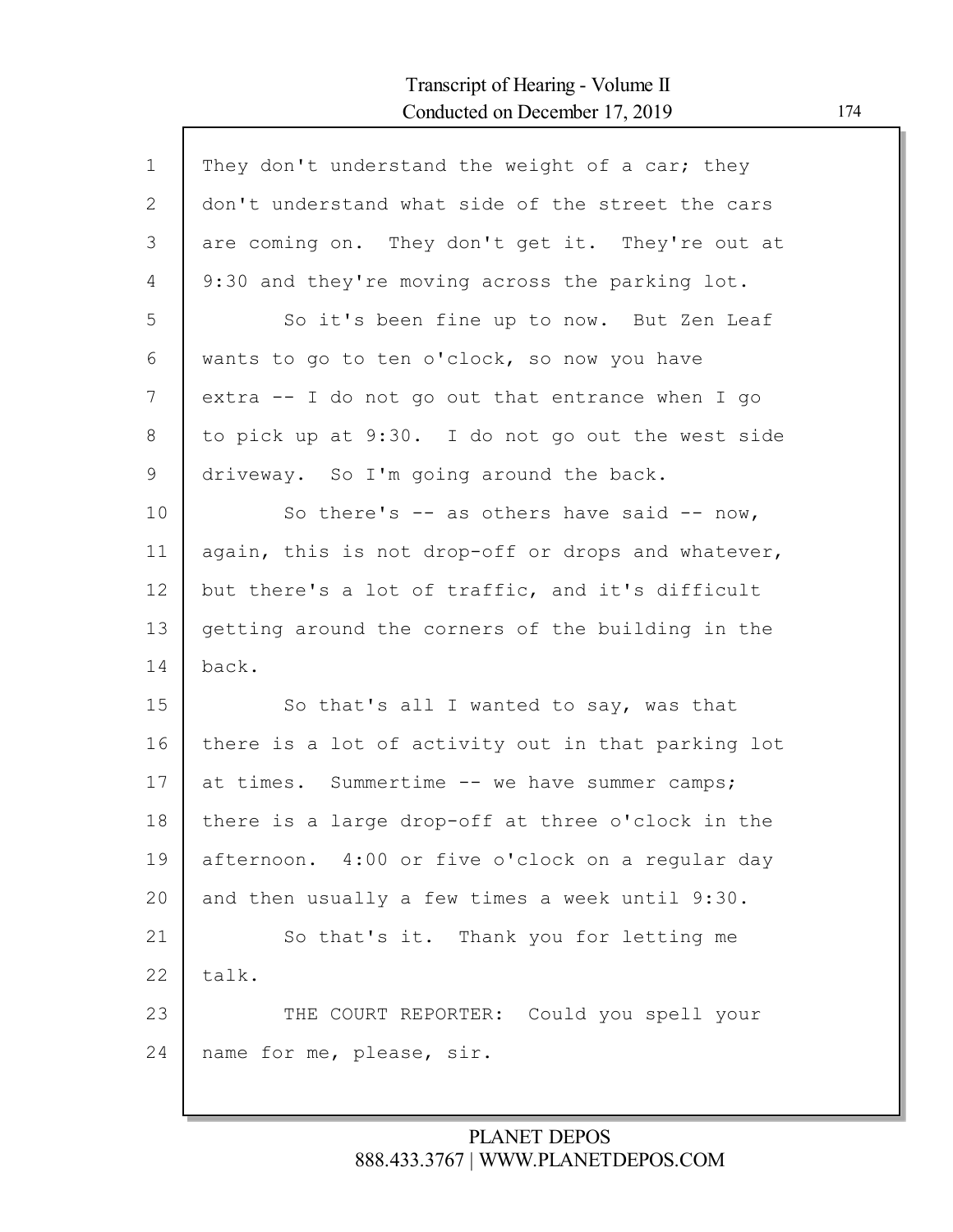They don't understand the weight of a car; they don't understand what side of the street the cars are coming on. They don't get it. They're out at 9:30 and they're moving across the parking lot.

So it's been fine up to now. But Zen Leaf wants to go to ten o'clock, so now you have extra -- I do not go out that entrance when I go to pick up at 9:30. I do not go out the west side driveway. So I'm going around the back.

So there's -- as others have said -- now, again, this is not drop-off or drops and whatever, but there's a lot of traffic, and it's difficult getting around the corners of the building in the back.

So that's all I wanted to say, was that there is a lot of activity out in that parking lot at times. Summertime -- we have summer camps; there is a large drop-off at three o'clock in the afternoon. 4:00 or five o'clock on a regular day and then usually a few times a week until 9:30.

So that's it. Thank you for letting me talk.

THE COURT REPORTER: Could you spell your name for me, please, sir.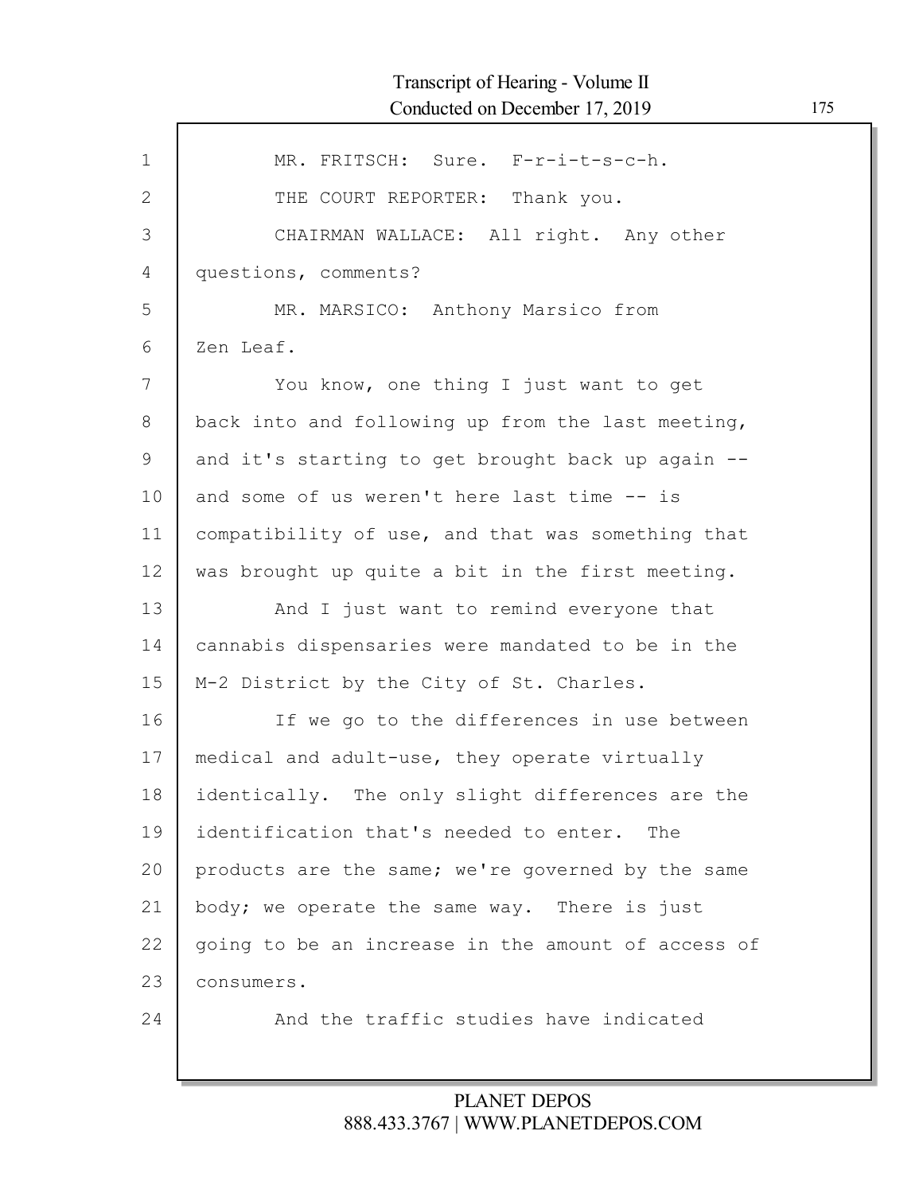MR. FRITSCH: Sure. F-r-i-t-s-c-h.

THE COURT REPORTER: Thank you.

CHAIRMAN WALLACE: All right. Any other questions, comments?

MR. MARSICO: Anthony Marsico from Zen Leaf.

You know, one thing I just want to get back into and following up from the last meeting, and it's starting to get brought back up again -- and some of us weren't here last time -- is compatibility of use, and that was something that was brought up quite a bit in the first meeting.

And I just want to remind everyone that cannabis dispensaries were mandated to be in the M-2 District by the City of St. Charles.

If we go to the differences in use between medical and adult-use, they operate virtually identically. The only slight differences are the identification that's needed to enter. The products are the same; we're governed by the same body; we operate the same way. There is just going to be an increase in the amount of access of consumers.

And the traffic studies have indicated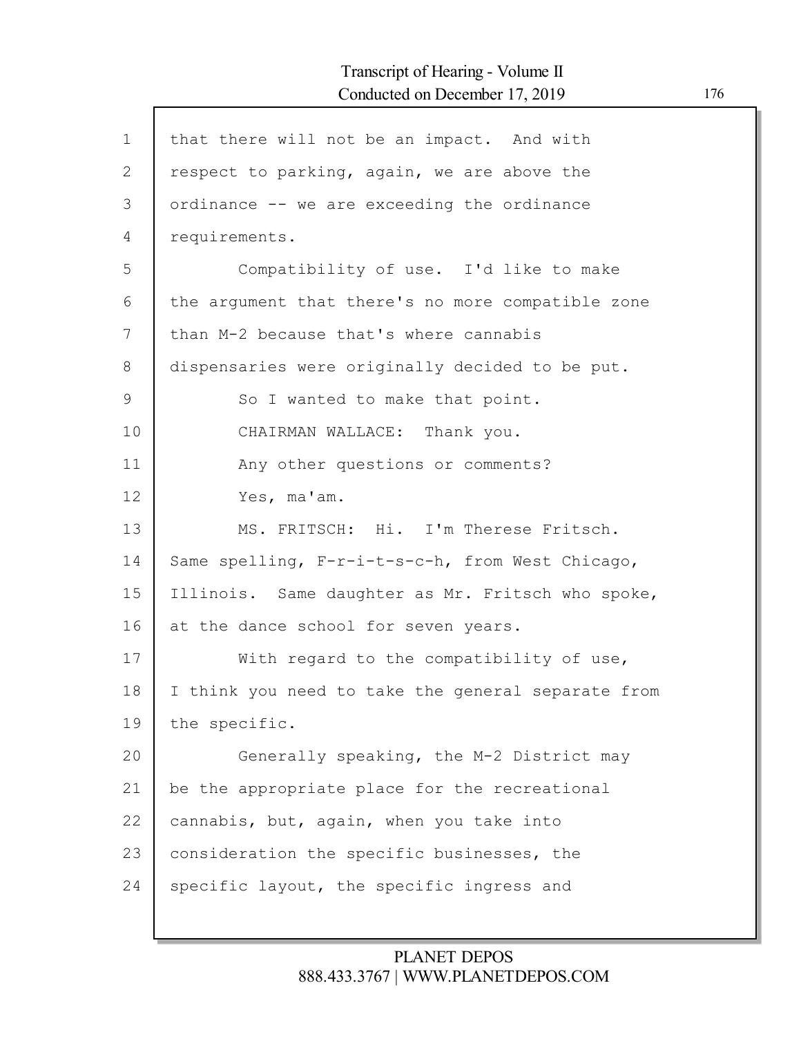that there will not be an impact. And with respect to parking, again, we are above the ordinance -- we are exceeding the ordinance requirements.

Compatibility of use. I'd like to make the argument that there's no more compatible zone than M-2 because that's where cannabis dispensaries were originally decided to be put.

So I wanted to make that point.

CHAIRMAN WALLACE: Thank you.

Any other questions or comments?

Yes, ma'am.

MS. FRITSCH: Hi. I'm Therese Fritsch. Same spelling, F-r-i-t-s-c-h, from West Chicago, Illinois. Same daughter as Mr. Fritsch who spoke, at the dance school for seven years.

With regard to the compatibility of use, I think you need to take the general separate from the specific.

Generally speaking, the M-2 District may be the appropriate place for the recreational cannabis, but, again, when you take into consideration the specific businesses, the specific layout, the specific ingress and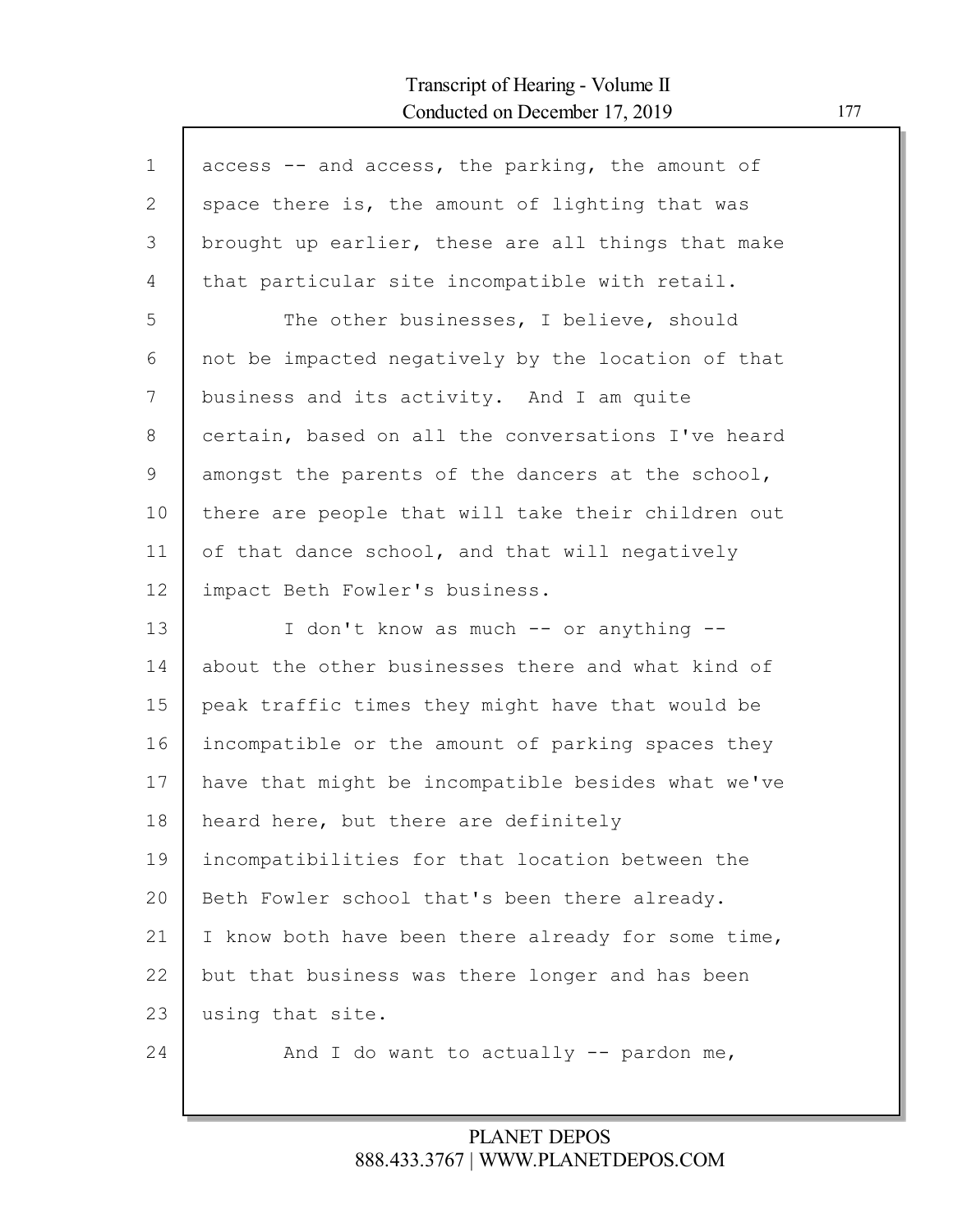access -- and access, the parking, the amount of space there is, the amount of lighting that was brought up earlier, these are all things that make that particular site incompatible with retail.

The other businesses, I believe, should not be impacted negatively by the location of that business and its activity. And I am quite certain, based on all the conversations I've heard amongst the parents of the dancers at the school, there are people that will take their children out of that dance school, and that will negatively impact Beth Fowler's business.

I don't know as much -- or anything -- about the other businesses there and what kind of peak traffic times they might have that would be incompatible or the amount of parking spaces they have that might be incompatible besides what we've heard here, but there are definitely incompatibilities for that location between the Beth Fowler school that's been there already. I know both have been there already for some time, but that business was there longer and has been using that site.

And I do want to actually -- pardon me,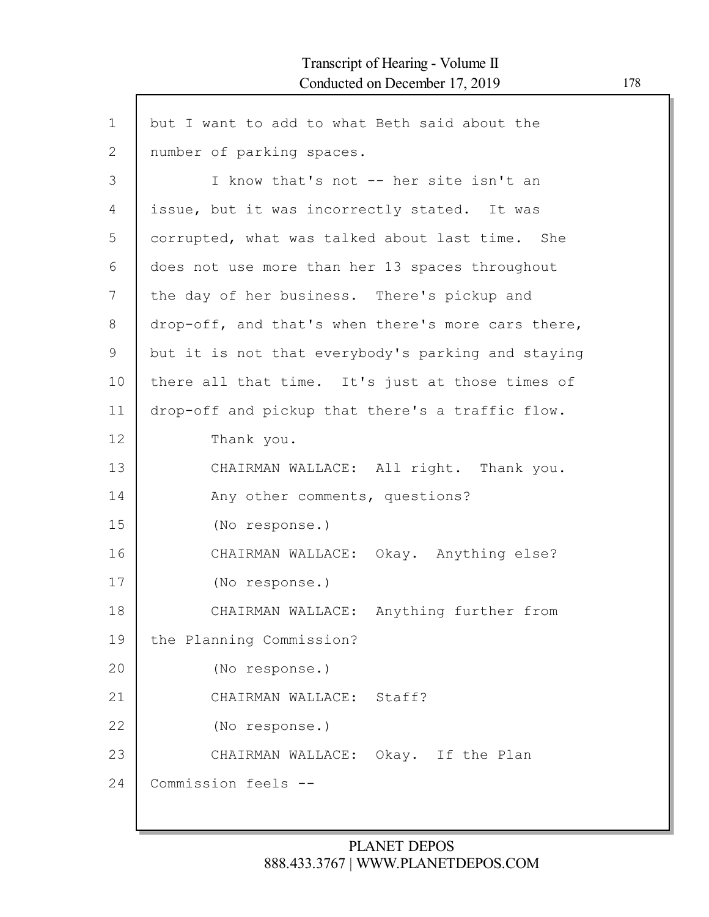but I want to add to what Beth said about the number of parking spaces.

I know that's not -- her site isn't an issue, but it was incorrectly stated. It was corrupted, what was talked about last time. She does not use more than her 13 spaces throughout the day of her business. There's pickup and drop-off, and that's when there's more cars there, but it is not that everybody's parking and staying there all that time. It's just at those times of drop-off and pickup that there's a traffic flow.

Thank you.

CHAIRMAN WALLACE: All right. Thank you.

Any other comments, questions?

(No response.)

CHAIRMAN WALLACE: Okay. Anything else?

(No response.)

CHAIRMAN WALLACE: Anything further from the Planning Commission?

(No response.)

CHAIRMAN WALLACE: Staff?

(No response.)

CHAIRMAN WALLACE: Okay. If the Plan Commission feels --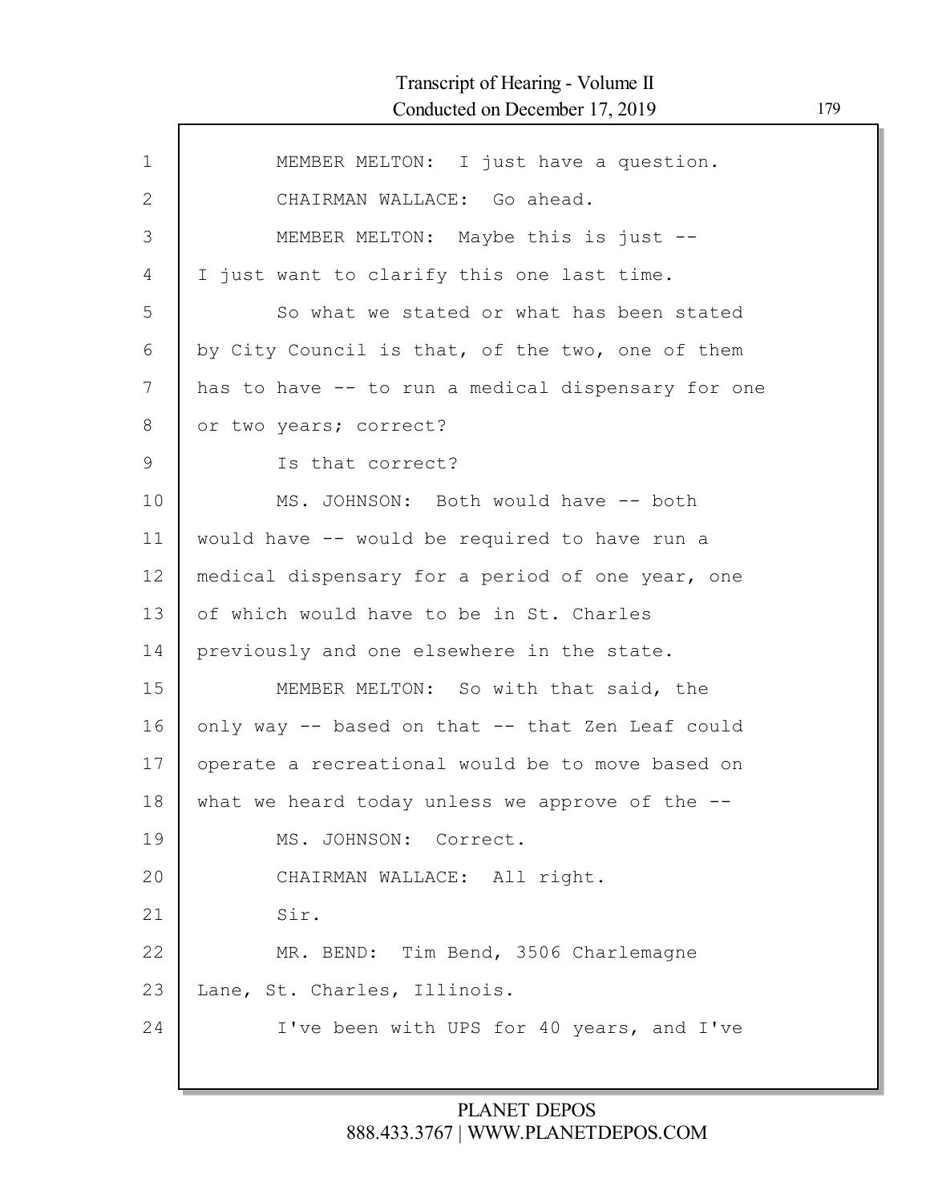MEMBER MELTON: I just have a question.

CHAIRMAN WALLACE: Go ahead.

MEMBER MELTON: Maybe this is just -- I just want to clarify this one last time.

So what we stated or what has been stated by City Council is that, of the two, one of them has to have -- to run a medical dispensary for one or two years; correct?

Is that correct?

MS. JOHNSON: Both would have -- both would have -- would be required to have run a medical dispensary for a period of one year, one of which would have to be in St. Charles previously and one elsewhere in the state.

MEMBER MELTON: So with that said, the only way -- based on that -- that Zen Leaf could operate a recreational would be to move based on what we heard today unless we approve of the --

MS. JOHNSON: Correct.

CHAIRMAN WALLACE: All right.

Sir.

MR. BEND: Tim Bend, 3506 Charlemagne Lane, St. Charles, Illinois.

I've been with UPS for 40 years, and I've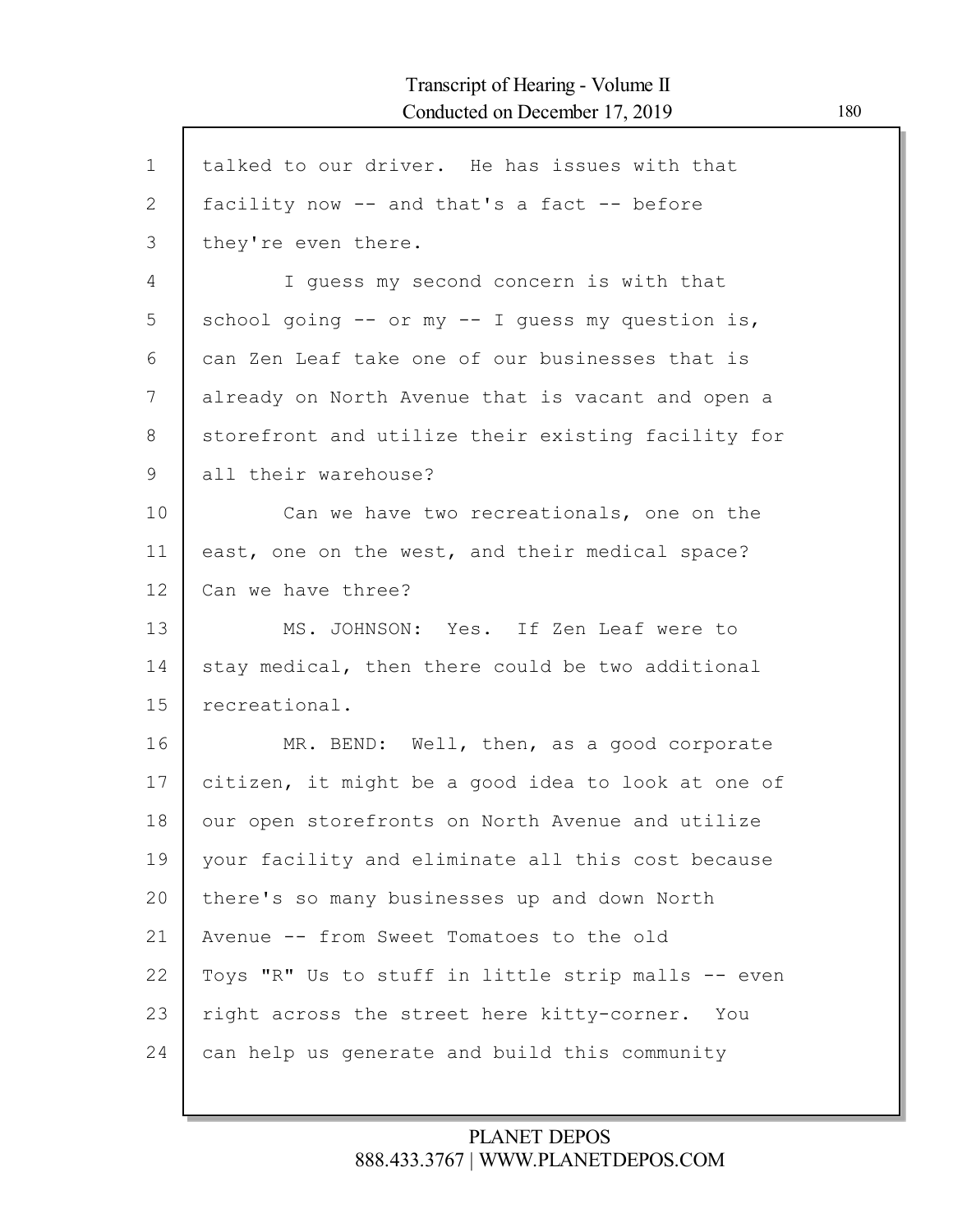talked to our driver. He has issues with that facility now -- and that's a fact -- before they're even there.

I guess my second concern is with that school going -- or my -- I guess my question is, can Zen Leaf take one of our businesses that is already on North Avenue that is vacant and open a storefront and utilize their existing facility for all their warehouse?

Can we have two recreationals, one on the east, one on the west, and their medical space? Can we have three?

MS. JOHNSON: Yes. If Zen Leaf were to stay medical, then there could be two additional recreational.

MR. BEND: Well, then, as a good corporate citizen, it might be a good idea to look at one of our open storefronts on North Avenue and utilize your facility and eliminate all this cost because there's so many businesses up and down North Avenue -- from Sweet Tomatoes to the old Toys "R" Us to stuff in little strip malls -- even right across the street here kitty-corner. You can help us generate and build this community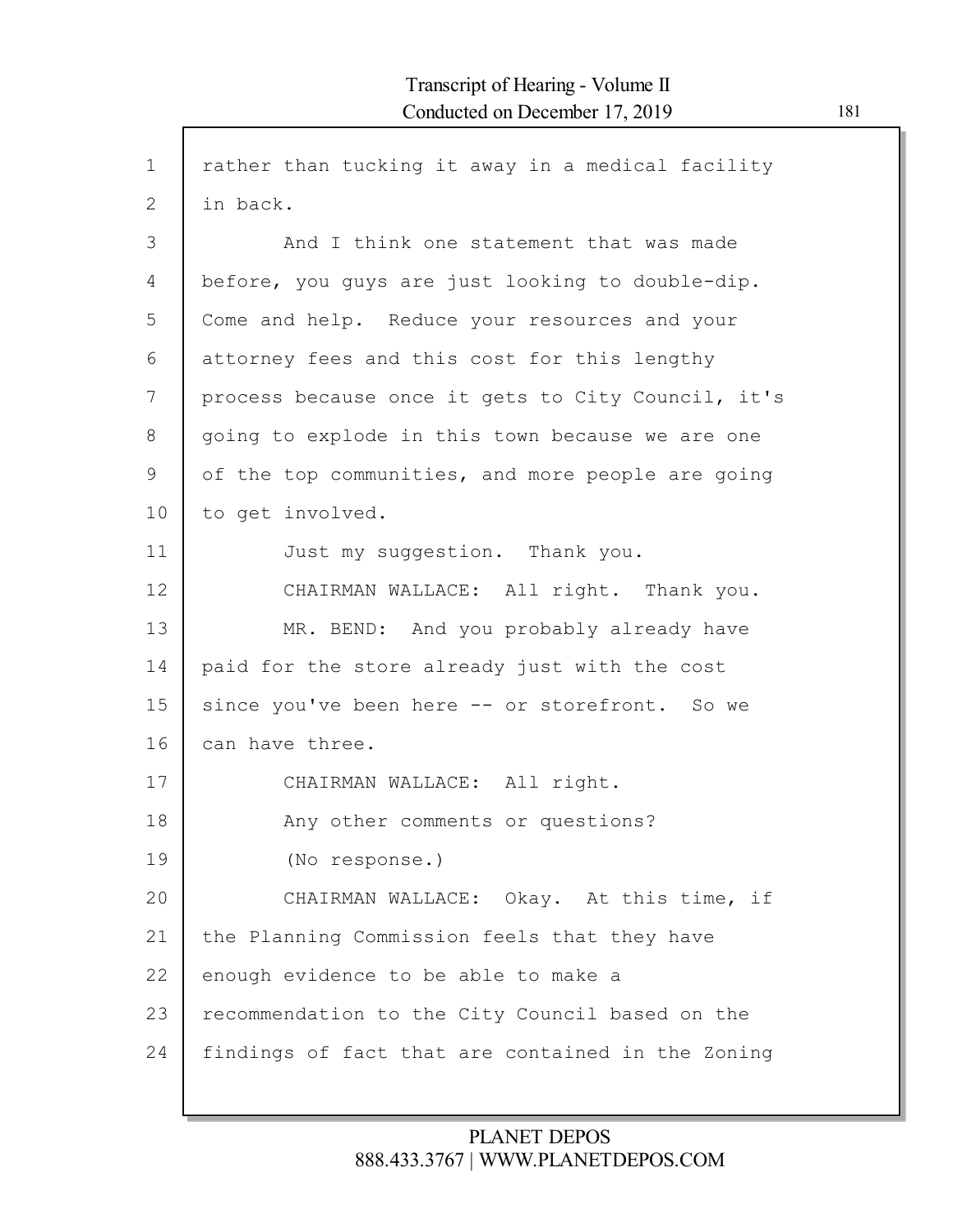rather than tucking it away in a medical facility in back.

And I think one statement that was made before, you guys are just looking to double-dip. Come and help. Reduce your resources and your attorney fees and this cost for this lengthy process because once it gets to City Council, it's going to explode in this town because we are one of the top communities, and more people are going to get involved.

Just my suggestion. Thank you.

CHAIRMAN WALLACE: All right. Thank you.

MR. BEND: And you probably already have paid for the store already just with the cost since you've been here -- or storefront. So we can have three.

CHAIRMAN WALLACE: All right.

Any other comments or questions?

(No response.)

CHAIRMAN WALLACE: Okay. At this time, if the Planning Commission feels that they have enough evidence to be able to make a recommendation to the City Council based on the findings of fact that are contained in the Zoning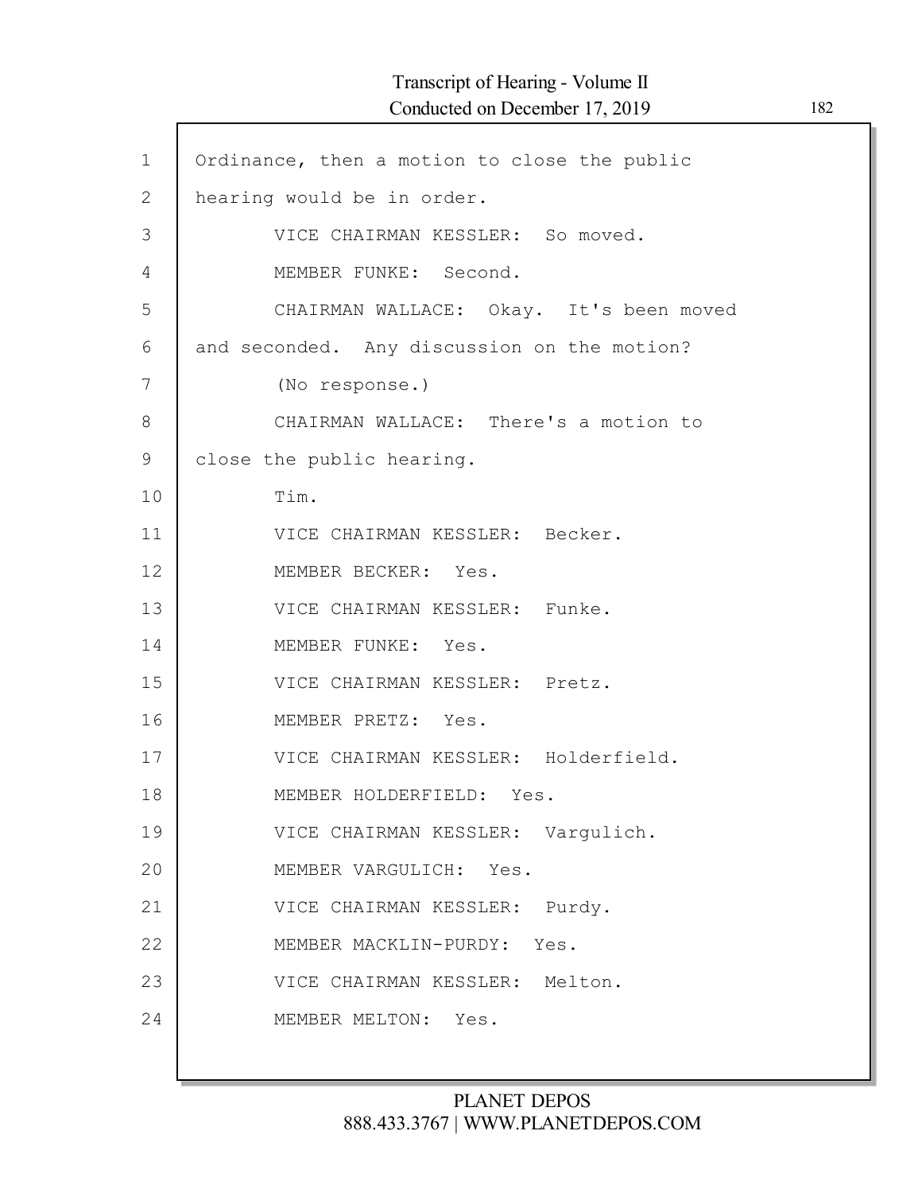Ordinance, then a motion to close the public hearing would be in order.

VICE CHAIRMAN KESSLER: So moved.

MEMBER FUNKE: Second.

CHAIRMAN WALLACE: Okay. It's been moved and seconded. Any discussion on the motion?

(No response.)

CHAIRMAN WALLACE: There's a motion to close the public hearing.

Tim.

VICE CHAIRMAN KESSLER: Becker.

MEMBER BECKER: Yes.

VICE CHAIRMAN KESSLER: Funke.

MEMBER FUNKE: Yes.

VICE CHAIRMAN KESSLER: Pretz.

MEMBER PRETZ: Yes.

VICE CHAIRMAN KESSLER: Holderfield.

MEMBER HOLDERFIELD: Yes.

VICE CHAIRMAN KESSLER: Vargulich.

MEMBER VARGULICH: Yes.

VICE CHAIRMAN KESSLER: Purdy.

MEMBER MACKLIN-PURDY: Yes.

VICE CHAIRMAN KESSLER: Melton.

MEMBER MELTON: Yes.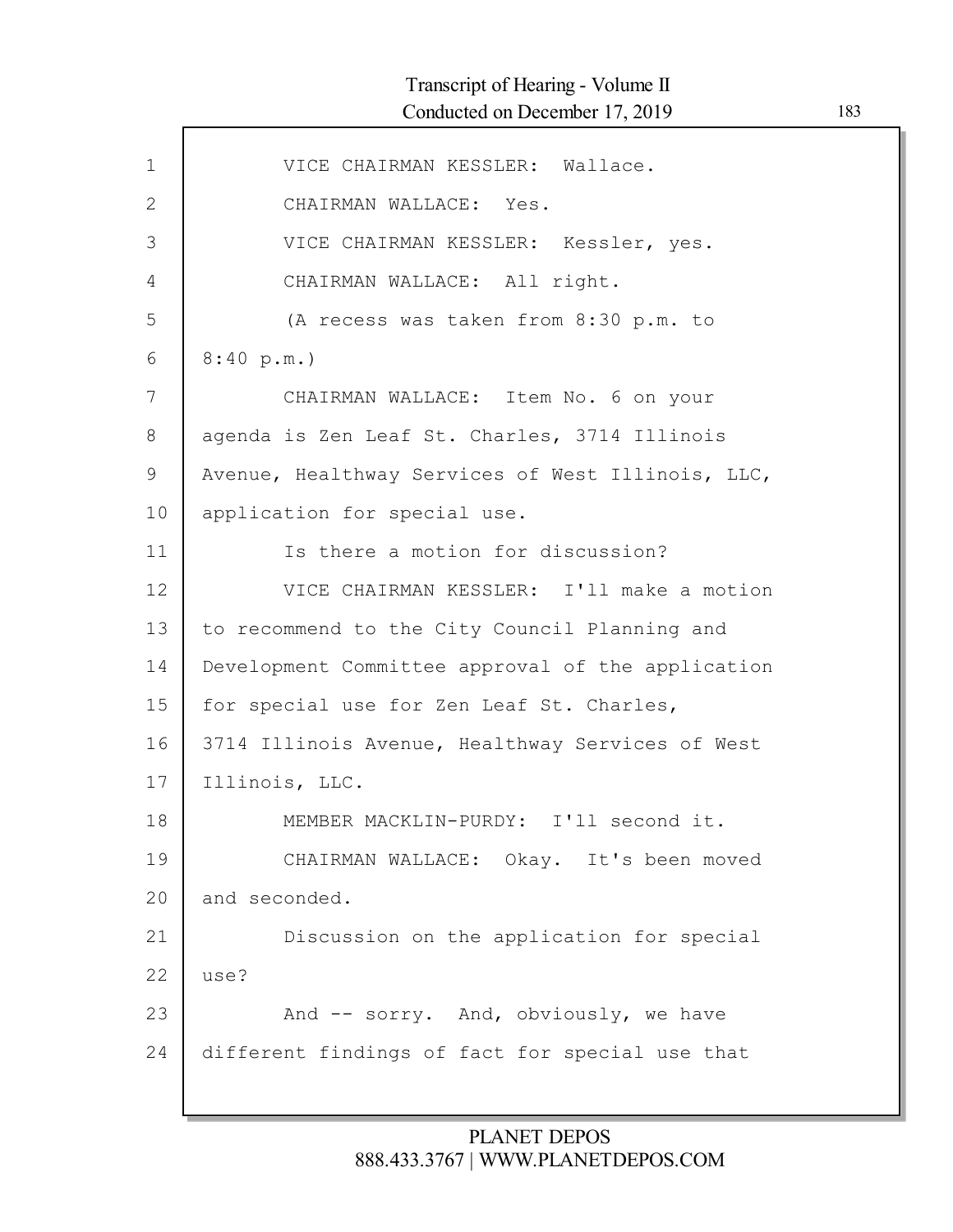VICE CHAIRMAN KESSLER: Wallace.

CHAIRMAN WALLACE: Yes.

VICE CHAIRMAN KESSLER: Kessler, yes.

CHAIRMAN WALLACE: All right.

(A recess was taken from 8:30 p.m. to 8:40 p.m.)

CHAIRMAN WALLACE: Item No. 6 on your agenda is Zen Leaf St. Charles, 3714 Illinois Avenue, Healthway Services of West Illinois, LLC, application for special use.

Is there a motion for discussion?

VICE CHAIRMAN KESSLER: I'll make a motion to recommend to the City Council Planning and Development Committee approval of the application for special use for Zen Leaf St. Charles, 3714 Illinois Avenue, Healthway Services of West Illinois, LLC.

MEMBER MACKLIN-PURDY: I'll second it.

CHAIRMAN WALLACE: Okay. It's been moved and seconded.

Discussion on the application for special use?

And -- sorry. And, obviously, we have different findings of fact for special use that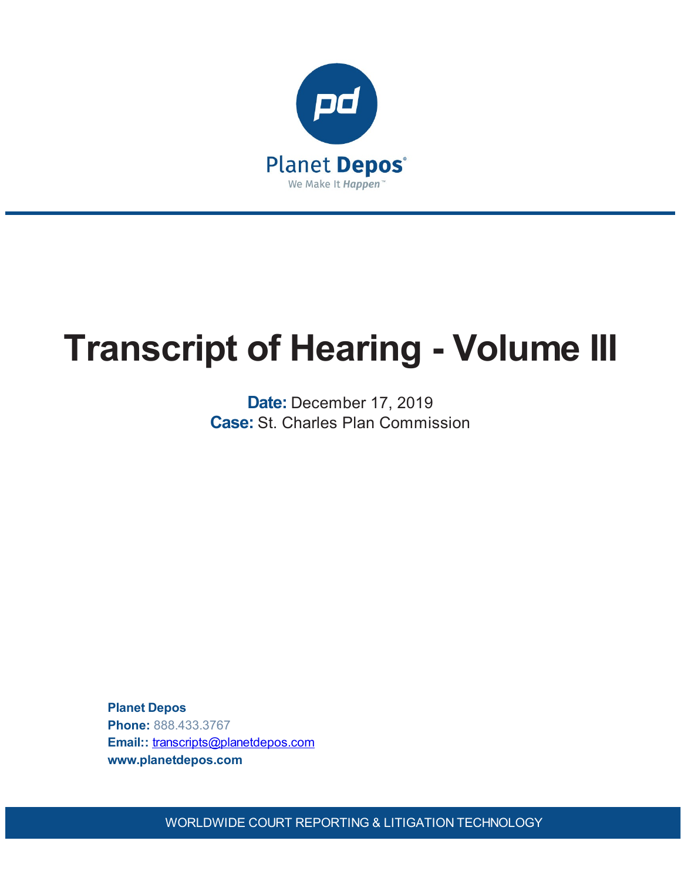Planet Depos

We Make It Happen™

# Transcript of Hearing - Volume III

**Date:** December 17, 2019

**Case:** St. Charles Plan Commission

**Planet Depos**

**Phone:** 888.433.3767

**Email::** transcripts@planetdepos.com

**www.planetdepos.com**

WORLDWIDE COURT REPORTING & LITIGATION TECHNOLOGY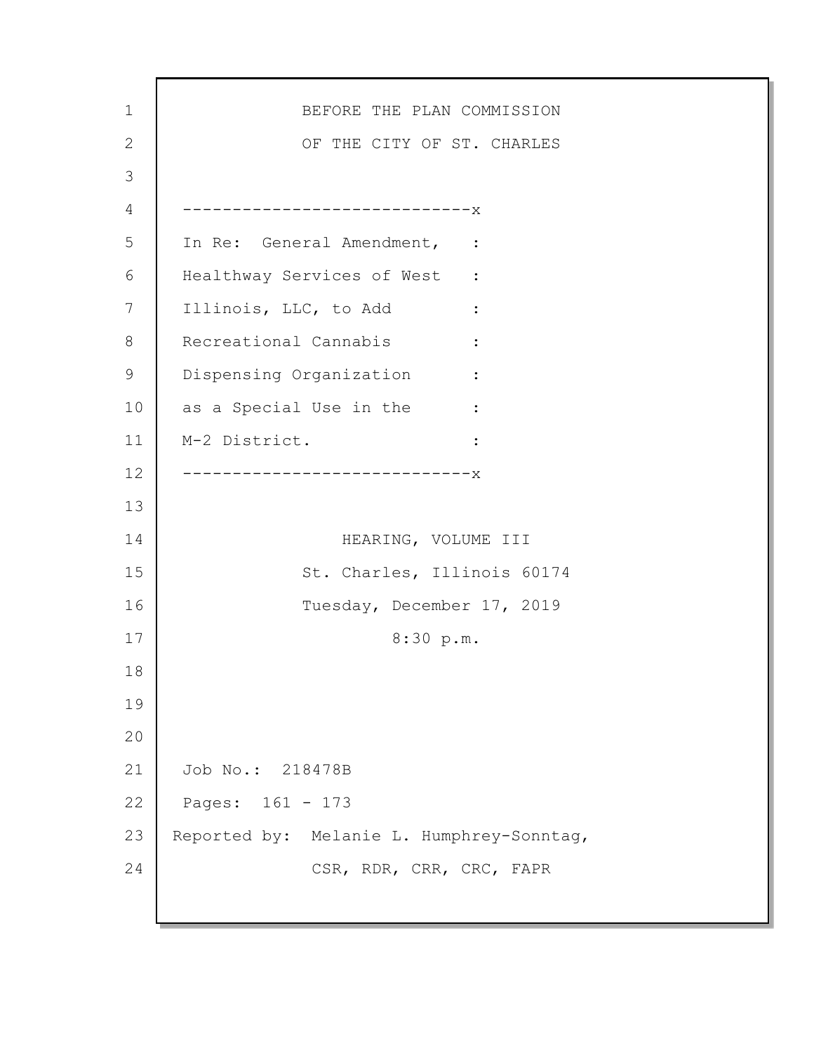BEFORE THE PLAN COMMISSION

OF THE CITY OF ST. CHARLES

-----------------------------x

In Re: General Amendment, :
Healthway Services of West :
Illinois, LLC, to Add :
Recreational Cannabis :
Dispensing Organization :
as a Special Use in the :
M-2 District. :

-----------------------------x

HEARING, VOLUME III

St. Charles, Illinois 60174

Tuesday, December 17, 2019

8:30 p.m.

Job No.: 218478B

Pages: 161 - 173

Reported by: Melanie L. Humphrey-Sonntag,
CSR, RDR, CRR, CRC, FAPR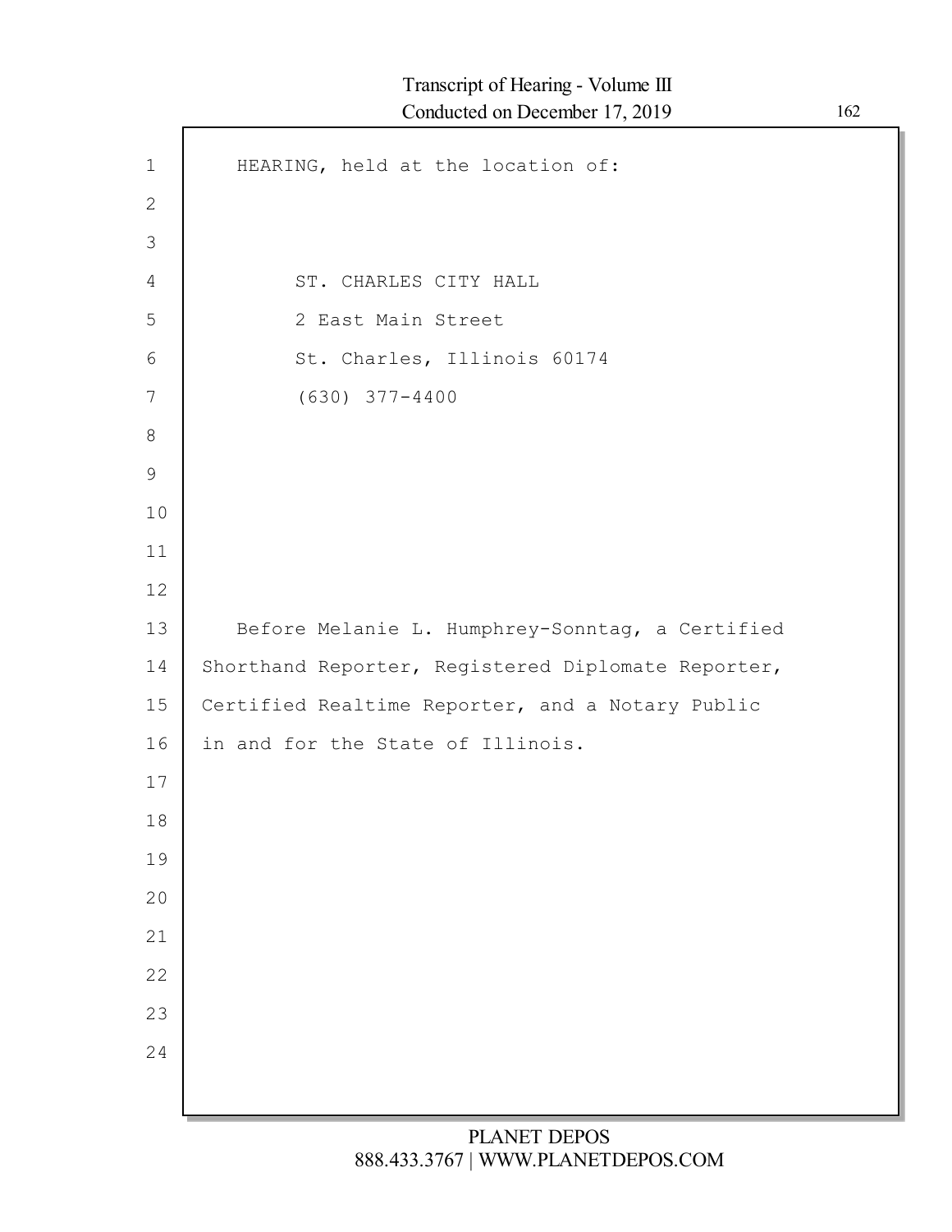HEARING, held at the location of:

ST. CHARLES CITY HALL
2 East Main Street
St. Charles, Illinois 60174
(630) 377-4400

Before Melanie L. Humphrey-Sonntag, a Certified Shorthand Reporter, Registered Diplomate Reporter, Certified Realtime Reporter, and a Notary Public in and for the State of Illinois.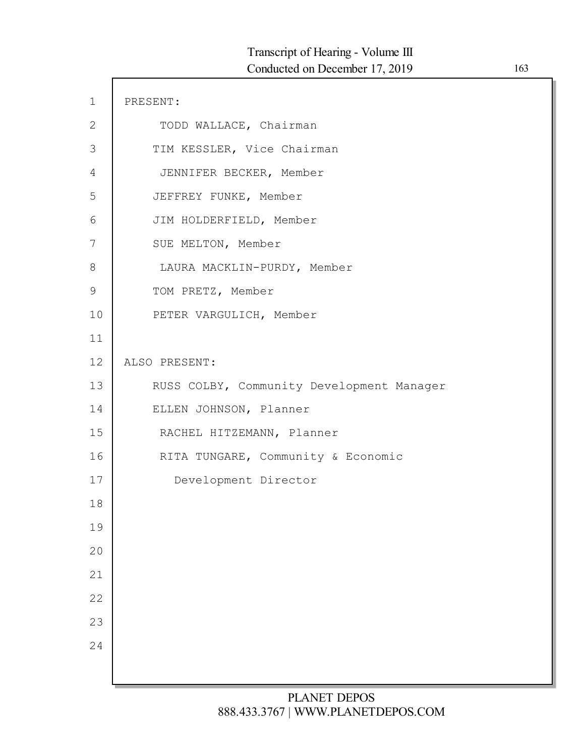PRESENT:

TODD WALLACE, Chairman

TIM KESSLER, Vice Chairman

JENNIFER BECKER, Member

JEFFREY FUNKE, Member

JIM HOLDERFIELD, Member

SUE MELTON, Member

LAURA MACKLIN-PURDY, Member

TOM PRETZ, Member

PETER VARGULICH, Member

ALSO PRESENT:

RUSS COLBY, Community Development Manager

ELLEN JOHNSON, Planner

RACHEL HITZEMANN, Planner

RITA TUNGARE, Community & Economic Development Director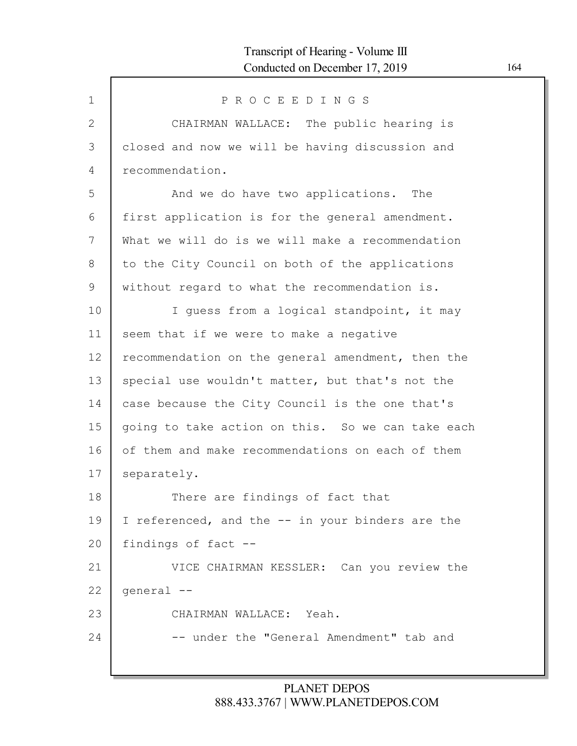P R O C E E D I N G S

CHAIRMAN WALLACE: The public hearing is closed and now we will be having discussion and recommendation.

And we do have two applications. The first application is for the general amendment. What we will do is we will make a recommendation to the City Council on both of the applications without regard to what the recommendation is.

I guess from a logical standpoint, it may seem that if we were to make a negative recommendation on the general amendment, then the special use wouldn't matter, but that's not the case because the City Council is the one that's going to take action on this. So we can take each of them and make recommendations on each of them separately.

There are findings of fact that I referenced, and the -- in your binders are the findings of fact --

VICE CHAIRMAN KESSLER: Can you review the general --

CHAIRMAN WALLACE: Yeah.

-- under the "General Amendment" tab and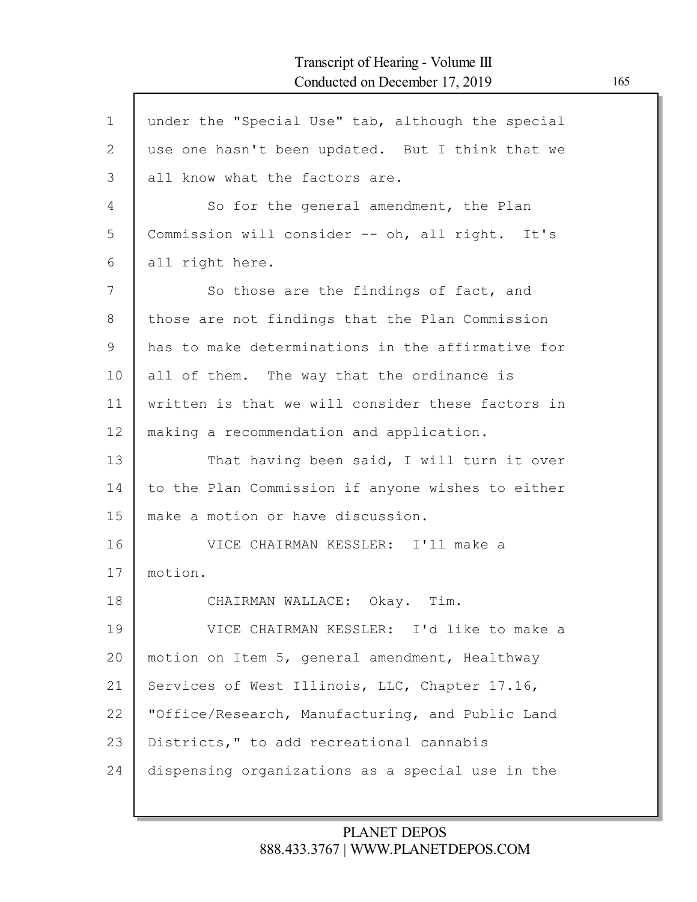under the "Special Use" tab, although the special use one hasn't been updated. But I think that we all know what the factors are.

So for the general amendment, the Plan Commission will consider -- oh, all right. It's all right here.

So those are the findings of fact, and those are not findings that the Plan Commission has to make determinations in the affirmative for all of them. The way that the ordinance is written is that we will consider these factors in making a recommendation and application.

That having been said, I will turn it over to the Plan Commission if anyone wishes to either make a motion or have discussion.

VICE CHAIRMAN KESSLER: I'll make a motion.

CHAIRMAN WALLACE: Okay. Tim.

VICE CHAIRMAN KESSLER: I'd like to make a motion on Item 5, general amendment, Healthway Services of West Illinois, LLC, Chapter 17.16, "Office/Research, Manufacturing, and Public Land Districts," to add recreational cannabis dispensing organizations as a special use in the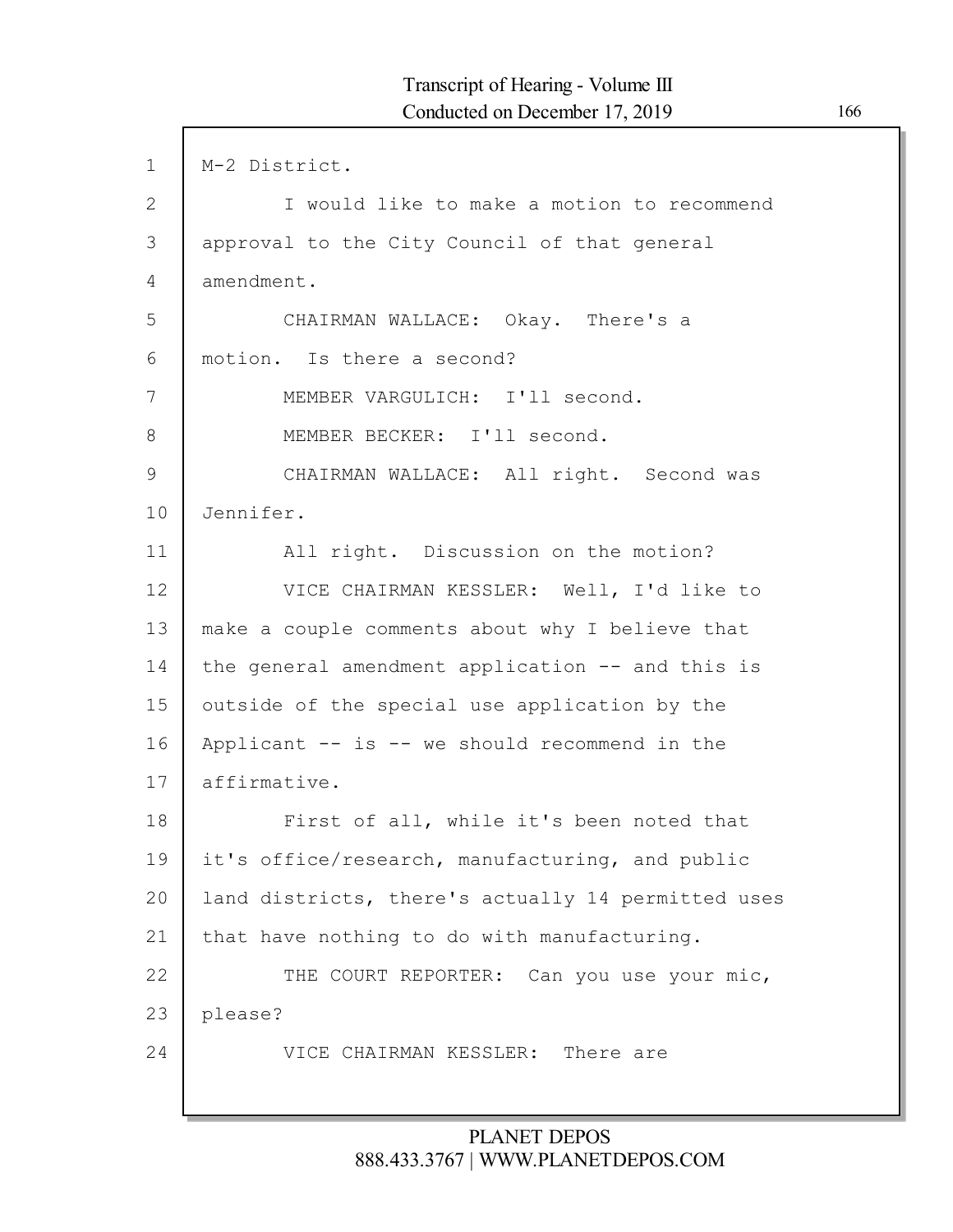M-2 District.

I would like to make a motion to recommend approval to the City Council of that general amendment.

CHAIRMAN WALLACE: Okay. There's a motion. Is there a second?

MEMBER VARGULICH: I'll second.

MEMBER BECKER: I'll second.

CHAIRMAN WALLACE: All right. Second was Jennifer.

All right. Discussion on the motion?

VICE CHAIRMAN KESSLER: Well, I'd like to make a couple comments about why I believe that the general amendment application -- and this is outside of the special use application by the Applicant -- is -- we should recommend in the affirmative.

First of all, while it's been noted that it's office/research, manufacturing, and public land districts, there's actually 14 permitted uses that have nothing to do with manufacturing.

THE COURT REPORTER: Can you use your mic, please?

VICE CHAIRMAN KESSLER: There are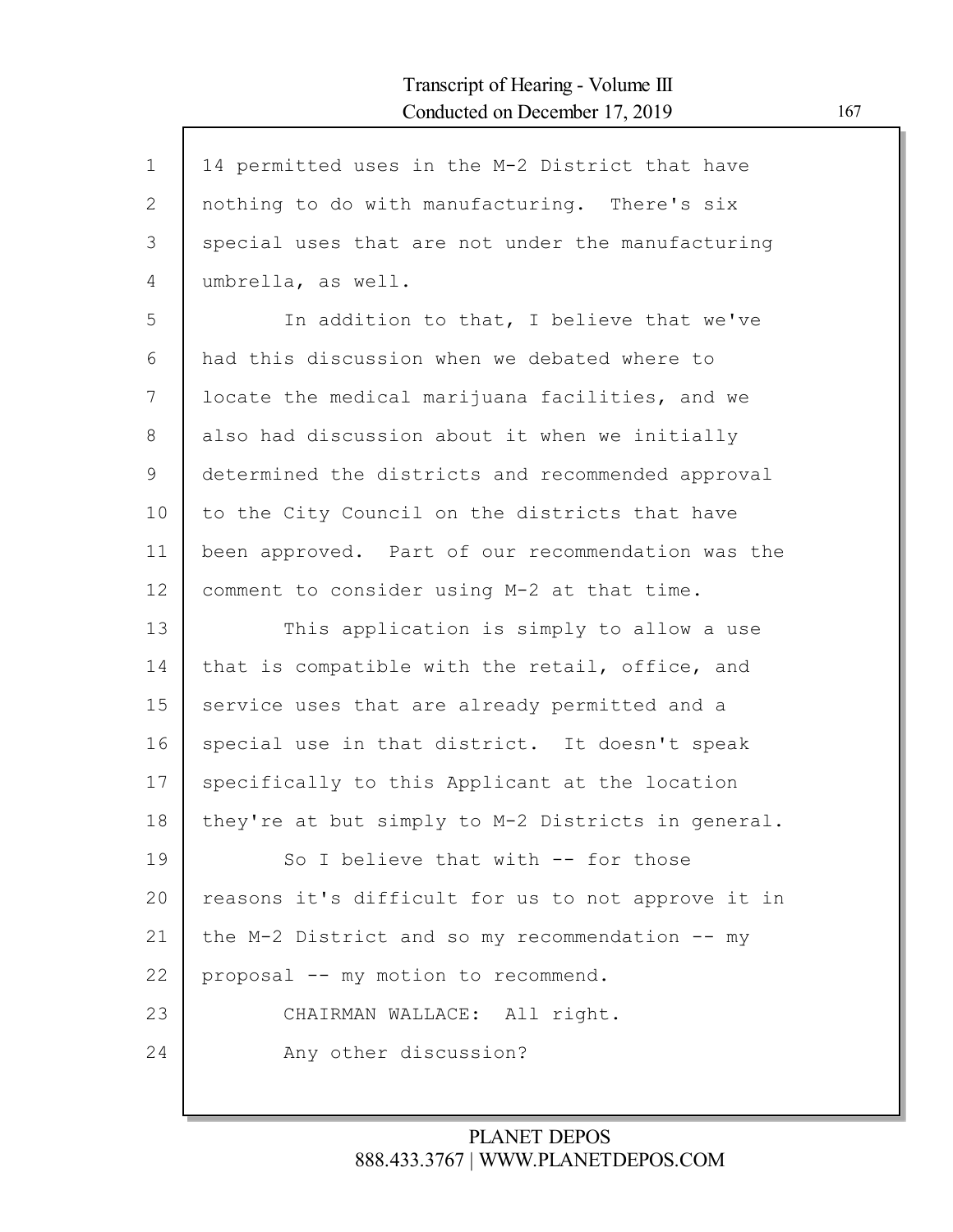14 permitted uses in the M-2 District that have nothing to do with manufacturing. There's six special uses that are not under the manufacturing umbrella, as well.

In addition to that, I believe that we've had this discussion when we debated where to locate the medical marijuana facilities, and we also had discussion about it when we initially determined the districts and recommended approval to the City Council on the districts that have been approved. Part of our recommendation was the comment to consider using M-2 at that time.

This application is simply to allow a use that is compatible with the retail, office, and service uses that are already permitted and a special use in that district. It doesn't speak specifically to this Applicant at the location they're at but simply to M-2 Districts in general.

So I believe that with -- for those reasons it's difficult for us to not approve it in the M-2 District and so my recommendation -- my proposal -- my motion to recommend.

CHAIRMAN WALLACE: All right.

Any other discussion?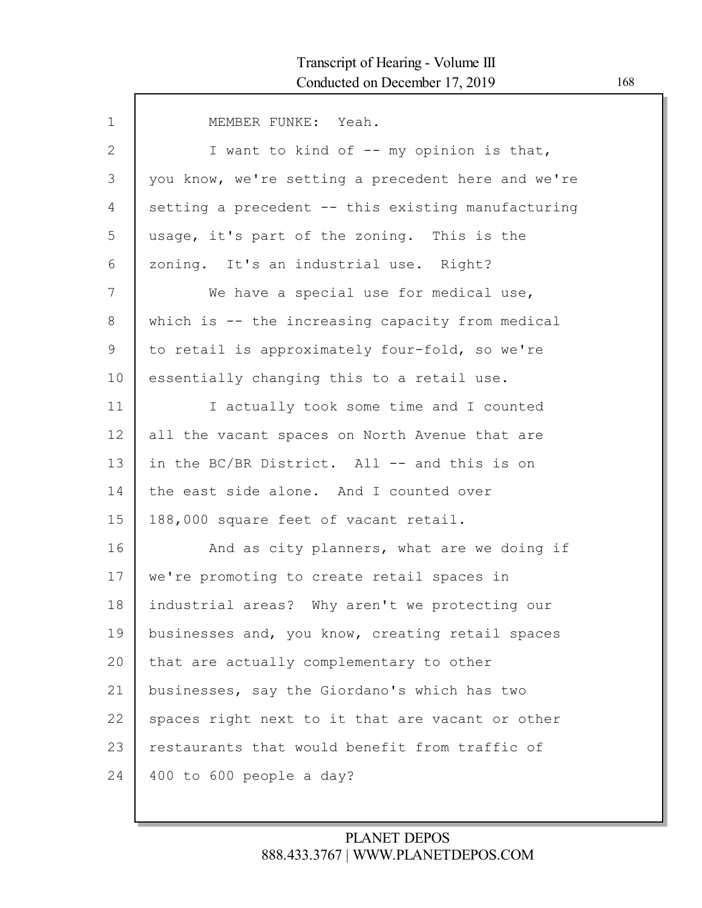MEMBER FUNKE: Yeah.

I want to kind of -- my opinion is that, you know, we're setting a precedent here and we're setting a precedent -- this existing manufacturing usage, it's part of the zoning. This is the zoning. It's an industrial use. Right?

We have a special use for medical use, which is -- the increasing capacity from medical to retail is approximately four-fold, so we're essentially changing this to a retail use.

I actually took some time and I counted all the vacant spaces on North Avenue that are in the BC/BR District. All -- and this is on the east side alone. And I counted over 188,000 square feet of vacant retail.

And as city planners, what are we doing if we're promoting to create retail spaces in industrial areas? Why aren't we protecting our businesses and, you know, creating retail spaces that are actually complementary to other businesses, say the Giordano's which has two spaces right next to it that are vacant or other restaurants that would benefit from traffic of 400 to 600 people a day?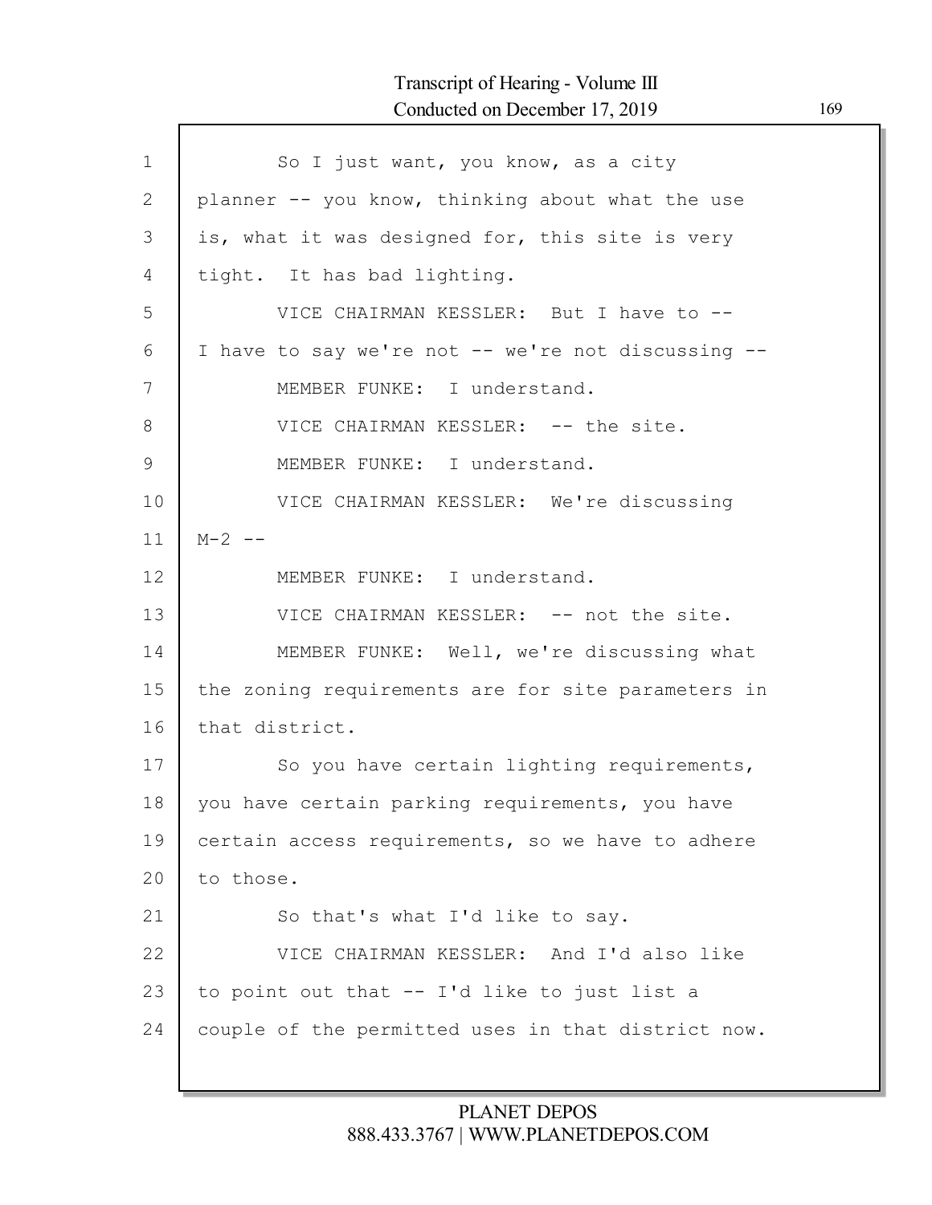So I just want, you know, as a city planner -- you know, thinking about what the use is, what it was designed for, this site is very tight. It has bad lighting.

VICE CHAIRMAN KESSLER: But I have to -- I have to say we're not -- we're not discussing --

MEMBER FUNKE: I understand.

VICE CHAIRMAN KESSLER: -- the site.

MEMBER FUNKE: I understand.

VICE CHAIRMAN KESSLER: We're discussing M-2 --

MEMBER FUNKE: I understand.

VICE CHAIRMAN KESSLER: -- not the site.

MEMBER FUNKE: Well, we're discussing what the zoning requirements are for site parameters in that district.

So you have certain lighting requirements, you have certain parking requirements, you have certain access requirements, so we have to adhere to those.

So that's what I'd like to say.

VICE CHAIRMAN KESSLER: And I'd also like to point out that -- I'd like to just list a couple of the permitted uses in that district now.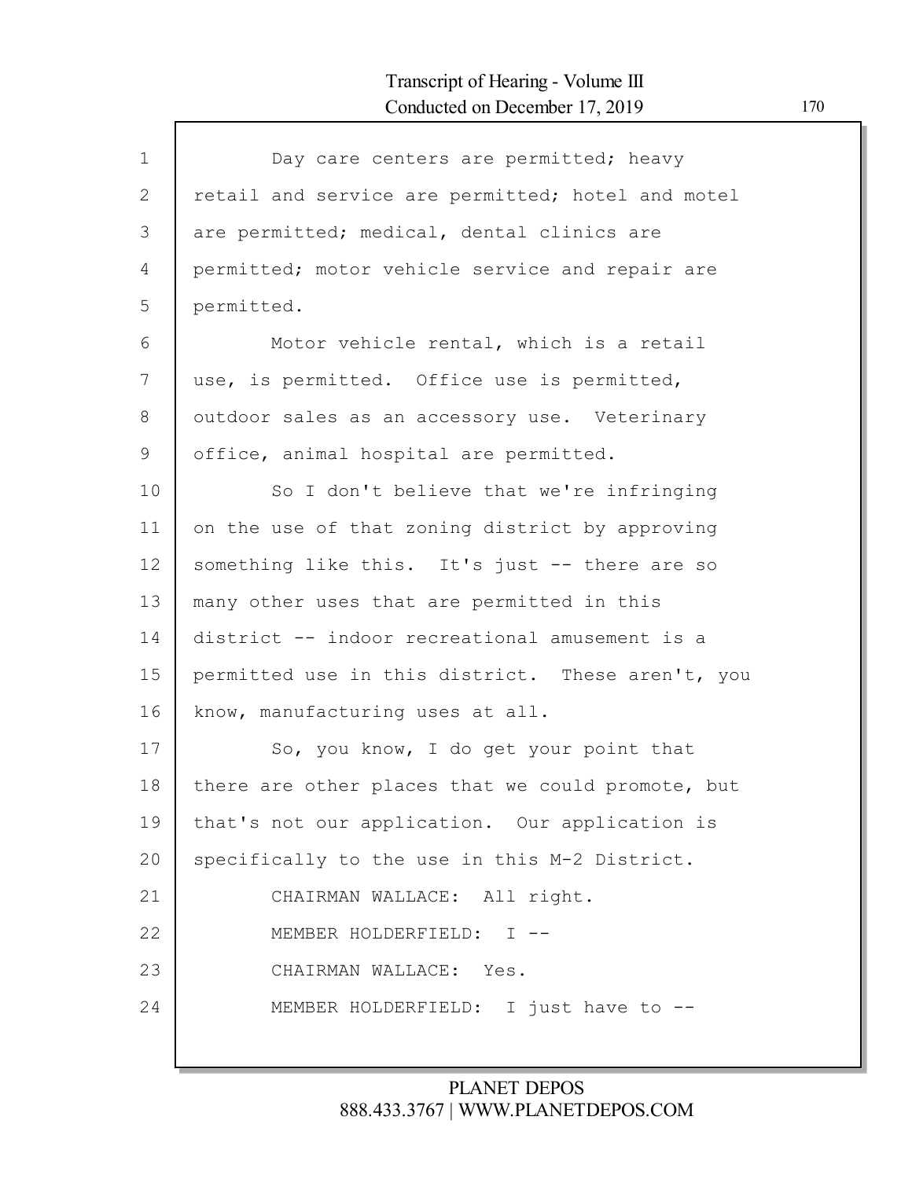Day care centers are permitted; heavy retail and service are permitted; hotel and motel are permitted; medical, dental clinics are permitted; motor vehicle service and repair are permitted.

Motor vehicle rental, which is a retail use, is permitted. Office use is permitted, outdoor sales as an accessory use. Veterinary office, animal hospital are permitted.

So I don't believe that we're infringing on the use of that zoning district by approving something like this. It's just -- there are so many other uses that are permitted in this district -- indoor recreational amusement is a permitted use in this district. These aren't, you know, manufacturing uses at all.

So, you know, I do get your point that there are other places that we could promote, but that's not our application. Our application is specifically to the use in this M-2 District.

CHAIRMAN WALLACE: All right.

MEMBER HOLDERFIELD: I --

CHAIRMAN WALLACE: Yes.

MEMBER HOLDERFIELD: I just have to --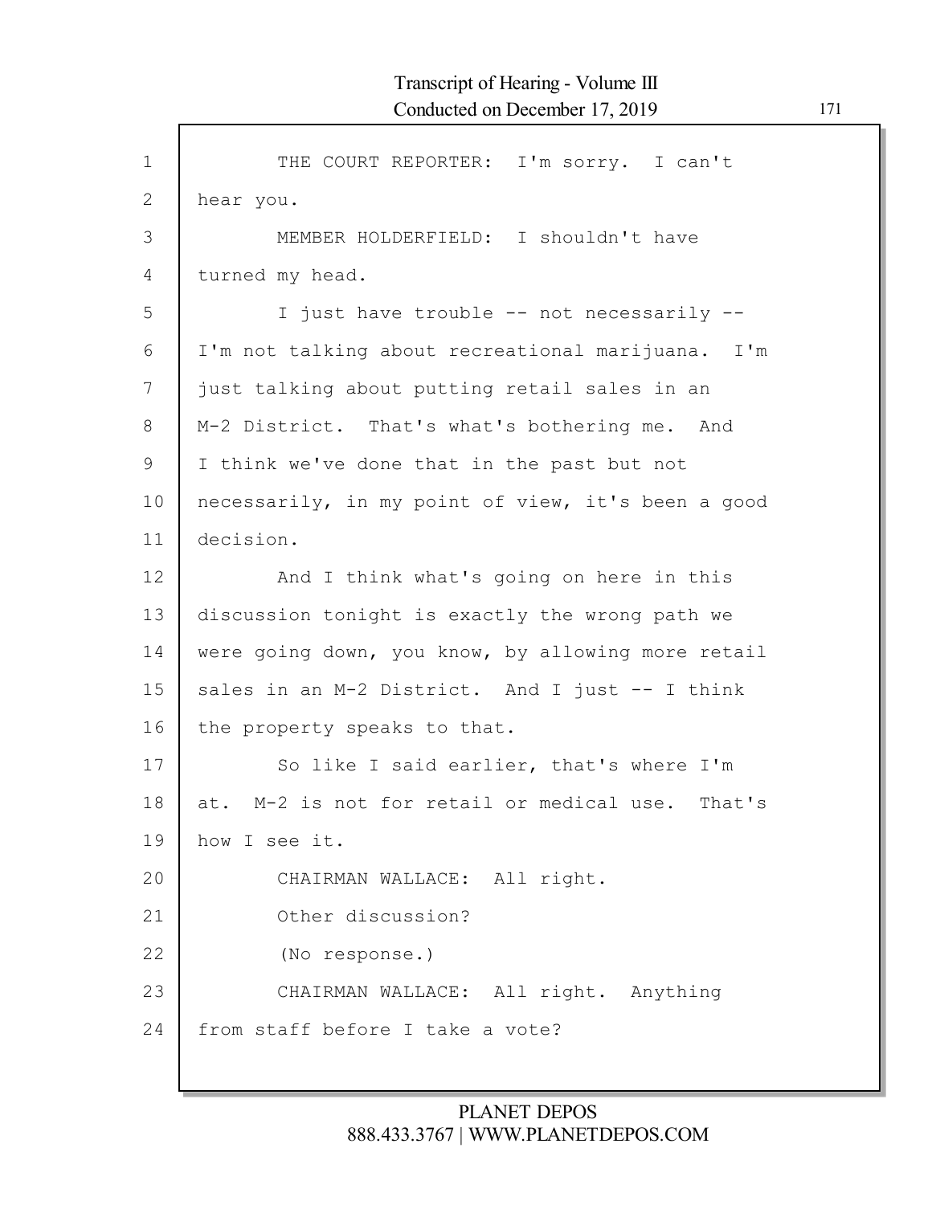THE COURT REPORTER: I'm sorry. I can't hear you.

MEMBER HOLDERFIELD: I shouldn't have turned my head.

I just have trouble -- not necessarily -- I'm not talking about recreational marijuana. I'm just talking about putting retail sales in an M-2 District. That's what's bothering me. And I think we've done that in the past but not necessarily, in my point of view, it's been a good decision.

And I think what's going on here in this discussion tonight is exactly the wrong path we were going down, you know, by allowing more retail sales in an M-2 District. And I just -- I think the property speaks to that.

So like I said earlier, that's where I'm at. M-2 is not for retail or medical use. That's how I see it.

CHAIRMAN WALLACE: All right.

Other discussion?

(No response.)

CHAIRMAN WALLACE: All right. Anything from staff before I take a vote?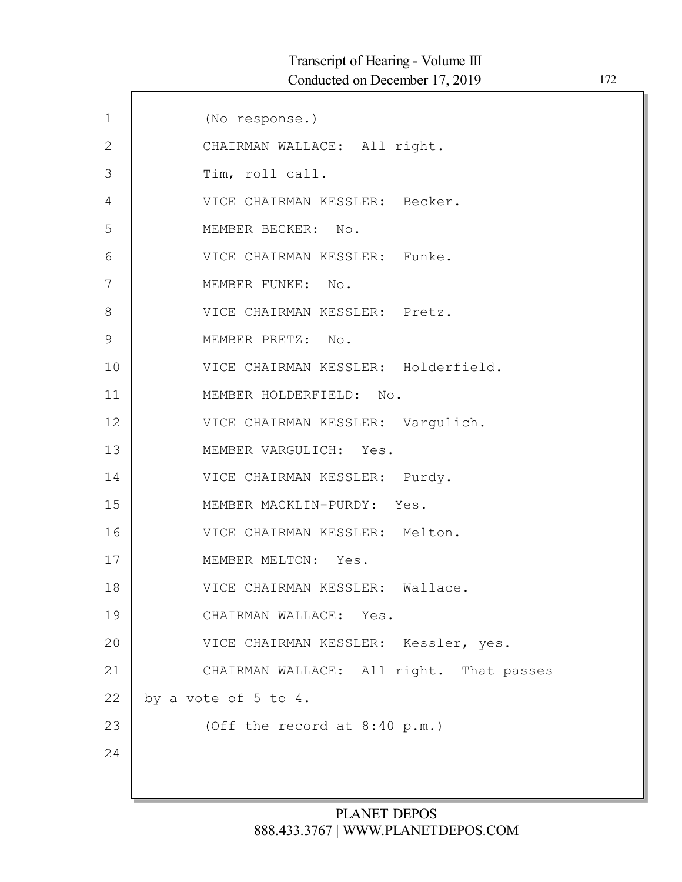(No response.)

CHAIRMAN WALLACE: All right.

Tim, roll call.

VICE CHAIRMAN KESSLER: Becker.

MEMBER BECKER: No.

VICE CHAIRMAN KESSLER: Funke.

MEMBER FUNKE: No.

VICE CHAIRMAN KESSLER: Pretz.

MEMBER PRETZ: No.

VICE CHAIRMAN KESSLER: Holderfield.

MEMBER HOLDERFIELD: No.

VICE CHAIRMAN KESSLER: Vargulich.

MEMBER VARGULICH: Yes.

VICE CHAIRMAN KESSLER: Purdy.

MEMBER MACKLIN-PURDY: Yes.

VICE CHAIRMAN KESSLER: Melton.

MEMBER MELTON: Yes.

VICE CHAIRMAN KESSLER: Wallace.

CHAIRMAN WALLACE: Yes.

VICE CHAIRMAN KESSLER: Kessler, yes.

CHAIRMAN WALLACE: All right. That passes by a vote of 5 to 4.

(Off the record at 8:40 p.m.)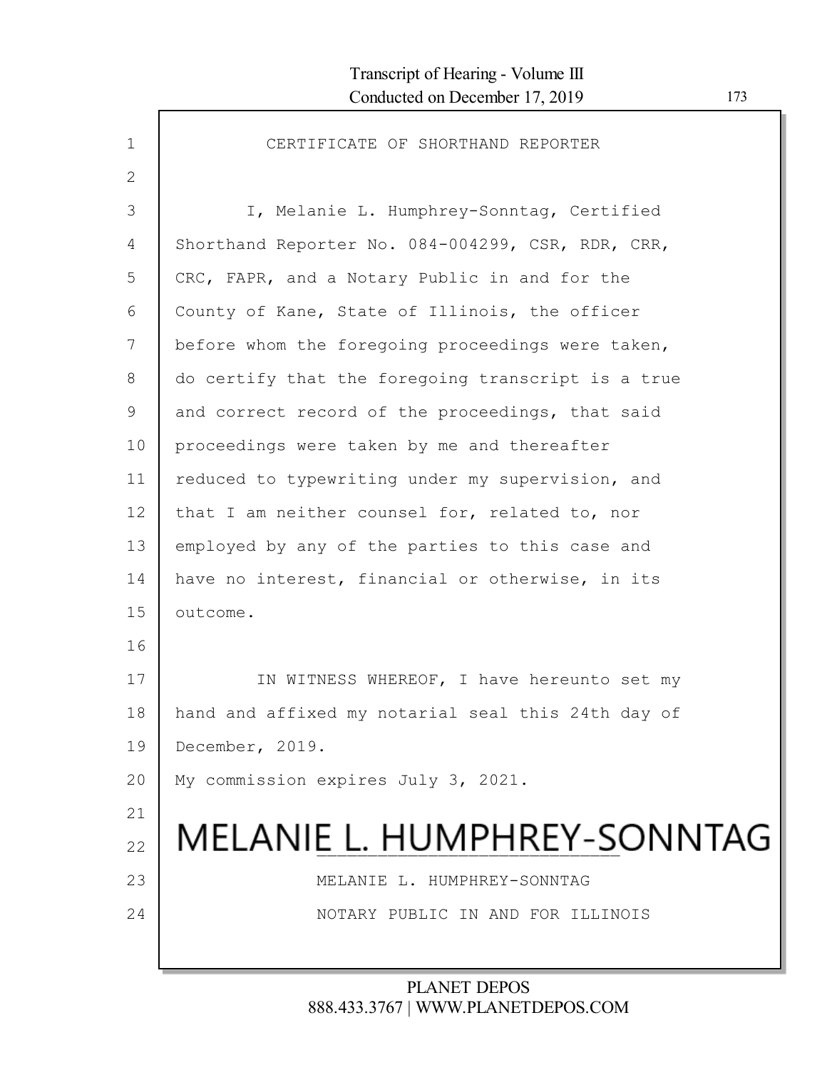# CERTIFICATE OF SHORTHAND REPORTER

I, Melanie L. Humphrey-Sonntag, Certified Shorthand Reporter No. 084-004299, CSR, RDR, CRR, CRC, FAPR, and a Notary Public in and for the County of Kane, State of Illinois, the officer before whom the foregoing proceedings were taken, do certify that the foregoing transcript is a true and correct record of the proceedings, that said proceedings were taken by me and thereafter reduced to typewriting under my supervision, and that I am neither counsel for, related to, nor employed by any of the parties to this case and have no interest, financial or otherwise, in its outcome.

IN WITNESS WHEREOF, I have hereunto set my hand and affixed my notarial seal this 24th day of December, 2019.

My commission expires July 3, 2021.

MELANIE L. HUMPHREY-SONNTAG

MELANIE L. HUMPHREY-SONNTAG
NOTARY PUBLIC IN AND FOR ILLINOIS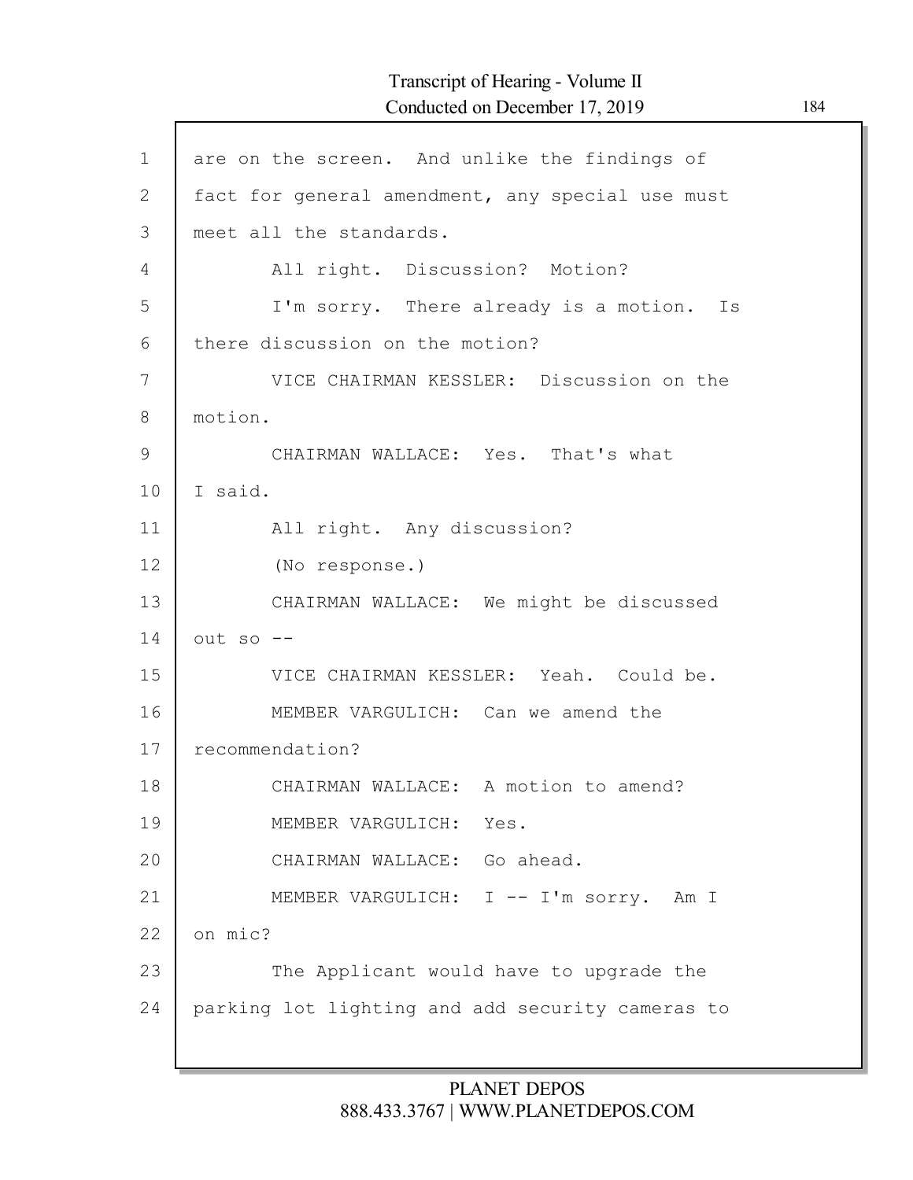are on the screen. And unlike the findings of fact for general amendment, any special use must meet all the standards.

All right. Discussion? Motion?

I'm sorry. There already is a motion. Is there discussion on the motion?

VICE CHAIRMAN KESSLER: Discussion on the motion.

CHAIRMAN WALLACE: Yes. That's what I said.

All right. Any discussion?

(No response.)

CHAIRMAN WALLACE: We might be discussed out so --

VICE CHAIRMAN KESSLER: Yeah. Could be.

MEMBER VARGULICH: Can we amend the recommendation?

CHAIRMAN WALLACE: A motion to amend?

MEMBER VARGULICH: Yes.

CHAIRMAN WALLACE: Go ahead.

MEMBER VARGULICH: I -- I'm sorry. Am I on mic?

The Applicant would have to upgrade the parking lot lighting and add security cameras to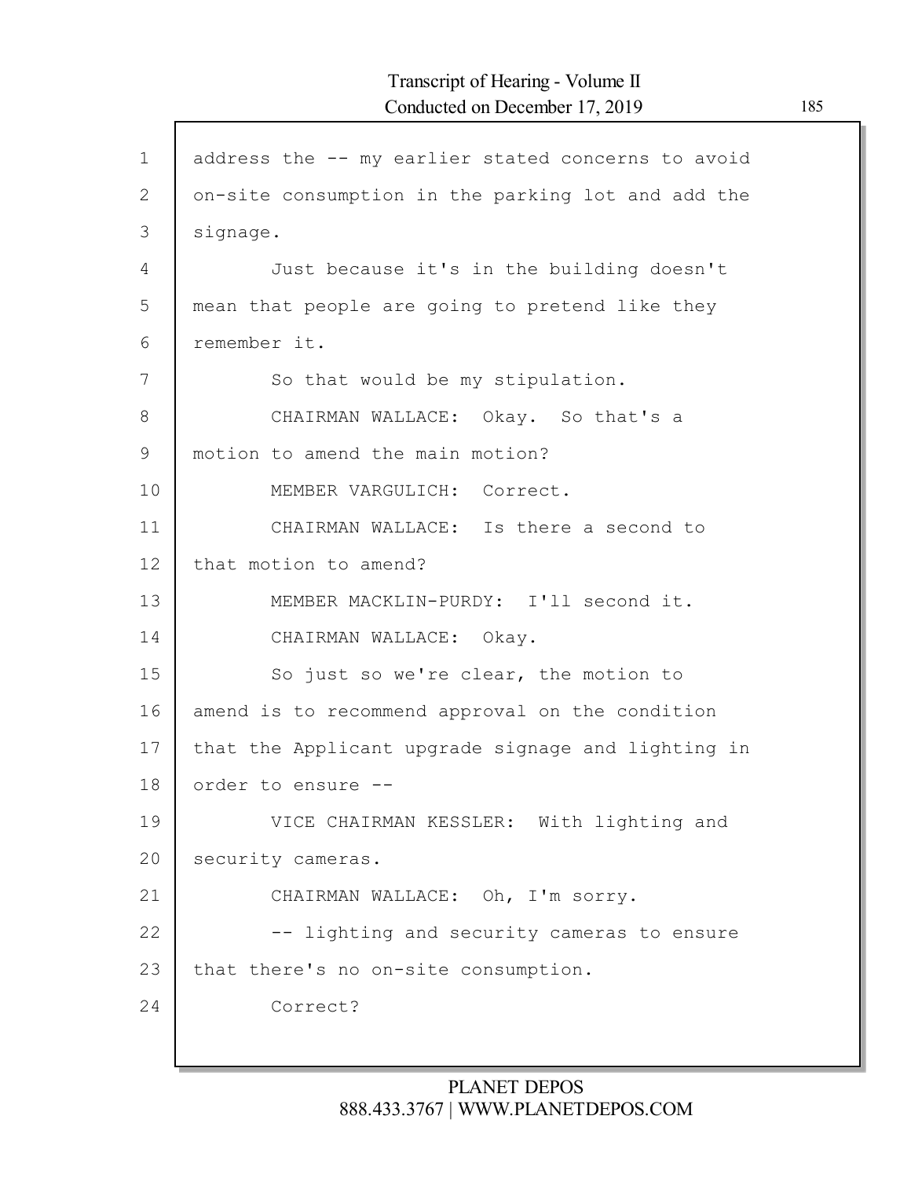address the -- my earlier stated concerns to avoid on-site consumption in the parking lot and add the signage.

Just because it's in the building doesn't mean that people are going to pretend like they remember it.

So that would be my stipulation.

CHAIRMAN WALLACE: Okay. So that's a motion to amend the main motion?

MEMBER VARGULICH: Correct.

CHAIRMAN WALLACE: Is there a second to that motion to amend?

MEMBER MACKLIN-PURDY: I'll second it.

CHAIRMAN WALLACE: Okay.

So just so we're clear, the motion to amend is to recommend approval on the condition that the Applicant upgrade signage and lighting in order to ensure --

VICE CHAIRMAN KESSLER: With lighting and security cameras.

CHAIRMAN WALLACE: Oh, I'm sorry.

-- lighting and security cameras to ensure that there's no on-site consumption.

Correct?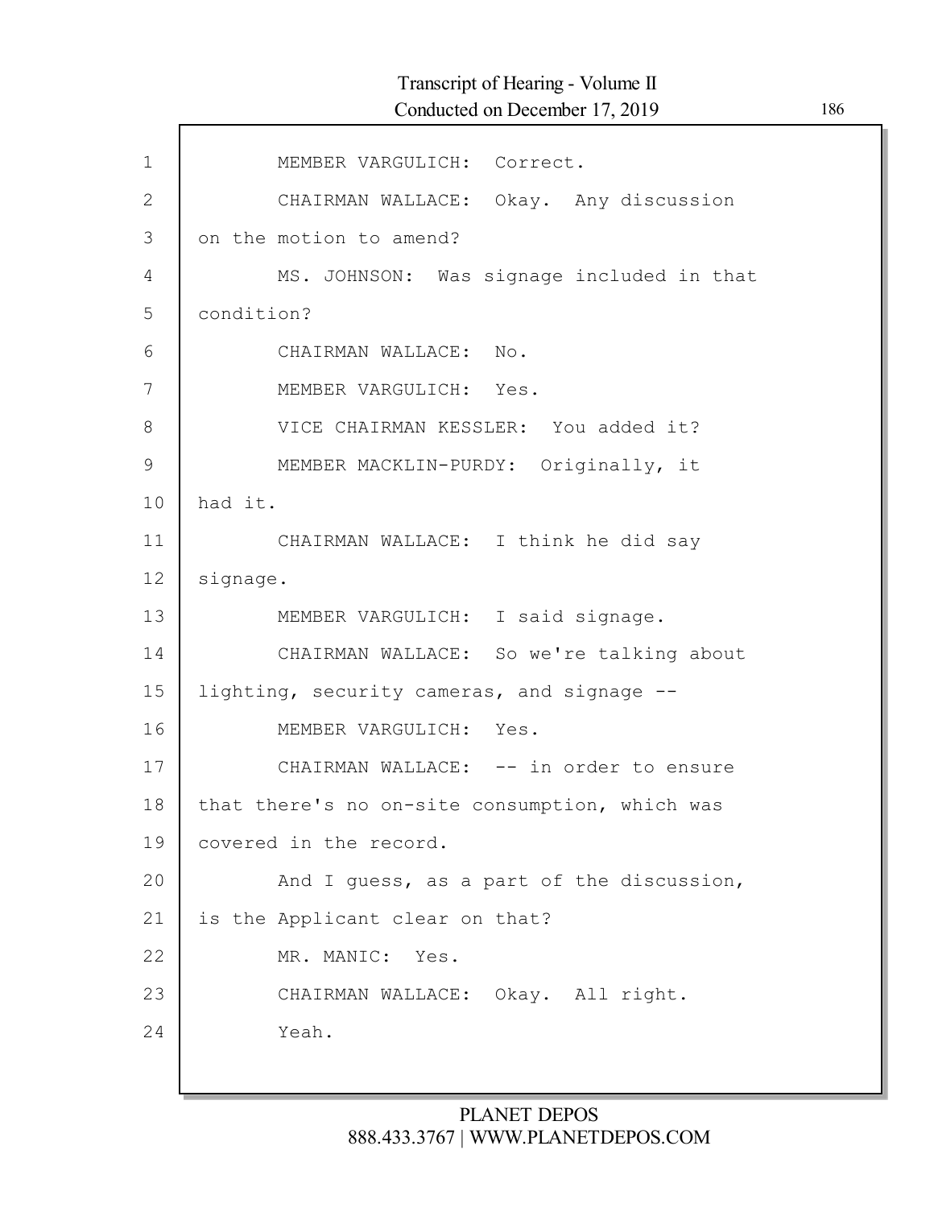MEMBER VARGULICH: Correct.

CHAIRMAN WALLACE: Okay. Any discussion on the motion to amend?

MS. JOHNSON: Was signage included in that condition?

CHAIRMAN WALLACE: No.

MEMBER VARGULICH: Yes.

VICE CHAIRMAN KESSLER: You added it?

MEMBER MACKLIN-PURDY: Originally, it had it.

CHAIRMAN WALLACE: I think he did say signage.

MEMBER VARGULICH: I said signage.

CHAIRMAN WALLACE: So we're talking about lighting, security cameras, and signage --

MEMBER VARGULICH: Yes.

CHAIRMAN WALLACE: -- in order to ensure that there's no on-site consumption, which was covered in the record.

And I guess, as a part of the discussion, is the Applicant clear on that?

MR. MANIC: Yes.

CHAIRMAN WALLACE: Okay. All right.

Yeah.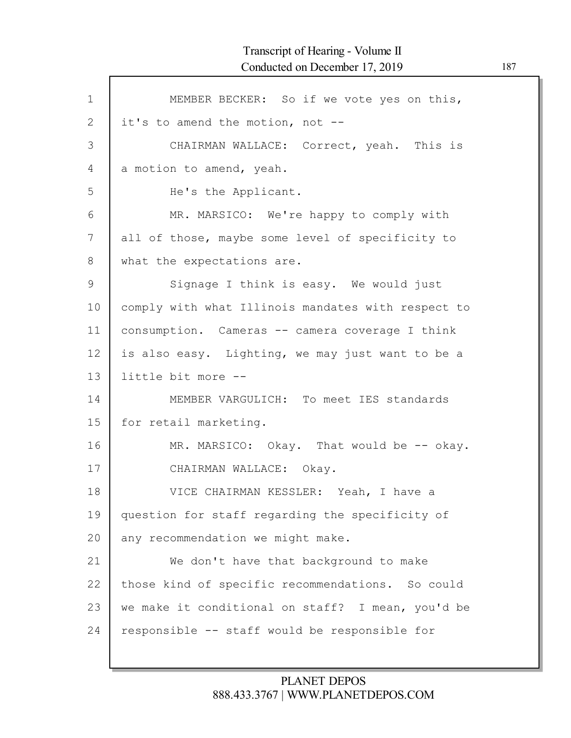MEMBER BECKER: So if we vote yes on this, it's to amend the motion, not --

CHAIRMAN WALLACE: Correct, yeah. This is a motion to amend, yeah.

He's the Applicant.

MR. MARSICO: We're happy to comply with all of those, maybe some level of specificity to what the expectations are.

Signage I think is easy. We would just comply with what Illinois mandates with respect to consumption. Cameras -- camera coverage I think is also easy. Lighting, we may just want to be a little bit more --

MEMBER VARGULICH: To meet IES standards for retail marketing.

MR. MARSICO: Okay. That would be -- okay.

CHAIRMAN WALLACE: Okay.

VICE CHAIRMAN KESSLER: Yeah, I have a question for staff regarding the specificity of any recommendation we might make.

We don't have that background to make those kind of specific recommendations. So could we make it conditional on staff? I mean, you'd be responsible -- staff would be responsible for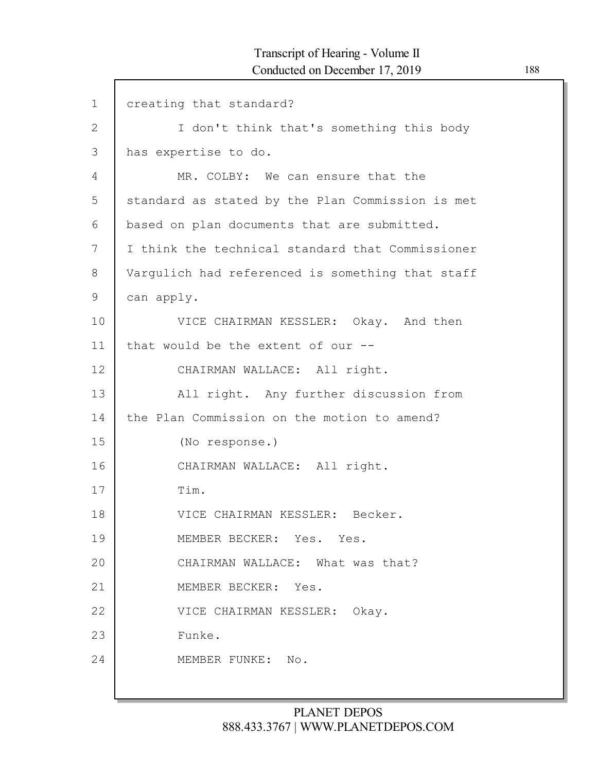creating that standard?

I don't think that's something this body has expertise to do.

MR. COLBY: We can ensure that the standard as stated by the Plan Commission is met based on plan documents that are submitted. I think the technical standard that Commissioner Vargulich had referenced is something that staff can apply.

VICE CHAIRMAN KESSLER: Okay. And then that would be the extent of our --

CHAIRMAN WALLACE: All right.

All right. Any further discussion from the Plan Commission on the motion to amend?

(No response.)

CHAIRMAN WALLACE: All right.

Tim.

VICE CHAIRMAN KESSLER: Becker.

MEMBER BECKER: Yes. Yes.

CHAIRMAN WALLACE: What was that?

MEMBER BECKER: Yes.

VICE CHAIRMAN KESSLER: Okay.

Funke.

MEMBER FUNKE: No.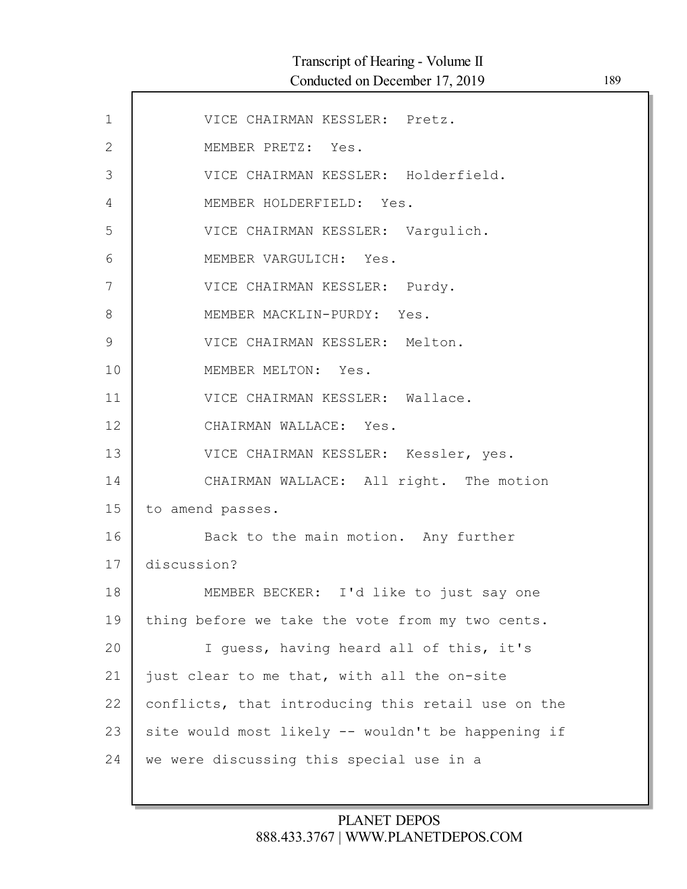VICE CHAIRMAN KESSLER: Pretz.

MEMBER PRETZ: Yes.

VICE CHAIRMAN KESSLER: Holderfield.

MEMBER HOLDERFIELD: Yes.

VICE CHAIRMAN KESSLER: Vargulich.

MEMBER VARGULICH: Yes.

VICE CHAIRMAN KESSLER: Purdy.

MEMBER MACKLIN-PURDY: Yes.

VICE CHAIRMAN KESSLER: Melton.

MEMBER MELTON: Yes.

VICE CHAIRMAN KESSLER: Wallace.

CHAIRMAN WALLACE: Yes.

VICE CHAIRMAN KESSLER: Kessler, yes.

CHAIRMAN WALLACE: All right. The motion to amend passes.

Back to the main motion. Any further discussion?

MEMBER BECKER: I'd like to just say one thing before we take the vote from my two cents.

I guess, having heard all of this, it's just clear to me that, with all the on-site conflicts, that introducing this retail use on the site would most likely -- wouldn't be happening if we were discussing this special use in a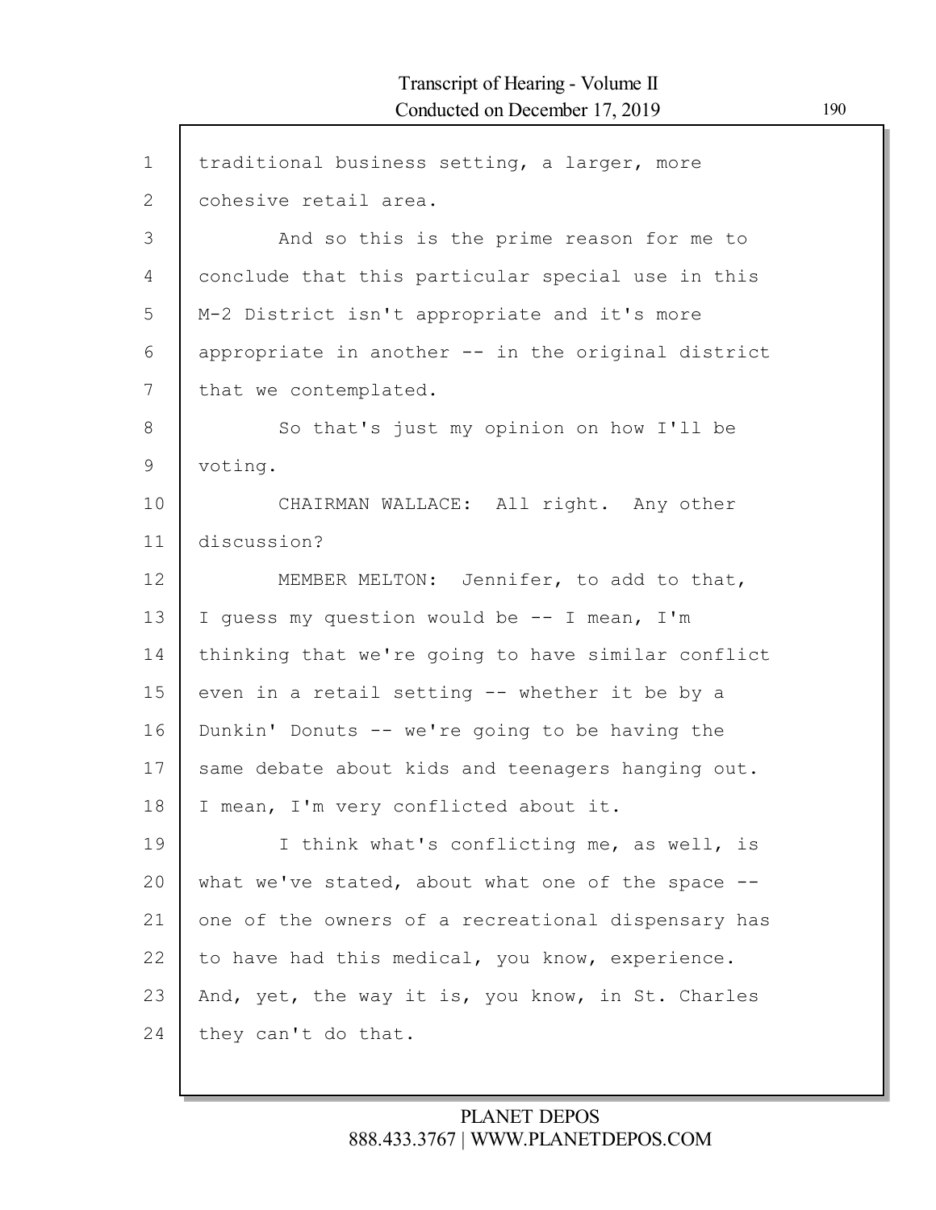traditional business setting, a larger, more cohesive retail area.

And so this is the prime reason for me to conclude that this particular special use in this M-2 District isn't appropriate and it's more appropriate in another -- in the original district that we contemplated.

So that's just my opinion on how I'll be voting.

CHAIRMAN WALLACE: All right. Any other discussion?

MEMBER MELTON: Jennifer, to add to that, I guess my question would be -- I mean, I'm thinking that we're going to have similar conflict even in a retail setting -- whether it be by a Dunkin' Donuts -- we're going to be having the same debate about kids and teenagers hanging out. I mean, I'm very conflicted about it.

I think what's conflicting me, as well, is what we've stated, about what one of the space -- one of the owners of a recreational dispensary has to have had this medical, you know, experience. And, yet, the way it is, you know, in St. Charles they can't do that.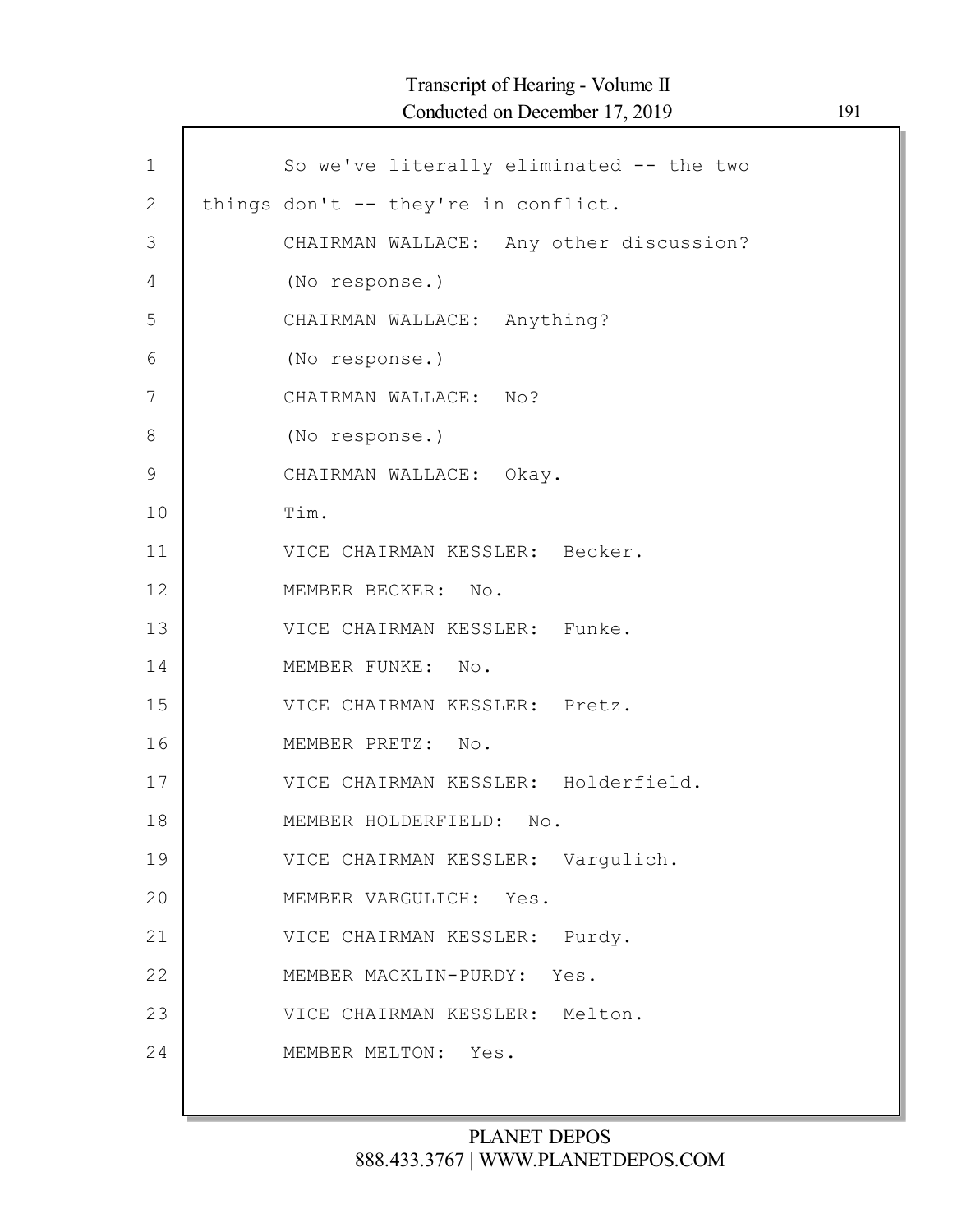So we've literally eliminated -- the two things don't -- they're in conflict.

CHAIRMAN WALLACE: Any other discussion?

(No response.)

CHAIRMAN WALLACE: Anything?

(No response.)

CHAIRMAN WALLACE: No?

(No response.)

CHAIRMAN WALLACE: Okay.

Tim.

VICE CHAIRMAN KESSLER: Becker.

MEMBER BECKER: No.

VICE CHAIRMAN KESSLER: Funke.

MEMBER FUNKE: No.

VICE CHAIRMAN KESSLER: Pretz.

MEMBER PRETZ: No.

VICE CHAIRMAN KESSLER: Holderfield.

MEMBER HOLDERFIELD: No.

VICE CHAIRMAN KESSLER: Vargulich.

MEMBER VARGULICH: Yes.

VICE CHAIRMAN KESSLER: Purdy.

MEMBER MACKLIN-PURDY: Yes.

VICE CHAIRMAN KESSLER: Melton.

MEMBER MELTON: Yes.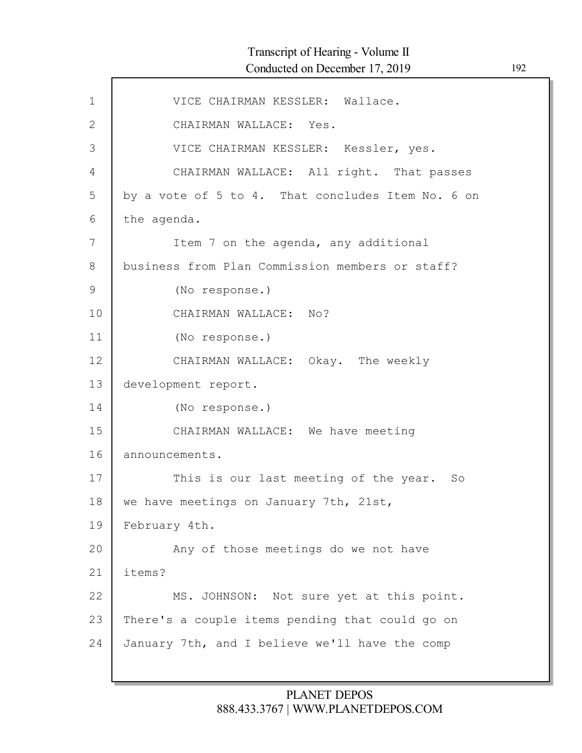VICE CHAIRMAN KESSLER: Wallace.

CHAIRMAN WALLACE: Yes.

VICE CHAIRMAN KESSLER: Kessler, yes.

CHAIRMAN WALLACE: All right. That passes by a vote of 5 to 4. That concludes Item No. 6 on the agenda.

Item 7 on the agenda, any additional business from Plan Commission members or staff?

(No response.)

CHAIRMAN WALLACE: No?

(No response.)

CHAIRMAN WALLACE: Okay. The weekly development report.

(No response.)

CHAIRMAN WALLACE: We have meeting announcements.

This is our last meeting of the year. So we have meetings on January 7th, 21st, February 4th.

Any of those meetings do we not have items?

MS. JOHNSON: Not sure yet at this point. There's a couple items pending that could go on January 7th, and I believe we'll have the comp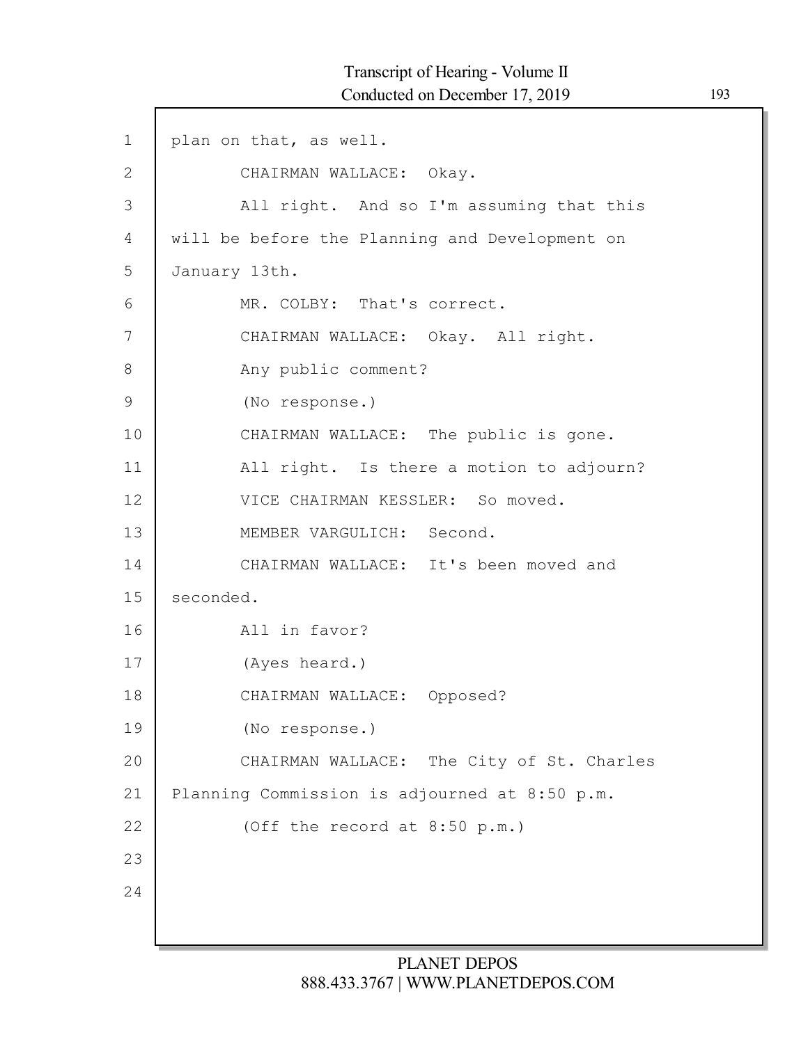plan on that, as well.

CHAIRMAN WALLACE: Okay.

All right. And so I'm assuming that this will be before the Planning and Development on January 13th.

MR. COLBY: That's correct.

CHAIRMAN WALLACE: Okay. All right.

Any public comment?

(No response.)

CHAIRMAN WALLACE: The public is gone.

All right. Is there a motion to adjourn?

VICE CHAIRMAN KESSLER: So moved.

MEMBER VARGULICH: Second.

CHAIRMAN WALLACE: It's been moved and seconded.

All in favor?

(Ayes heard.)

CHAIRMAN WALLACE: Opposed?

(No response.)

CHAIRMAN WALLACE: The City of St. Charles Planning Commission is adjourned at 8:50 p.m.

(Off the record at 8:50 p.m.)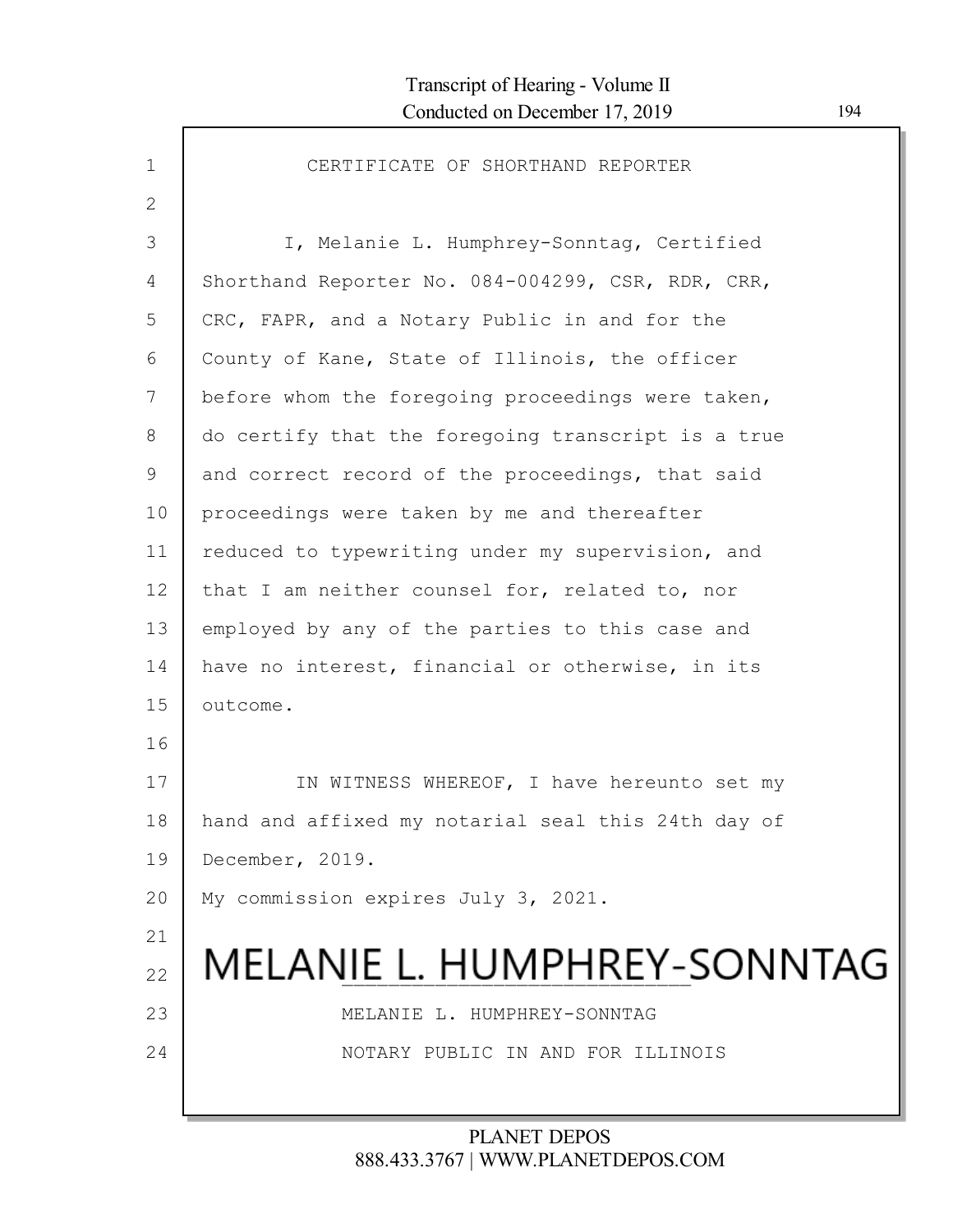# CERTIFICATE OF SHORTHAND REPORTER

I, Melanie L. Humphrey-Sonntag, Certified Shorthand Reporter No. 084-004299, CSR, RDR, CRR, CRC, FAPR, and a Notary Public in and for the County of Kane, State of Illinois, the officer before whom the foregoing proceedings were taken, do certify that the foregoing transcript is a true and correct record of the proceedings, that said proceedings were taken by me and thereafter reduced to typewriting under my supervision, and that I am neither counsel for, related to, nor employed by any of the parties to this case and have no interest, financial or otherwise, in its outcome.

IN WITNESS WHEREOF, I have hereunto set my hand and affixed my notarial seal this 24th day of December, 2019.

My commission expires July 3, 2021.

MELANIE L. HUMPHREY-SONNTAG

MELANIE L. HUMPHREY-SONNTAG
NOTARY PUBLIC IN AND FOR ILLINOIS